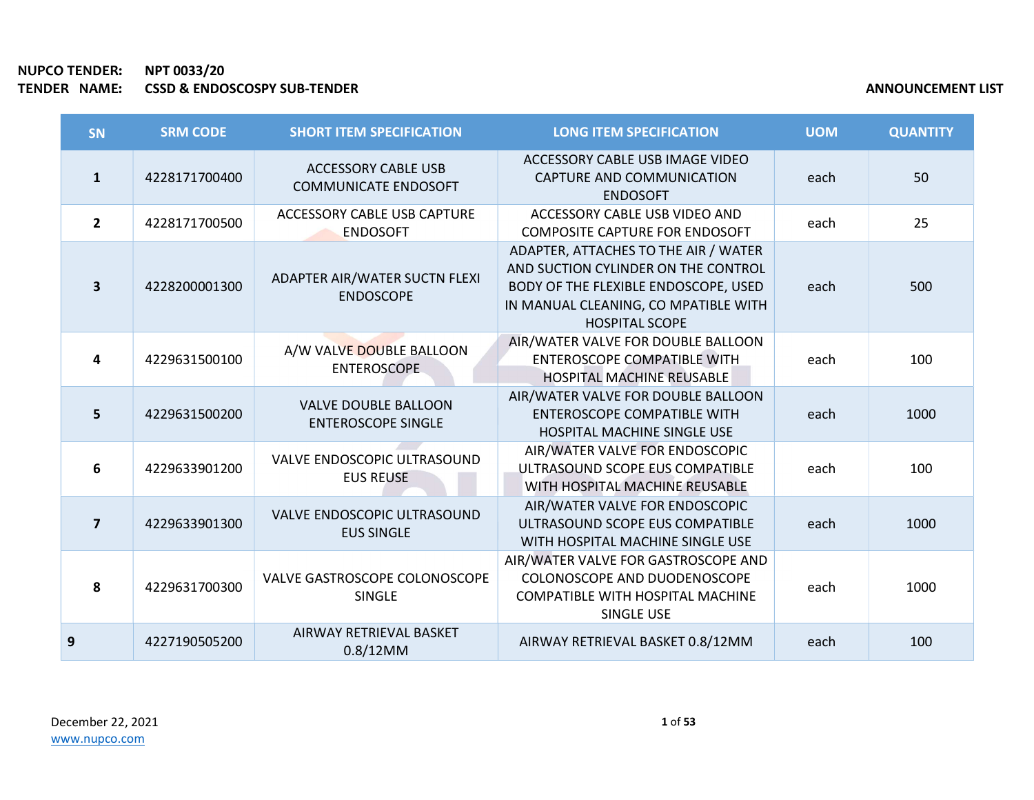**NUPCO TENDER:** NPT 0033/20

**TENDER NAME:** CSSD & ENDOSCOSPY SUB-TENDER

**ANNOUNCEMENT LIST**

| SN | SRM CODE | SHORT ITEM SPECIFICATION | LONG ITEM SPECIFICATION | UOM | QUANTITY |
|---|---|---|---|---|---|
| 1 | 4228171700400 | ACCESSORY CABLE USB COMMUNICATE ENDOSOFT | ACCESSORY CABLE USB IMAGE VIDEO CAPTURE AND COMMUNICATION ENDOSOFT | each | 50 |
| 2 | 4228171700500 | ACCESSORY CABLE USB CAPTURE ENDOSOFT | ACCESSORY CABLE USB VIDEO AND COMPOSITE CAPTURE FOR ENDOSOFT | each | 25 |
| 3 | 4228200001300 | ADAPTER AIR/WATER SUCTN FLEXI ENDOSCOPE | ADAPTER, ATTACHES TO THE AIR / WATER AND SUCTION CYLINDER ON THE CONTROL BODY OF THE FLEXIBLE ENDOSCOPE, USED IN MANUAL CLEANING, CO MPATIBLE WITH HOSPITAL SCOPE | each | 500 |
| 4 | 4229631500100 | A/W VALVE DOUBLE BALLOON ENTEROSCOPE | AIR/WATER VALVE FOR DOUBLE BALLOON ENTEROSCOPE COMPATIBLE WITH HOSPITAL MACHINE REUSABLE | each | 100 |
| 5 | 4229631500200 | VALVE DOUBLE BALLOON ENTEROSCOPE SINGLE | AIR/WATER VALVE FOR DOUBLE BALLOON ENTEROSCOPE COMPATIBLE WITH HOSPITAL MACHINE SINGLE USE | each | 1000 |
| 6 | 4229633901200 | VALVE ENDOSCOPIC ULTRASOUND EUS REUSE | AIR/WATER VALVE FOR ENDOSCOPIC ULTRASOUND SCOPE EUS COMPATIBLE WITH HOSPITAL MACHINE REUSABLE | each | 100 |
| 7 | 4229633901300 | VALVE ENDOSCOPIC ULTRASOUND EUS SINGLE | AIR/WATER VALVE FOR ENDOSCOPIC ULTRASOUND SCOPE EUS COMPATIBLE WITH HOSPITAL MACHINE SINGLE USE | each | 1000 |
| 8 | 4229631700300 | VALVE GASTROSCOPE COLONOSCOPE SINGLE | AIR/WATER VALVE FOR GASTROSCOPE AND COLONOSCOPE AND DUODENOSCOPE COMPATIBLE WITH HOSPITAL MACHINE SINGLE USE | each | 1000 |
| 9 | 4227190505200 | AIRWAY RETRIEVAL BASKET 0.8/12MM | AIRWAY RETRIEVAL BASKET 0.8/12MM | each | 100 |

December 22, 2021

www.nupco.com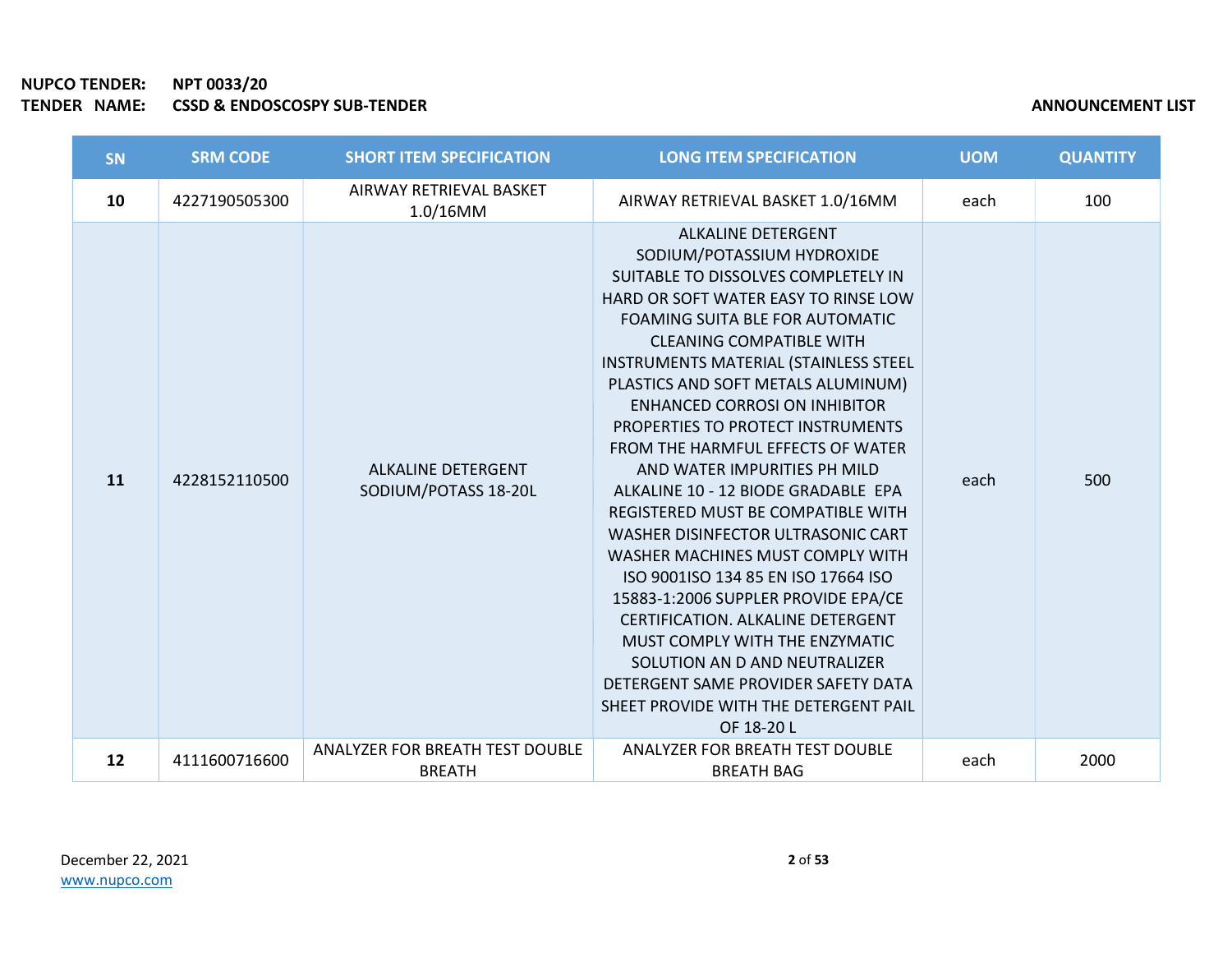**NUPCO TENDER:** NPT 0033/20
**TENDER NAME:** CSSD & ENDOSCOPY SUB-TENDER

**ANNOUNCEMENT LIST**

| SN | SRM CODE | SHORT ITEM SPECIFICATION | LONG ITEM SPECIFICATION | UOM | QUANTITY |
|---|---|---|---|---|---|
| **10** | 4227190505300 | AIRWAY RETRIEVAL BASKET 1.0/16MM | AIRWAY RETRIEVAL BASKET 1.0/16MM | each | 100 |
| **11** | 4228152110500 | ALKALINE DETERGENT SODIUM/POTASS 18-20L | ALKALINE DETERGENT SODIUM/POTASSIUM HYDROXIDE SUITABLE TO DISSOLVES COMPLETELY IN HARD OR SOFT WATER EASY TO RINSE LOW FOAMING SUITA BLE FOR AUTOMATIC CLEANING COMPATIBLE WITH INSTRUMENTS MATERIAL (STAINLESS STEEL PLASTICS AND SOFT METALS ALUMINUM) ENHANCED CORROSI ON INHIBITOR PROPERTIES TO PROTECT INSTRUMENTS FROM THE HARMFUL EFFECTS OF WATER AND WATER IMPURITIES PH MILD ALKALINE 10 - 12 BIODE GRADABLE EPA REGISTERED MUST BE COMPATIBLE WITH WASHER DISINFECTOR ULTRASONIC CART WASHER MACHINES MUST COMPLY WITH ISO 9001ISO 134 85 EN ISO 17664 ISO 15883-1:2006 SUPPLER PROVIDE EPA/CE CERTIFICATION. ALKALINE DETERGENT MUST COMPLY WITH THE ENZYMATIC SOLUTION AN D AND NEUTRALIZER DETERGENT SAME PROVIDER SAFETY DATA SHEET PROVIDE WITH THE DETERGENT PAIL OF 18-20 L | each | 500 |
| **12** | 4111600716600 | ANALYZER FOR BREATH TEST DOUBLE BREATH | ANALYZER FOR BREATH TEST DOUBLE BREATH BAG | each | 2000 |

December 22, 2021
www.nupco.com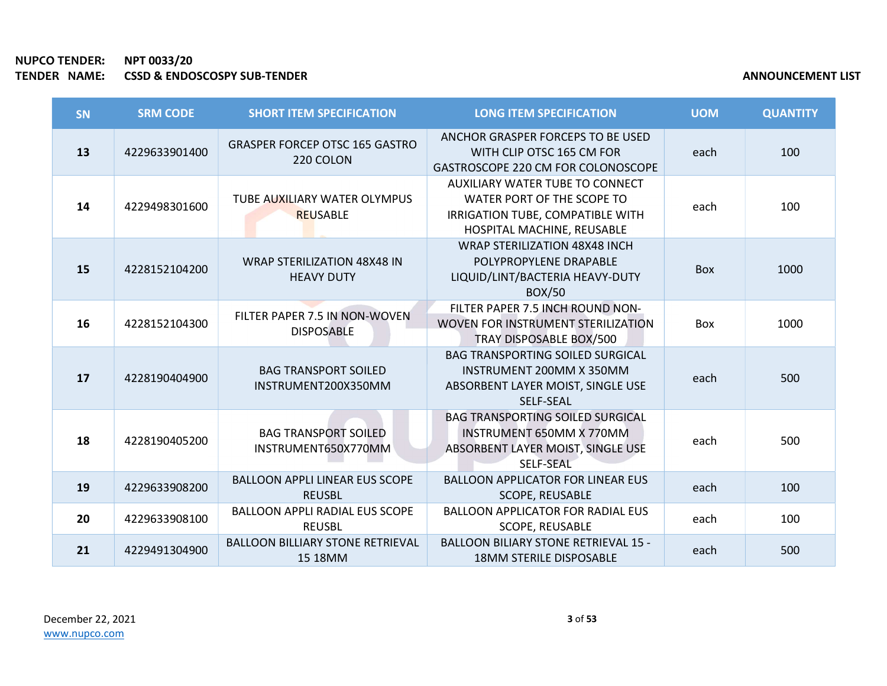**NUPCO TENDER:** NPT 0033/20
**TENDER NAME:** CSSD & ENDOSCOSPY SUB-TENDER

**ANNOUNCEMENT LIST**

| SN | SRM CODE | SHORT ITEM SPECIFICATION | LONG ITEM SPECIFICATION | UOM | QUANTITY |
|---|---|---|---|---|---|
| 13 | 4229633901400 | GRASPER FORCEP OTSC 165 GASTRO 220 COLON | ANCHOR GRASPER FORCEPS TO BE USED WITH CLIP OTSC 165 CM FOR GASTROSCOPE 220 CM FOR COLONOSCOPE | each | 100 |
| 14 | 4229498301600 | TUBE AUXILIARY WATER OLYMPUS REUSABLE | AUXILIARY WATER TUBE TO CONNECT WATER PORT OF THE SCOPE TO IRRIGATION TUBE, COMPATIBLE WITH HOSPITAL MACHINE, REUSABLE | each | 100 |
| 15 | 4228152104200 | WRAP STERILIZATION 48X48 IN HEAVY DUTY | WRAP STERILIZATION 48X48 INCH POLYPROPYLENE DRAPABLE LIQUID/LINT/BACTERIA HEAVY-DUTY BOX/50 | Box | 1000 |
| 16 | 4228152104300 | FILTER PAPER 7.5 IN NON-WOVEN DISPOSABLE | FILTER PAPER 7.5 INCH ROUND NON-WOVEN FOR INSTRUMENT STERILIZATION TRAY DISPOSABLE BOX/500 | Box | 1000 |
| 17 | 4228190404900 | BAG TRANSPORT SOILED INSTRUMENT200X350MM | BAG TRANSPORTING SOILED SURGICAL INSTRUMENT 200MM X 350MM ABSORBENT LAYER MOIST, SINGLE USE SELF-SEAL | each | 500 |
| 18 | 4228190405200 | BAG TRANSPORT SOILED INSTRUMENT650X770MM | BAG TRANSPORTING SOILED SURGICAL INSTRUMENT 650MM X 770MM ABSORBENT LAYER MOIST, SINGLE USE SELF-SEAL | each | 500 |
| 19 | 4229633908200 | BALLOON APPLI LINEAR EUS SCOPE REUSBL | BALLOON APPLICATOR FOR LINEAR EUS SCOPE, REUSABLE | each | 100 |
| 20 | 4229633908100 | BALLOON APPLI RADIAL EUS SCOPE REUSBL | BALLOON APPLICATOR FOR RADIAL EUS SCOPE, REUSABLE | each | 100 |
| 21 | 4229491304900 | BALLOON BILLIARY STONE RETRIEVAL 15 18MM | BALLOON BILIARY STONE RETRIEVAL 15 - 18MM STERILE DISPOSABLE | each | 500 |

December 22, 2021
www.nupco.com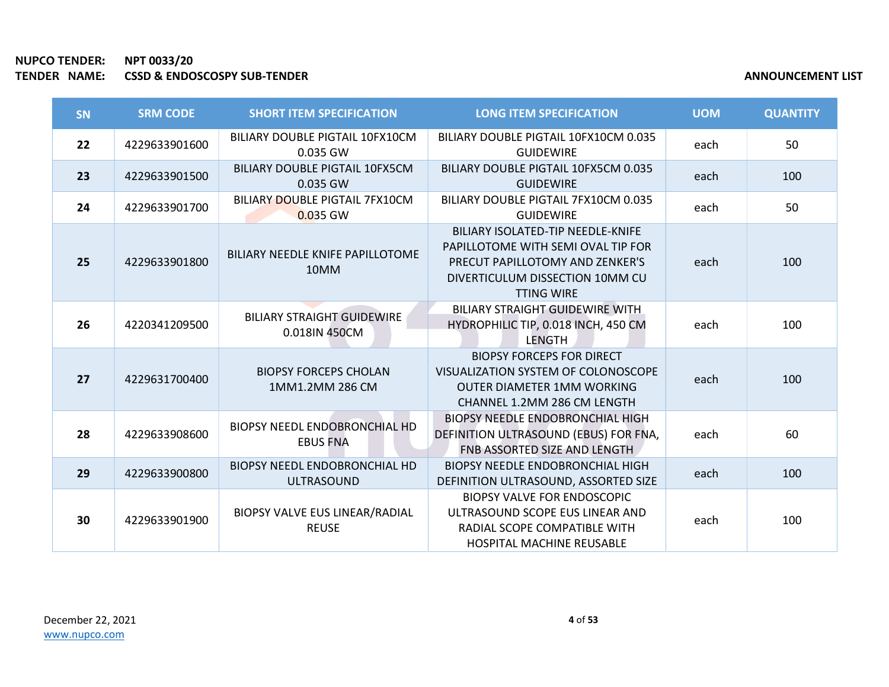**NUPCO TENDER:** NPT 0033/20
**TENDER NAME:** CSSD & ENDOSCOPSY SUB-TENDER

**ANNOUNCEMENT LIST**

| SN | SRM CODE | SHORT ITEM SPECIFICATION | LONG ITEM SPECIFICATION | UOM | QUANTITY |
|---|---|---|---|---|---|
| 22 | 4229633901600 | BILIARY DOUBLE PIGTAIL 10FX10CM 0.035 GW | BILIARY DOUBLE PIGTAIL 10FX10CM 0.035 GUIDEWIRE | each | 50 |
| 23 | 4229633901500 | BILIARY DOUBLE PIGTAIL 10FX5CM 0.035 GW | BILIARY DOUBLE PIGTAIL 10FX5CM 0.035 GUIDEWIRE | each | 100 |
| 24 | 4229633901700 | BILIARY DOUBLE PIGTAIL 7FX10CM 0.035 GW | BILIARY DOUBLE PIGTAIL 7FX10CM 0.035 GUIDEWIRE | each | 50 |
| 25 | 4229633901800 | BILIARY NEEDLE KNIFE PAPILLOTOME 10MM | BILIARY ISOLATED-TIP NEEDLE-KNIFE PAPILLOTOME WITH SEMI OVAL TIP FOR PRECUT PAPILLOTOMY AND ZENKER'S DIVERTICULUM DISSECTION 10MM CU TTING WIRE | each | 100 |
| 26 | 4220341209500 | BILIARY STRAIGHT GUIDEWIRE 0.018IN 450CM | BILIARY STRAIGHT GUIDEWIRE WITH HYDROPHILIC TIP, 0.018 INCH, 450 CM LENGTH | each | 100 |
| 27 | 4229631700400 | BIOPSY FORCEPS CHOLAN 1MM1.2MM 286 CM | BIOPSY FORCEPS FOR DIRECT VISUALIZATION SYSTEM OF COLONOSCOPE OUTER DIAMETER 1MM WORKING CHANNEL 1.2MM 286 CM LENGTH | each | 100 |
| 28 | 4229633908600 | BIOPSY NEEDL ENDOBRONCHIAL HD EBUS FNA | BIOPSY NEEDLE ENDOBRONCHIAL HIGH DEFINITION ULTRASOUND (EBUS) FOR FNA, FNB ASSORTED SIZE AND LENGTH | each | 60 |
| 29 | 4229633900800 | BIOPSY NEEDL ENDOBRONCHIAL HD ULTRASOUND | BIOPSY NEEDLE ENDOBRONCHIAL HIGH DEFINITION ULTRASOUND, ASSORTED SIZE | each | 100 |
| 30 | 4229633901900 | BIOPSY VALVE EUS LINEAR/RADIAL REUSE | BIOPSY VALVE FOR ENDOSCOPIC ULTRASOUND SCOPE EUS LINEAR AND RADIAL SCOPE COMPATIBLE WITH HOSPITAL MACHINE REUSABLE | each | 100 |

December 22, 2021
www.nupco.com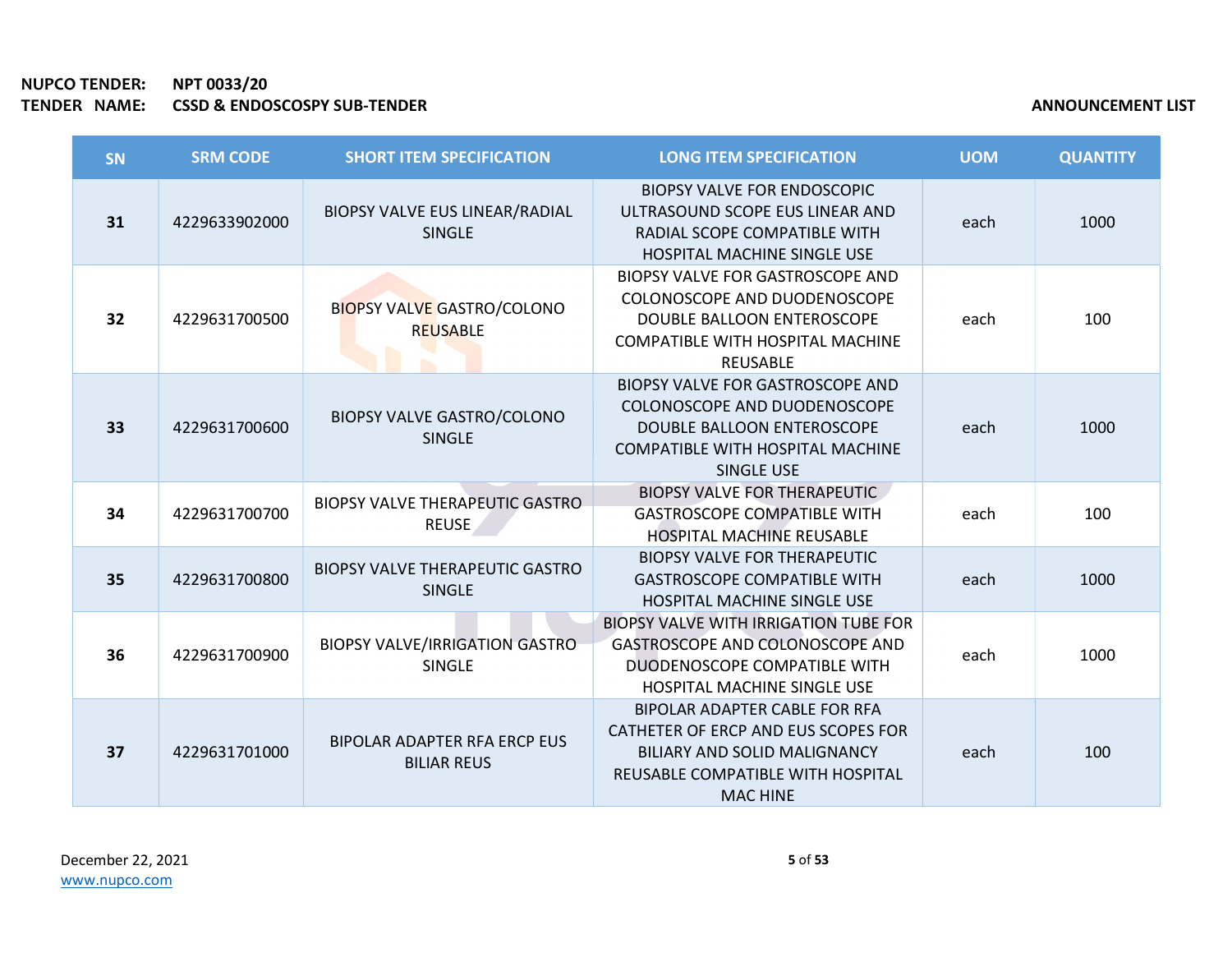**NUPCO TENDER:** NPT 0033/20
**TENDER NAME:** CSSD & ENDOSCOSPY SUB-TENDER

**ANNOUNCEMENT LIST**

| SN | SRM CODE | SHORT ITEM SPECIFICATION | LONG ITEM SPECIFICATION | UOM | QUANTITY |
|---|---|---|---|---|---|
| **31** | 4229633902000 | BIOPSY VALVE EUS LINEAR/RADIAL SINGLE | BIOPSY VALVE FOR ENDOSCOPIC ULTRASOUND SCOPE EUS LINEAR AND RADIAL SCOPE COMPATIBLE WITH HOSPITAL MACHINE SINGLE USE | each | 1000 |
| **32** | 4229631700500 | BIOPSY VALVE GASTRO/COLONO REUSABLE | BIOPSY VALVE FOR GASTROSCOPE AND COLONOSCOPE AND DUODENOSCOPE DOUBLE BALLOON ENTEROSCOPE COMPATIBLE WITH HOSPITAL MACHINE REUSABLE | each | 100 |
| **33** | 4229631700600 | BIOPSY VALVE GASTRO/COLONO SINGLE | BIOPSY VALVE FOR GASTROSCOPE AND COLONOSCOPE AND DUODENOSCOPE DOUBLE BALLOON ENTEROSCOPE COMPATIBLE WITH HOSPITAL MACHINE SINGLE USE | each | 1000 |
| **34** | 4229631700700 | BIOPSY VALVE THERAPEUTIC GASTRO REUSE | BIOPSY VALVE FOR THERAPEUTIC GASTROSCOPE COMPATIBLE WITH HOSPITAL MACHINE REUSABLE | each | 100 |
| **35** | 4229631700800 | BIOPSY VALVE THERAPEUTIC GASTRO SINGLE | BIOPSY VALVE FOR THERAPEUTIC GASTROSCOPE COMPATIBLE WITH HOSPITAL MACHINE SINGLE USE | each | 1000 |
| **36** | 4229631700900 | BIOPSY VALVE/IRRIGATION GASTRO SINGLE | BIOPSY VALVE WITH IRRIGATION TUBE FOR GASTROSCOPE AND COLONOSCOPE AND DUODENOSCOPE COMPATIBLE WITH HOSPITAL MACHINE SINGLE USE | each | 1000 |
| **37** | 4229631701000 | BIPOLAR ADAPTER RFA ERCP EUS BILIAR REUS | BIPOLAR ADAPTER CABLE FOR RFA CATHETER OF ERCP AND EUS SCOPES FOR BILIARY AND SOLID MALIGNANCY REUSABLE COMPATIBLE WITH HOSPITAL MAC HINE | each | 100 |

December 22, 2021
www.nupco.com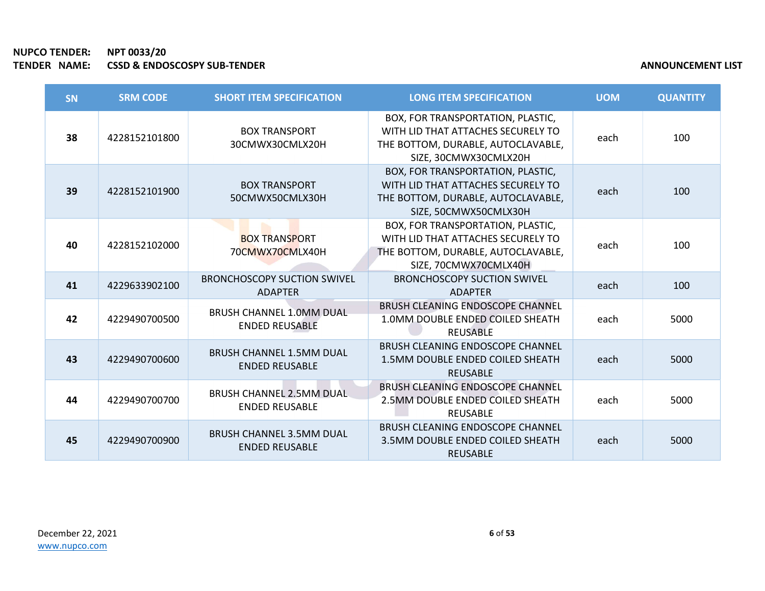**NUPCO TENDER:** NPT 0033/20
**TENDER NAME:** CSSD & ENDOSCOPSY SUB-TENDER

**ANNOUNCEMENT LIST**

| SN | SRM CODE | SHORT ITEM SPECIFICATION | LONG ITEM SPECIFICATION | UOM | QUANTITY |
|---|---|---|---|---|---|
| 38 | 4228152101800 | BOX TRANSPORT 30CMWX30CMLX20H | BOX, FOR TRANSPORTATION, PLASTIC, WITH LID THAT ATTACHES SECURELY TO THE BOTTOM, DURABLE, AUTOCLAVABLE, SIZE, 30CMWX30CMLX20H | each | 100 |
| 39 | 4228152101900 | BOX TRANSPORT 50CMWX50CMLX30H | BOX, FOR TRANSPORTATION, PLASTIC, WITH LID THAT ATTACHES SECURELY TO THE BOTTOM, DURABLE, AUTOCLAVABLE, SIZE, 50CMWX50CMLX30H | each | 100 |
| 40 | 4228152102000 | BOX TRANSPORT 70CMWX70CMLX40H | BOX, FOR TRANSPORTATION, PLASTIC, WITH LID THAT ATTACHES SECURELY TO THE BOTTOM, DURABLE, AUTOCLAVABLE, SIZE, 70CMWX70CMLX40H | each | 100 |
| 41 | 4229633902100 | BRONCHOSCOPY SUCTION SWIVEL ADAPTER | BRONCHOSCOPY SUCTION SWIVEL ADAPTER | each | 100 |
| 42 | 4229490700500 | BRUSH CHANNEL 1.0MM DUAL ENDED REUSABLE | BRUSH CLEANING ENDOSCOPE CHANNEL 1.0MM DOUBLE ENDED COILED SHEATH REUSABLE | each | 5000 |
| 43 | 4229490700600 | BRUSH CHANNEL 1.5MM DUAL ENDED REUSABLE | BRUSH CLEANING ENDOSCOPE CHANNEL 1.5MM DOUBLE ENDED COILED SHEATH REUSABLE | each | 5000 |
| 44 | 4229490700700 | BRUSH CHANNEL 2.5MM DUAL ENDED REUSABLE | BRUSH CLEANING ENDOSCOPE CHANNEL 2.5MM DOUBLE ENDED COILED SHEATH REUSABLE | each | 5000 |
| 45 | 4229490700900 | BRUSH CHANNEL 3.5MM DUAL ENDED REUSABLE | BRUSH CLEANING ENDOSCOPE CHANNEL 3.5MM DOUBLE ENDED COILED SHEATH REUSABLE | each | 5000 |

December 22, 2021
www.nupco.com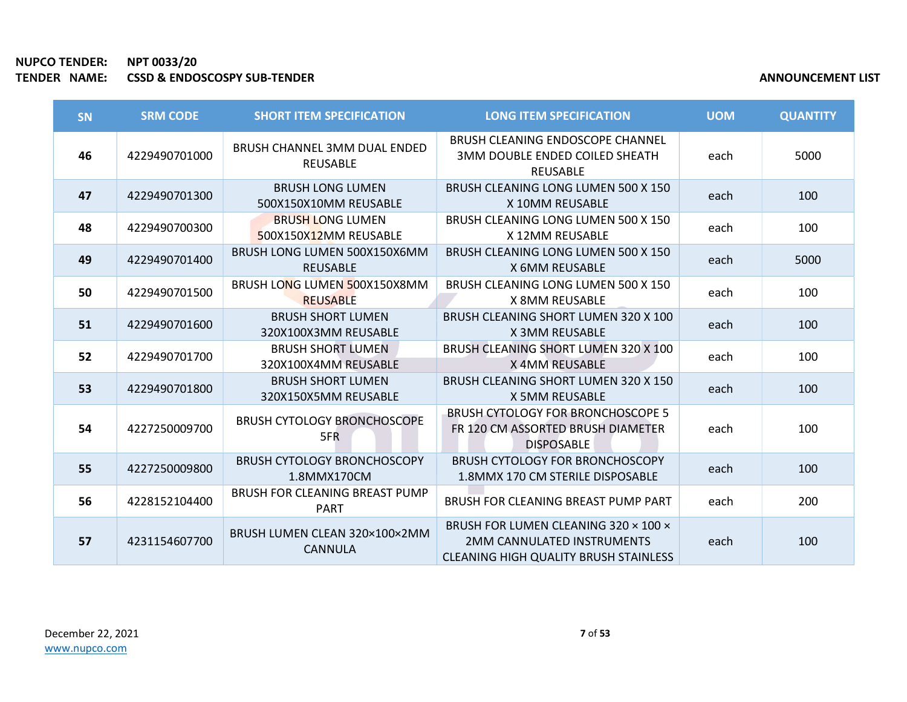**NUPCO TENDER:** NPT 0033/20
**TENDER NAME:** CSSD & ENDOSCOSPY SUB-TENDER

**ANNOUNCEMENT LIST**

| SN | SRM CODE | SHORT ITEM SPECIFICATION | LONG ITEM SPECIFICATION | UOM | QUANTITY |
|---|---|---|---|---|---|
| **46** | 4229490701000 | BRUSH CHANNEL 3MM DUAL ENDED REUSABLE | BRUSH CLEANING ENDOSCOPE CHANNEL 3MM DOUBLE ENDED COILED SHEATH REUSABLE | each | 5000 |
| **47** | 4229490701300 | BRUSH LONG LUMEN 500X150X10MM REUSABLE | BRUSH CLEANING LONG LUMEN 500 X 150 X 10MM REUSABLE | each | 100 |
| **48** | 4229490700300 | BRUSH LONG LUMEN 500X150X12MM REUSABLE | BRUSH CLEANING LONG LUMEN 500 X 150 X 12MM REUSABLE | each | 100 |
| **49** | 4229490701400 | BRUSH LONG LUMEN 500X150X6MM REUSABLE | BRUSH CLEANING LONG LUMEN 500 X 150 X 6MM REUSABLE | each | 5000 |
| **50** | 4229490701500 | BRUSH LONG LUMEN 500X150X8MM REUSABLE | BRUSH CLEANING LONG LUMEN 500 X 150 X 8MM REUSABLE | each | 100 |
| **51** | 4229490701600 | BRUSH SHORT LUMEN 320X100X3MM REUSABLE | BRUSH CLEANING SHORT LUMEN 320 X 100 X 3MM REUSABLE | each | 100 |
| **52** | 4229490701700 | BRUSH SHORT LUMEN 320X100X4MM REUSABLE | BRUSH CLEANING SHORT LUMEN 320 X 100 X 4MM REUSABLE | each | 100 |
| **53** | 4229490701800 | BRUSH SHORT LUMEN 320X150X5MM REUSABLE | BRUSH CLEANING SHORT LUMEN 320 X 150 X 5MM REUSABLE | each | 100 |
| **54** | 4227250009700 | BRUSH CYTOLOGY BRONCHOSCOPE 5FR | BRUSH CYTOLOGY FOR BRONCHOSCOPE 5 FR 120 CM ASSORTED BRUSH DIAMETER DISPOSABLE | each | 100 |
| **55** | 4227250009800 | BRUSH CYTOLOGY BRONCHOSCOPY 1.8MMX170CM | BRUSH CYTOLOGY FOR BRONCHOSCOPY 1.8MMX 170 CM STERILE DISPOSABLE | each | 100 |
| **56** | 4228152104400 | BRUSH FOR CLEANING BREAST PUMP PART | BRUSH FOR CLEANING BREAST PUMP PART | each | 200 |
| **57** | 4231154607700 | BRUSH LUMEN CLEAN 320×100×2MM CANNULA | BRUSH FOR LUMEN CLEANING 320 × 100 × 2MM CANNULATED INSTRUMENTS CLEANING HIGH QUALITY BRUSH STAINLESS | each | 100 |

December 22, 2021
www.nupco.com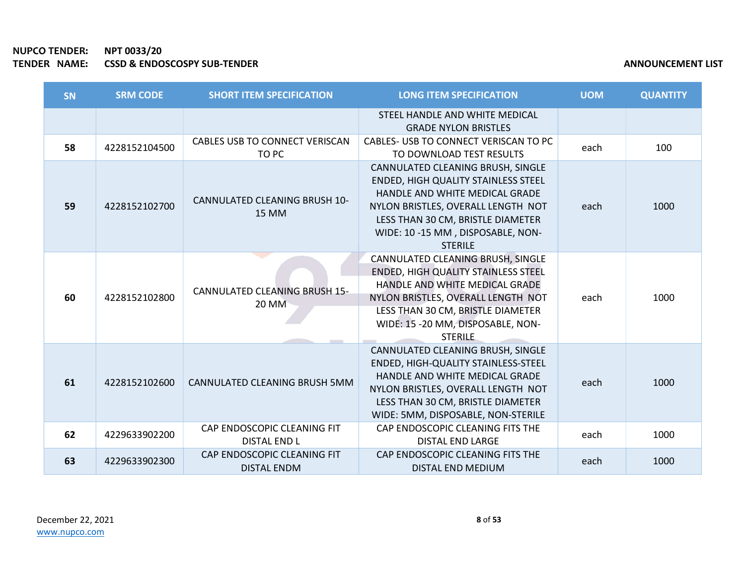**NUPCO TENDER:** NPT 0033/20
**TENDER NAME:** CSSD & ENDOSCOSPY SUB-TENDER

**ANNOUNCEMENT LIST**

| SN | SRM CODE | SHORT ITEM SPECIFICATION | LONG ITEM SPECIFICATION | UOM | QUANTITY |
|---|---|---|---|---|---|
| | | | STEEL HANDLE AND WHITE MEDICAL GRADE NYLON BRISTLES | | |
| **58** | 4228152104500 | CABLES USB TO CONNECT VERISCAN TO PC | CABLES- USB TO CONNECT VERISCAN TO PC TO DOWNLOAD TEST RESULTS | each | 100 |
| **59** | 4228152102700 | CANNULATED CLEANING BRUSH 10-15 MM | CANNULATED CLEANING BRUSH, SINGLE ENDED, HIGH QUALITY STAINLESS STEEL HANDLE AND WHITE MEDICAL GRADE NYLON BRISTLES, OVERALL LENGTH NOT LESS THAN 30 CM, BRISTLE DIAMETER WIDE: 10 -15 MM , DISPOSABLE, NON-STERILE | each | 1000 |
| **60** | 4228152102800 | CANNULATED CLEANING BRUSH 15-20 MM | CANNULATED CLEANING BRUSH, SINGLE ENDED, HIGH QUALITY STAINLESS STEEL HANDLE AND WHITE MEDICAL GRADE NYLON BRISTLES, OVERALL LENGTH NOT LESS THAN 30 CM, BRISTLE DIAMETER WIDE: 15 -20 MM, DISPOSABLE, NON-STERILE | each | 1000 |
| **61** | 4228152102600 | CANNULATED CLEANING BRUSH 5MM | CANNULATED CLEANING BRUSH, SINGLE ENDED, HIGH-QUALITY STAINLESS-STEEL HANDLE AND WHITE MEDICAL GRADE NYLON BRISTLES, OVERALL LENGTH NOT LESS THAN 30 CM, BRISTLE DIAMETER WIDE: 5MM, DISPOSABLE, NON-STERILE | each | 1000 |
| **62** | 4229633902200 | CAP ENDOSCOPIC CLEANING FIT DISTAL END L | CAP ENDOSCOPIC CLEANING FITS THE DISTAL END LARGE | each | 1000 |
| **63** | 4229633902300 | CAP ENDOSCOPIC CLEANING FIT DISTAL ENDM | CAP ENDOSCOPIC CLEANING FITS THE DISTAL END MEDIUM | each | 1000 |

December 22, 2021
www.nupco.com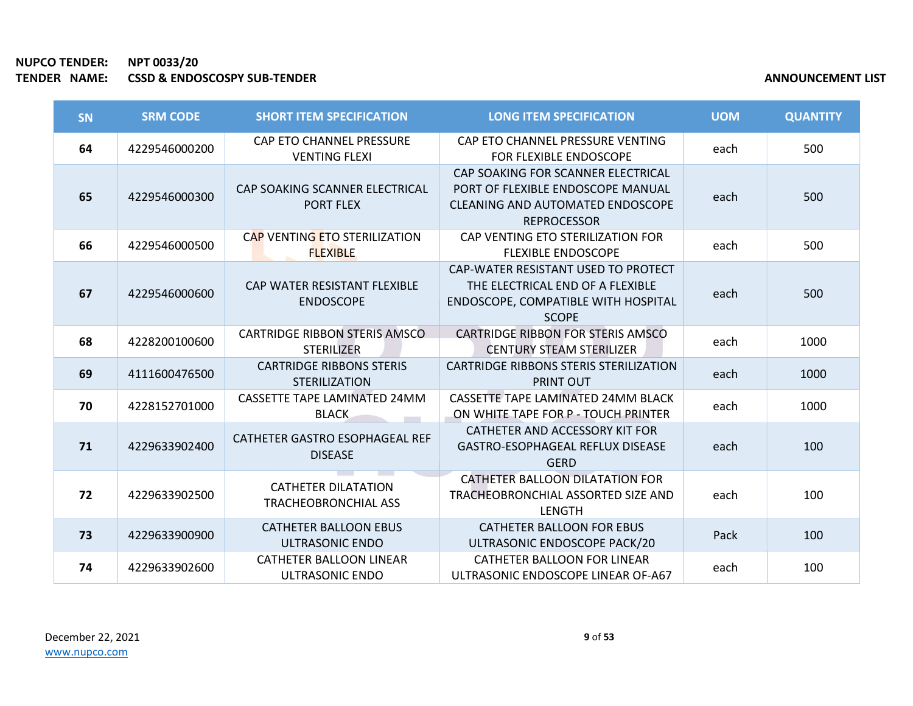**NUPCO TENDER:** NPT 0033/20
**TENDER NAME:** CSSD & ENDOSCOSPY SUB-TENDER

**ANNOUNCEMENT LIST**

| SN | SRM CODE | SHORT ITEM SPECIFICATION | LONG ITEM SPECIFICATION | UOM | QUANTITY |
|---|---|---|---|---|---|
| 64 | 4229546000200 | CAP ETO CHANNEL PRESSURE VENTING FLEXI | CAP ETO CHANNEL PRESSURE VENTING FOR FLEXIBLE ENDOSCOPE | each | 500 |
| 65 | 4229546000300 | CAP SOAKING SCANNER ELECTRICAL PORT FLEX | CAP SOAKING FOR SCANNER ELECTRICAL PORT OF FLEXIBLE ENDOSCOPE MANUAL CLEANING AND AUTOMATED ENDOSCOPE REPROCESSOR | each | 500 |
| 66 | 4229546000500 | CAP VENTING ETO STERILIZATION FLEXIBLE | CAP VENTING ETO STERILIZATION FOR FLEXIBLE ENDOSCOPE | each | 500 |
| 67 | 4229546000600 | CAP WATER RESISTANT FLEXIBLE ENDOSCOPE | CAP-WATER RESISTANT USED TO PROTECT THE ELECTRICAL END OF A FLEXIBLE ENDOSCOPE, COMPATIBLE WITH HOSPITAL SCOPE | each | 500 |
| 68 | 4228200100600 | CARTRIDGE RIBBON STERIS AMSCO STERILIZER | CARTRIDGE RIBBON FOR STERIS AMSCO CENTURY STEAM STERILIZER | each | 1000 |
| 69 | 4111600476500 | CARTRIDGE RIBBONS STERIS STERILIZATION | CARTRIDGE RIBBONS STERIS STERILIZATION PRINT OUT | each | 1000 |
| 70 | 4228152701000 | CASSETTE TAPE LAMINATED 24MM BLACK | CASSETTE TAPE LAMINATED 24MM BLACK ON WHITE TAPE FOR P - TOUCH PRINTER | each | 1000 |
| 71 | 4229633902400 | CATHETER GASTRO ESOPHAGEAL REF DISEASE | CATHETER AND ACCESSORY KIT FOR GASTRO-ESOPHAGEAL REFLUX DISEASE GERD | each | 100 |
| 72 | 4229633902500 | CATHETER DILATATION TRACHEOBRONCHIAL ASS | CATHETER BALLOON DILATATION FOR TRACHEOBRONCHIAL ASSORTED SIZE AND LENGTH | each | 100 |
| 73 | 4229633900900 | CATHETER BALLOON EBUS ULTRASONIC ENDO | CATHETER BALLOON FOR EBUS ULTRASONIC ENDOSCOPE PACK/20 | Pack | 100 |
| 74 | 4229633902600 | CATHETER BALLOON LINEAR ULTRASONIC ENDO | CATHETER BALLOON FOR LINEAR ULTRASONIC ENDOSCOPE LINEAR OF-A67 | each | 100 |

December 22, 2021
www.nupco.com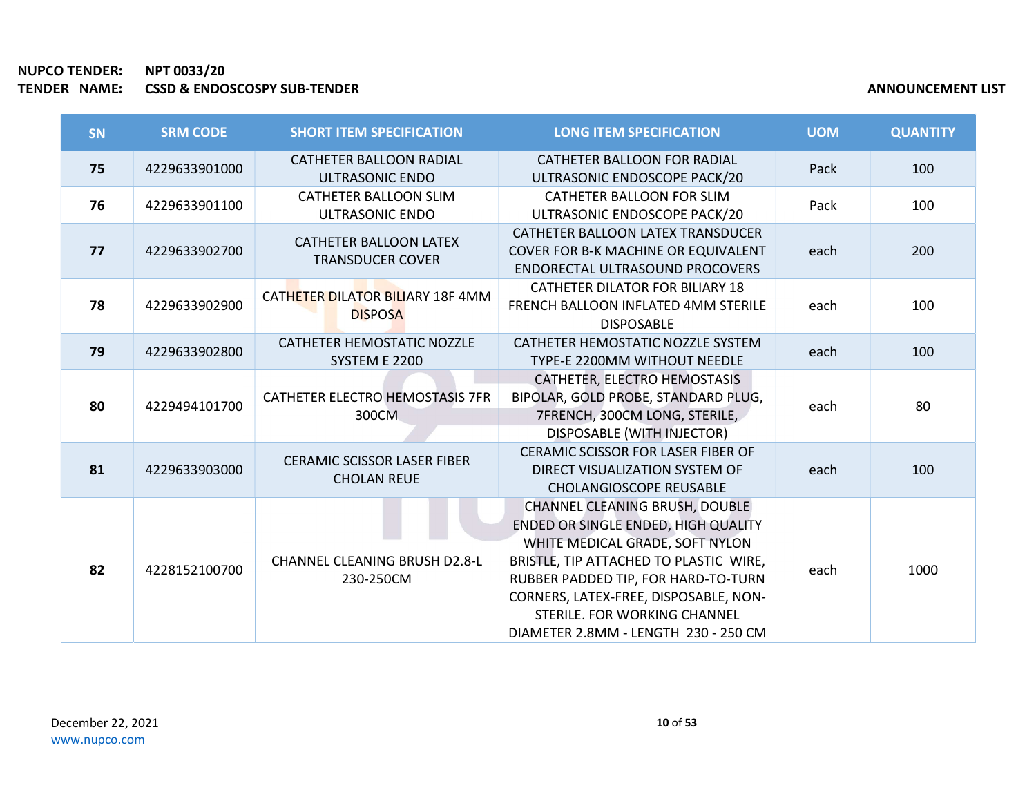**NUPCO TENDER:** NPT 0033/20
**TENDER NAME:** CSSD & ENDOSCOSPY SUB-TENDER

**ANNOUNCEMENT LIST**

| SN | SRM CODE | SHORT ITEM SPECIFICATION | LONG ITEM SPECIFICATION | UOM | QUANTITY |
|---|---|---|---|---|---|
| 75 | 4229633901000 | CATHETER BALLOON RADIAL ULTRASONIC ENDO | CATHETER BALLOON FOR RADIAL ULTRASONIC ENDOSCOPE PACK/20 | Pack | 100 |
| 76 | 4229633901100 | CATHETER BALLOON SLIM ULTRASONIC ENDO | CATHETER BALLOON FOR SLIM ULTRASONIC ENDOSCOPE PACK/20 | Pack | 100 |
| 77 | 4229633902700 | CATHETER BALLOON LATEX TRANSDUCER COVER | CATHETER BALLOON LATEX TRANSDUCER COVER FOR B-K MACHINE OR EQUIVALENT ENDORECTAL ULTRASOUND PROCOVERS | each | 200 |
| 78 | 4229633902900 | CATHETER DILATOR BILIARY 18F 4MM DISPOSA | CATHETER DILATOR FOR BILIARY 18 FRENCH BALLOON INFLATED 4MM STERILE DISPOSABLE | each | 100 |
| 79 | 4229633902800 | CATHETER HEMOSTATIC NOZZLE SYSTEM E 2200 | CATHETER HEMOSTATIC NOZZLE SYSTEM TYPE-E 2200MM WITHOUT NEEDLE | each | 100 |
| 80 | 4229494101700 | CATHETER ELECTRO HEMOSTASIS 7FR 300CM | CATHETER, ELECTRO HEMOSTASIS BIPOLAR, GOLD PROBE, STANDARD PLUG, 7FRENCH, 300CM LONG, STERILE, DISPOSABLE (WITH INJECTOR) | each | 80 |
| 81 | 4229633903000 | CERAMIC SCISSOR LASER FIBER CHOLAN REUE | CERAMIC SCISSOR FOR LASER FIBER OF DIRECT VISUALIZATION SYSTEM OF CHOLANGIOSCOPE REUSABLE | each | 100 |
| 82 | 4228152100700 | CHANNEL CLEANING BRUSH D2.8-L 230-250CM | CHANNEL CLEANING BRUSH, DOUBLE ENDED OR SINGLE ENDED, HIGH QUALITY WHITE MEDICAL GRADE, SOFT NYLON BRISTLE, TIP ATTACHED TO PLASTIC WIRE, RUBBER PADDED TIP, FOR HARD-TO-TURN CORNERS, LATEX-FREE, DISPOSABLE, NON-STERILE. FOR WORKING CHANNEL DIAMETER 2.8MM - LENGTH 230 - 250 CM | each | 1000 |

December 22, 2021
www.nupco.com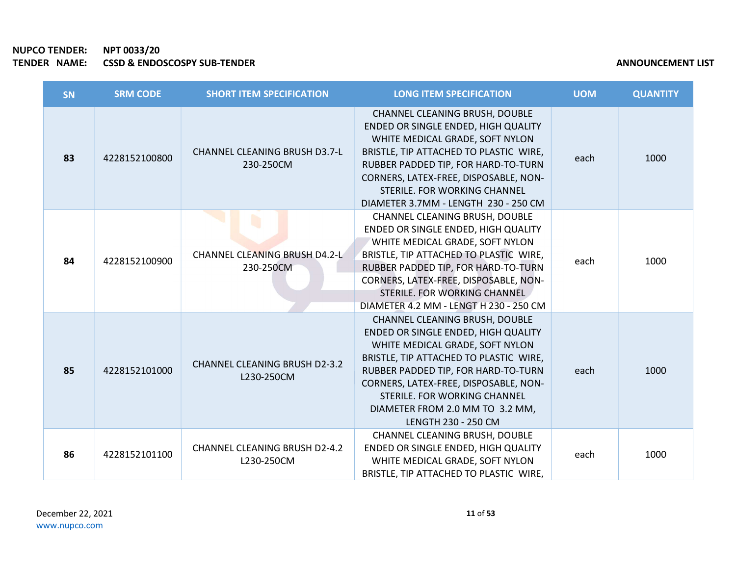| SN | SRM CODE | SHORT ITEM SPECIFICATION | LONG ITEM SPECIFICATION | UOM | QUANTITY |
|---|---|---|---|---|---|
| **83** | 4228152100800 | CHANNEL CLEANING BRUSH D3.7-L 230-250CM | CHANNEL CLEANING BRUSH, DOUBLE ENDED OR SINGLE ENDED, HIGH QUALITY WHITE MEDICAL GRADE, SOFT NYLON BRISTLE, TIP ATTACHED TO PLASTIC WIRE, RUBBER PADDED TIP, FOR HARD-TO-TURN CORNERS, LATEX-FREE, DISPOSABLE, NON-STERILE. FOR WORKING CHANNEL DIAMETER 3.7MM - LENGTH 230 - 250 CM | each | 1000 |
| **84** | 4228152100900 | CHANNEL CLEANING BRUSH D4.2-L 230-250CM | CHANNEL CLEANING BRUSH, DOUBLE ENDED OR SINGLE ENDED, HIGH QUALITY WHITE MEDICAL GRADE, SOFT NYLON BRISTLE, TIP ATTACHED TO PLASTIC WIRE, RUBBER PADDED TIP, FOR HARD-TO-TURN CORNERS, LATEX-FREE, DISPOSABLE, NON-STERILE. FOR WORKING CHANNEL DIAMETER 4.2 MM - LENGT H 230 - 250 CM | each | 1000 |
| **85** | 4228152101000 | CHANNEL CLEANING BRUSH D2-3.2 L230-250CM | CHANNEL CLEANING BRUSH, DOUBLE ENDED OR SINGLE ENDED, HIGH QUALITY WHITE MEDICAL GRADE, SOFT NYLON BRISTLE, TIP ATTACHED TO PLASTIC WIRE, RUBBER PADDED TIP, FOR HARD-TO-TURN CORNERS, LATEX-FREE, DISPOSABLE, NON-STERILE. FOR WORKING CHANNEL DIAMETER FROM 2.0 MM TO 3.2 MM, LENGTH 230 - 250 CM | each | 1000 |
| **86** | 4228152101100 | CHANNEL CLEANING BRUSH D2-4.2 L230-250CM | CHANNEL CLEANING BRUSH, DOUBLE ENDED OR SINGLE ENDED, HIGH QUALITY WHITE MEDICAL GRADE, SOFT NYLON BRISTLE, TIP ATTACHED TO PLASTIC WIRE, | each | 1000 |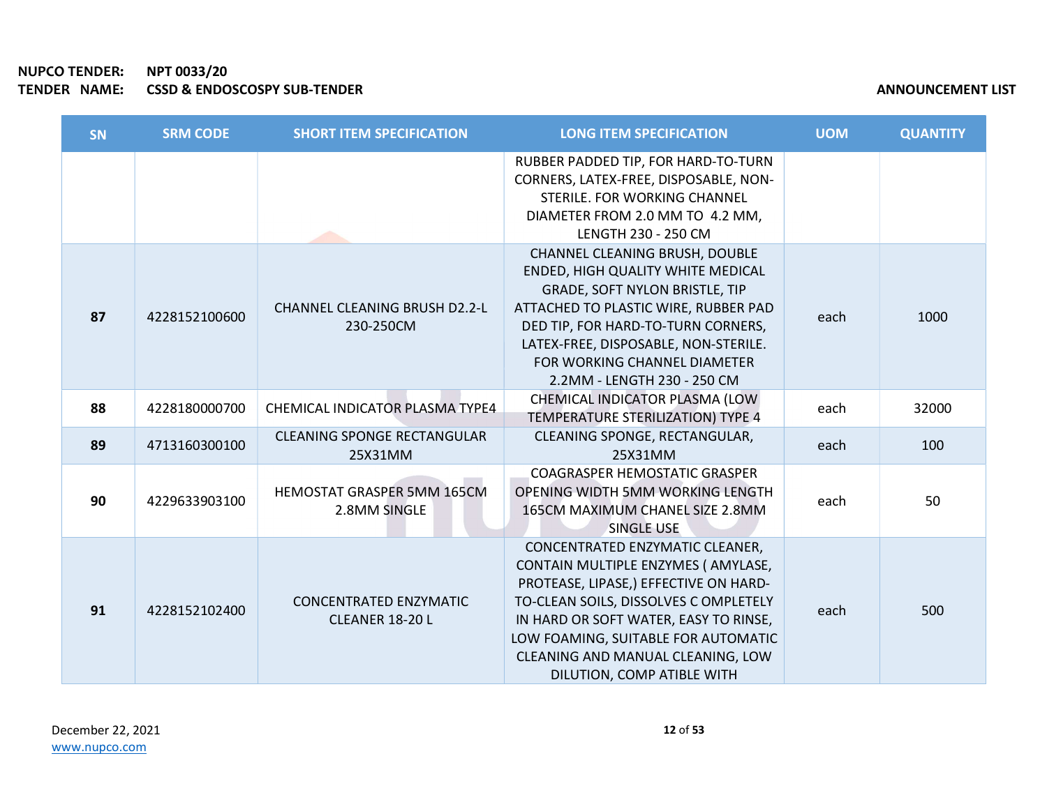**NUPCO TENDER:** NPT 0033/20
**TENDER NAME:** CSSD & ENDOSCOSPY SUB-TENDER

**ANNOUNCEMENT LIST**

| SN | SRM CODE | SHORT ITEM SPECIFICATION | LONG ITEM SPECIFICATION | UOM | QUANTITY |
|---|---|---|---|---|---|
| | | | RUBBER PADDED TIP, FOR HARD-TO-TURN CORNERS, LATEX-FREE, DISPOSABLE, NON-STERILE. FOR WORKING CHANNEL DIAMETER FROM 2.0 MM TO 4.2 MM, LENGTH 230 - 250 CM | | |
| 87 | 4228152100600 | CHANNEL CLEANING BRUSH D2.2-L 230-250CM | CHANNEL CLEANING BRUSH, DOUBLE ENDED, HIGH QUALITY WHITE MEDICAL GRADE, SOFT NYLON BRISTLE, TIP ATTACHED TO PLASTIC WIRE, RUBBER PAD DED TIP, FOR HARD-TO-TURN CORNERS, LATEX-FREE, DISPOSABLE, NON-STERILE. FOR WORKING CHANNEL DIAMETER 2.2MM - LENGTH 230 - 250 CM | each | 1000 |
| 88 | 4228180000700 | CHEMICAL INDICATOR PLASMA TYPE4 | CHEMICAL INDICATOR PLASMA (LOW TEMPERATURE STERILIZATION) TYPE 4 | each | 32000 |
| 89 | 4713160300100 | CLEANING SPONGE RECTANGULAR 25X31MM | CLEANING SPONGE, RECTANGULAR, 25X31MM | each | 100 |
| 90 | 4229633903100 | HEMOSTAT GRASPER 5MM 165CM 2.8MM SINGLE | COAGRASPER HEMOSTATIC GRASPER OPENING WIDTH 5MM WORKING LENGTH 165CM MAXIMUM CHANEL SIZE 2.8MM SINGLE USE | each | 50 |
| 91 | 4228152102400 | CONCENTRATED ENZYMATIC CLEANER 18-20 L | CONCENTRATED ENZYMATIC CLEANER, CONTAIN MULTIPLE ENZYMES ( AMYLASE, PROTEASE, LIPASE,) EFFECTIVE ON HARD-TO-CLEAN SOILS, DISSOLVES C OMPLETELY IN HARD OR SOFT WATER, EASY TO RINSE, LOW FOAMING, SUITABLE FOR AUTOMATIC CLEANING AND MANUAL CLEANING, LOW DILUTION, COMP ATIBLE WITH | each | 500 |

December 22, 2021
www.nupco.com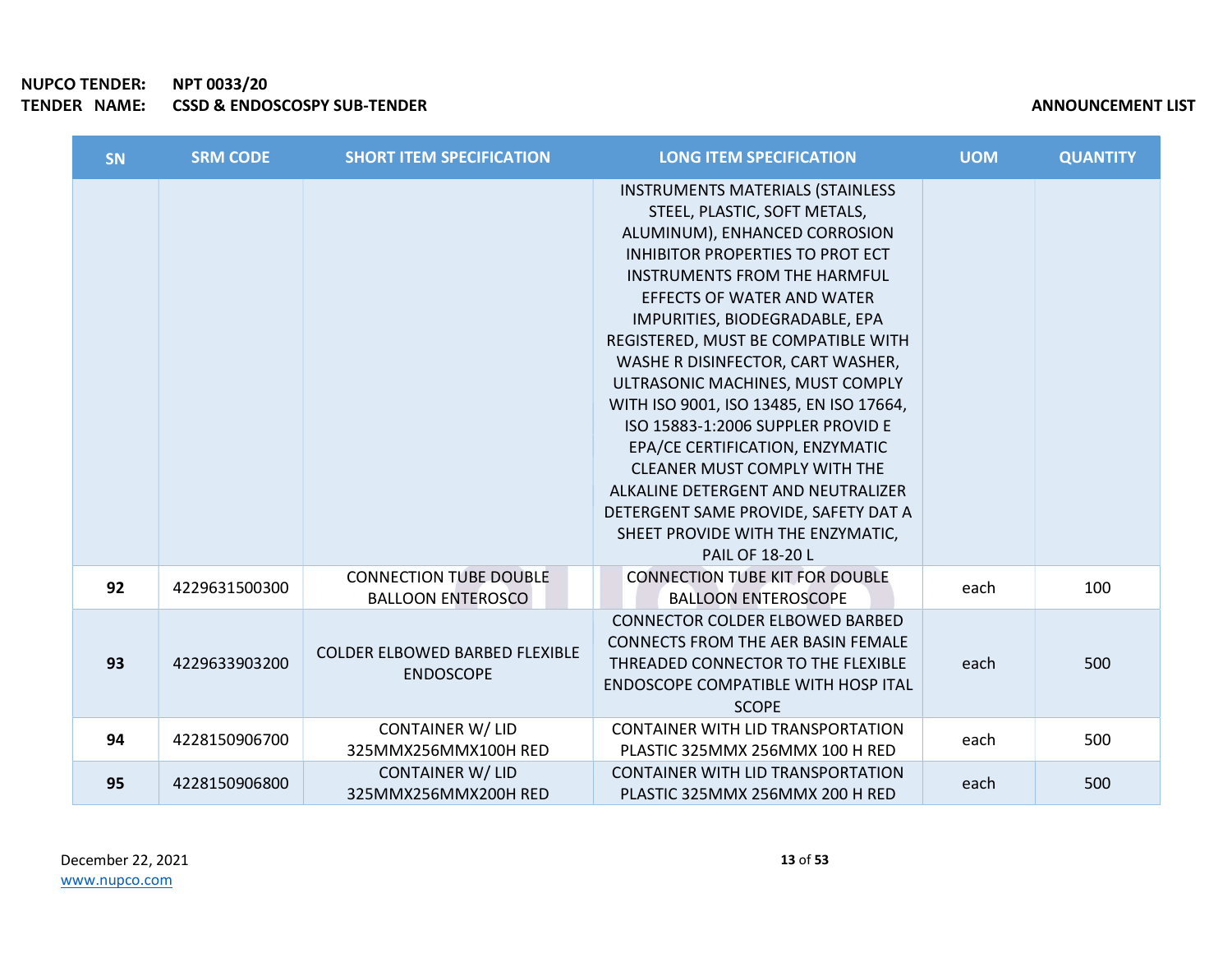| SN | SRM CODE | SHORT ITEM SPECIFICATION | LONG ITEM SPECIFICATION | UOM | QUANTITY |
|---|---|---|---|---|---|
| | | | INSTRUMENTS MATERIALS (STAINLESS STEEL, PLASTIC, SOFT METALS, ALUMINUM), ENHANCED CORROSION INHIBITOR PROPERTIES TO PROT ECT INSTRUMENTS FROM THE HARMFUL EFFECTS OF WATER AND WATER IMPURITIES, BIODEGRADABLE, EPA REGISTERED, MUST BE COMPATIBLE WITH WASHE R DISINFECTOR, CART WASHER, ULTRASONIC MACHINES, MUST COMPLY WITH ISO 9001, ISO 13485, EN ISO 17664, ISO 15883-1:2006 SUPPLER PROVID E EPA/CE CERTIFICATION, ENZYMATIC CLEANER MUST COMPLY WITH THE ALKALINE DETERGENT AND NEUTRALIZER DETERGENT SAME PROVIDE, SAFETY DAT A SHEET PROVIDE WITH THE ENZYMATIC, PAIL OF 18-20 L | | |
| **92** | 4229631500300 | CONNECTION TUBE DOUBLE BALLOON ENTEROSCO | CONNECTION TUBE KIT FOR DOUBLE BALLOON ENTEROSCOPE | each | 100 |
| **93** | 4229633903200 | COLDER ELBOWED BARBED FLEXIBLE ENDOSCOPE | CONNECTOR COLDER ELBOWED BARBED CONNECTS FROM THE AER BASIN FEMALE THREADED CONNECTOR TO THE FLEXIBLE ENDOSCOPE COMPATIBLE WITH HOSP ITAL SCOPE | each | 500 |
| **94** | 4228150906700 | CONTAINER W/ LID 325MMX256MMX100H RED | CONTAINER WITH LID TRANSPORTATION PLASTIC 325MMX 256MMX 100 H RED | each | 500 |
| **95** | 4228150906800 | CONTAINER W/ LID 325MMX256MMX200H RED | CONTAINER WITH LID TRANSPORTATION PLASTIC 325MMX 256MMX 200 H RED | each | 500 |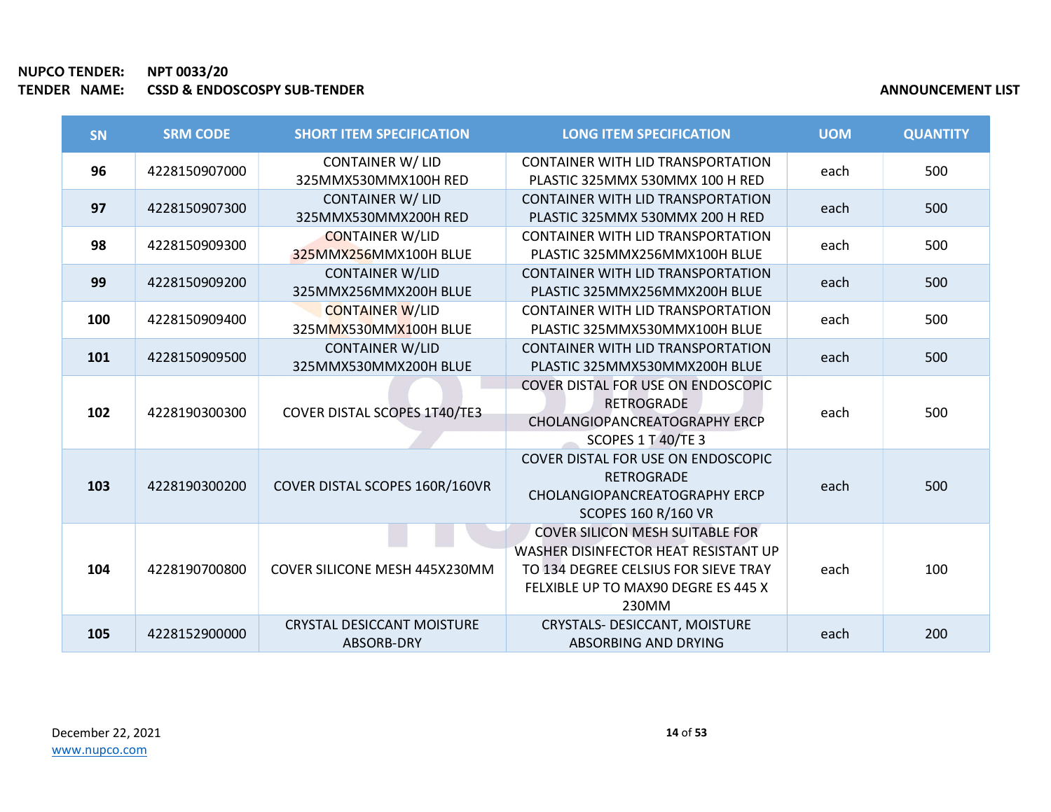**NUPCO TENDER:** NPT 0033/20
**TENDER NAME:** CSSD & ENDOSCOPSY SUB-TENDER

**ANNOUNCEMENT LIST**

| SN | SRM CODE | SHORT ITEM SPECIFICATION | LONG ITEM SPECIFICATION | UOM | QUANTITY |
|---|---|---|---|---|---|
| 96 | 4228150907000 | CONTAINER W/ LID 325MMX530MMX100H RED | CONTAINER WITH LID TRANSPORTATION PLASTIC 325MMX 530MMX 100 H RED | each | 500 |
| 97 | 4228150907300 | CONTAINER W/ LID 325MMX530MMX200H RED | CONTAINER WITH LID TRANSPORTATION PLASTIC 325MMX 530MMX 200 H RED | each | 500 |
| 98 | 4228150909300 | CONTAINER W/LID 325MMX256MMX100H BLUE | CONTAINER WITH LID TRANSPORTATION PLASTIC 325MMX256MMX100H BLUE | each | 500 |
| 99 | 4228150909200 | CONTAINER W/LID 325MMX256MMX200H BLUE | CONTAINER WITH LID TRANSPORTATION PLASTIC 325MMX256MMX200H BLUE | each | 500 |
| 100 | 4228150909400 | CONTAINER W/LID 325MMX530MMX100H BLUE | CONTAINER WITH LID TRANSPORTATION PLASTIC 325MMX530MMX100H BLUE | each | 500 |
| 101 | 4228150909500 | CONTAINER W/LID 325MMX530MMX200H BLUE | CONTAINER WITH LID TRANSPORTATION PLASTIC 325MMX530MMX200H BLUE | each | 500 |
| 102 | 4228190300300 | COVER DISTAL SCOPES 1T40/TE3 | COVER DISTAL FOR USE ON ENDOSCOPIC RETROGRADE CHOLANGIOPANCREATOGRAPHY ERCP SCOPES 1 T 40/TE 3 | each | 500 |
| 103 | 4228190300200 | COVER DISTAL SCOPES 160R/160VR | COVER DISTAL FOR USE ON ENDOSCOPIC RETROGRADE CHOLANGIOPANCREATOGRAPHY ERCP SCOPES 160 R/160 VR | each | 500 |
| 104 | 4228190700800 | COVER SILICONE MESH 445X230MM | COVER SILICON MESH SUITABLE FOR WASHER DISINFECTOR HEAT RESISTANT UP TO 134 DEGREE CELSIUS FOR SIEVE TRAY FELXIBLE UP TO MAX90 DEGRE ES 445 X 230MM | each | 100 |
| 105 | 4228152900000 | CRYSTAL DESICCANT MOISTURE ABSORB-DRY | CRYSTALS- DESICCANT, MOISTURE ABSORBING AND DRYING | each | 200 |

December 22, 2021
www.nupco.com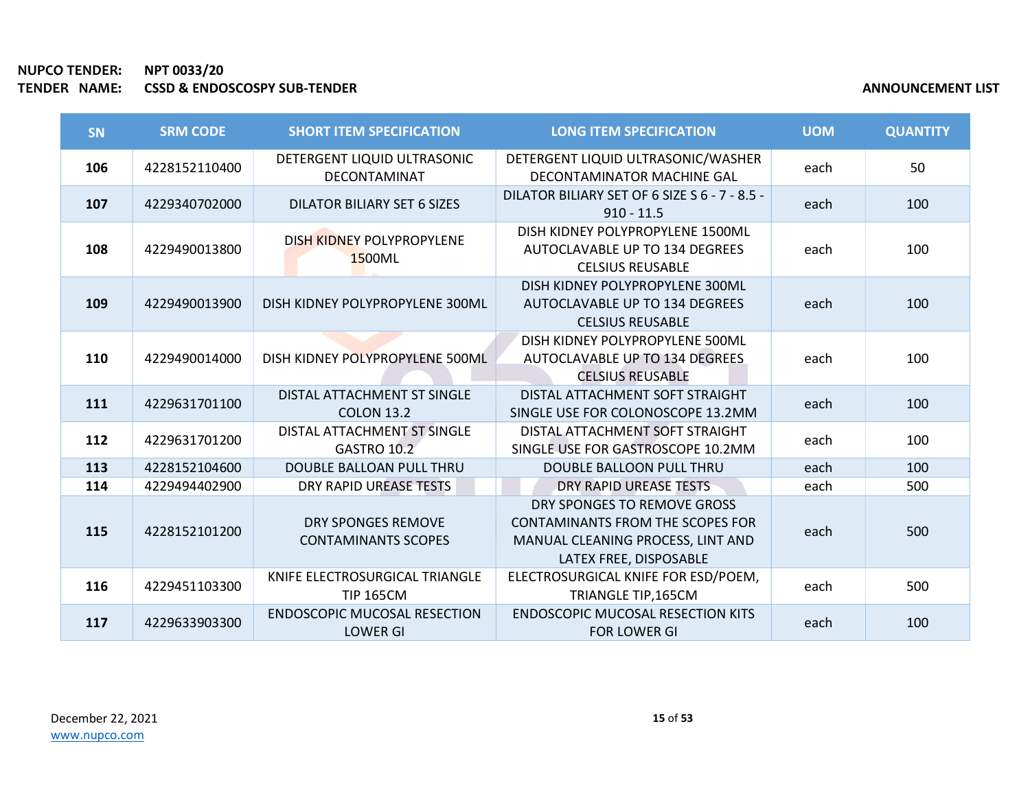**NUPCO TENDER:** NPT 0033/20
**TENDER NAME:** CSSD & ENDOSCOSPY SUB-TENDER

**ANNOUNCEMENT LIST**

| SN | SRM CODE | SHORT ITEM SPECIFICATION | LONG ITEM SPECIFICATION | UOM | QUANTITY |
|---|---|---|---|---|---|
| **106** | 4228152110400 | DETERGENT LIQUID ULTRASONIC DECONTAMINAT | DETERGENT LIQUID ULTRASONIC/WASHER DECONTAMINATOR MACHINE GAL | each | 50 |
| **107** | 4229340702000 | DILATOR BILIARY SET 6 SIZES | DILATOR BILIARY SET OF 6 SIZE S 6 - 7 - 8.5 - 910 - 11.5 | each | 100 |
| **108** | 4229490013800 | DISH KIDNEY POLYPROPYLENE 1500ML | DISH KIDNEY POLYPROPYLENE 1500ML AUTOCLAVABLE UP TO 134 DEGREES CELSIUS REUSABLE | each | 100 |
| **109** | 4229490013900 | DISH KIDNEY POLYPROPYLENE 300ML | DISH KIDNEY POLYPROPYLENE 300ML AUTOCLAVABLE UP TO 134 DEGREES CELSIUS REUSABLE | each | 100 |
| **110** | 4229490014000 | DISH KIDNEY POLYPROPYLENE 500ML | DISH KIDNEY POLYPROPYLENE 500ML AUTOCLAVABLE UP TO 134 DEGREES CELSIUS REUSABLE | each | 100 |
| **111** | 4229631701100 | DISTAL ATTACHMENT ST SINGLE COLON 13.2 | DISTAL ATTACHMENT SOFT STRAIGHT SINGLE USE FOR COLONOSCOPE 13.2MM | each | 100 |
| **112** | 4229631701200 | DISTAL ATTACHMENT ST SINGLE GASTRO 10.2 | DISTAL ATTACHMENT SOFT STRAIGHT SINGLE USE FOR GASTROSCOPE 10.2MM | each | 100 |
| **113** | 4228152104600 | DOUBLE BALLOAN PULL THRU | DOUBLE BALLOON PULL THRU | each | 100 |
| **114** | 4229494402900 | DRY RAPID UREASE TESTS | DRY RAPID UREASE TESTS | each | 500 |
| **115** | 4228152101200 | DRY SPONGES REMOVE CONTAMINANTS SCOPES | DRY SPONGES TO REMOVE GROSS CONTAMINANTS FROM THE SCOPES FOR MANUAL CLEANING PROCESS, LINT AND LATEX FREE, DISPOSABLE | each | 500 |
| **116** | 4229451103300 | KNIFE ELECTROSURGICAL TRIANGLE TIP 165CM | ELECTROSURGICAL KNIFE FOR ESD/POEM, TRIANGLE TIP,165CM | each | 500 |
| **117** | 4229633903300 | ENDOSCOPIC MUCOSAL RESECTION LOWER GI | ENDOSCOPIC MUCOSAL RESECTION KITS FOR LOWER GI | each | 100 |

December 22, 2021
www.nupco.com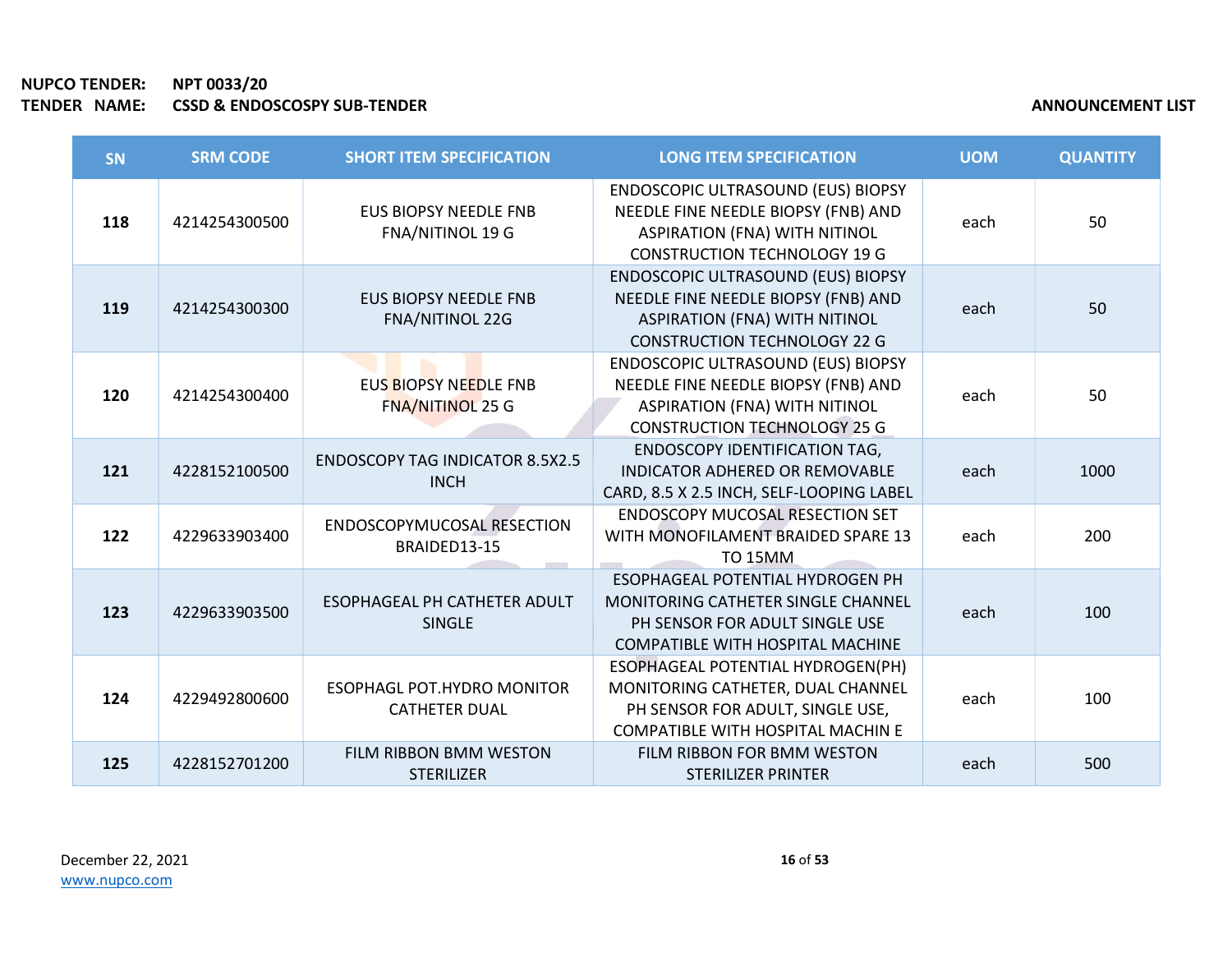**NUPCO TENDER:** NPT 0033/20
**TENDER NAME:** CSSD & ENDOSCOSPY SUB-TENDER

**ANNOUNCEMENT LIST**

| SN | SRM CODE | SHORT ITEM SPECIFICATION | LONG ITEM SPECIFICATION | UOM | QUANTITY |
|---|---|---|---|---|---|
| 118 | 4214254300500 | EUS BIOPSY NEEDLE FNB FNA/NITINOL 19 G | ENDOSCOPIC ULTRASOUND (EUS) BIOPSY NEEDLE FINE NEEDLE BIOPSY (FNB) AND ASPIRATION (FNA) WITH NITINOL CONSTRUCTION TECHNOLOGY 19 G | each | 50 |
| 119 | 4214254300300 | EUS BIOPSY NEEDLE FNB FNA/NITINOL 22G | ENDOSCOPIC ULTRASOUND (EUS) BIOPSY NEEDLE FINE NEEDLE BIOPSY (FNB) AND ASPIRATION (FNA) WITH NITINOL CONSTRUCTION TECHNOLOGY 22 G | each | 50 |
| 120 | 4214254300400 | EUS BIOPSY NEEDLE FNB FNA/NITINOL 25 G | ENDOSCOPIC ULTRASOUND (EUS) BIOPSY NEEDLE FINE NEEDLE BIOPSY (FNB) AND ASPIRATION (FNA) WITH NITINOL CONSTRUCTION TECHNOLOGY 25 G | each | 50 |
| 121 | 4228152100500 | ENDOSCOPY TAG INDICATOR 8.5X2.5 INCH | ENDOSCOPY IDENTIFICATION TAG, INDICATOR ADHERED OR REMOVABLE CARD, 8.5 X 2.5 INCH, SELF-LOOPING LABEL | each | 1000 |
| 122 | 4229633903400 | ENDOSCOPYMUCOSAL RESECTION BRAIDED13-15 | ENDOSCOPY MUCOSAL RESECTION SET WITH MONOFILAMENT BRAIDED SPARE 13 TO 15MM | each | 200 |
| 123 | 4229633903500 | ESOPHAGEAL PH CATHETER ADULT SINGLE | ESOPHAGEAL POTENTIAL HYDROGEN PH MONITORING CATHETER SINGLE CHANNEL PH SENSOR FOR ADULT SINGLE USE COMPATIBLE WITH HOSPITAL MACHINE | each | 100 |
| 124 | 4229492800600 | ESOPHAGL POT.HYDRO MONITOR CATHETER DUAL | ESOPHAGEAL POTENTIAL HYDROGEN(PH) MONITORING CATHETER, DUAL CHANNEL PH SENSOR FOR ADULT, SINGLE USE, COMPATIBLE WITH HOSPITAL MACHIN E | each | 100 |
| 125 | 4228152701200 | FILM RIBBON BMM WESTON STERILIZER | FILM RIBBON FOR BMM WESTON STERILIZER PRINTER | each | 500 |

December 22, 2021
www.nupco.com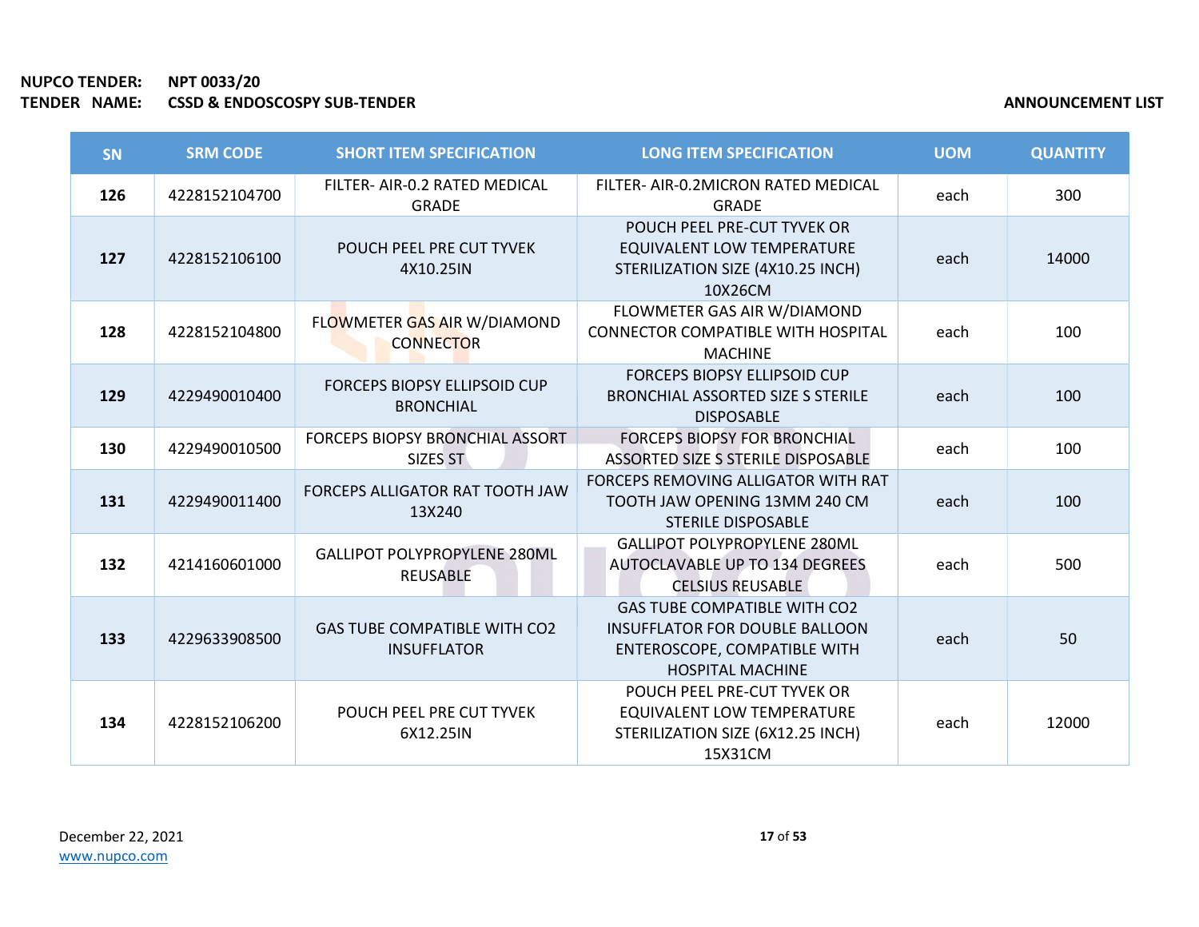**NUPCO TENDER:** NPT 0033/20
**TENDER NAME:** CSSD & ENDOSCOSPY SUB-TENDER

**ANNOUNCEMENT LIST**

| SN | SRM CODE | SHORT ITEM SPECIFICATION | LONG ITEM SPECIFICATION | UOM | QUANTITY |
|---|---|---|---|---|---|
| **126** | 4228152104700 | FILTER- AIR-0.2 RATED MEDICAL GRADE | FILTER- AIR-0.2MICRON RATED MEDICAL GRADE | each | 300 |
| **127** | 4228152106100 | POUCH PEEL PRE CUT TYVEK 4X10.25IN | POUCH PEEL PRE-CUT TYVEK OR EQUIVALENT LOW TEMPERATURE STERILIZATION SIZE (4X10.25 INCH) 10X26CM | each | 14000 |
| **128** | 4228152104800 | FLOWMETER GAS AIR W/DIAMOND CONNECTOR | FLOWMETER GAS AIR W/DIAMOND CONNECTOR COMPATIBLE WITH HOSPITAL MACHINE | each | 100 |
| **129** | 4229490010400 | FORCEPS BIOPSY ELLIPSOID CUP BRONCHIAL | FORCEPS BIOPSY ELLIPSOID CUP BRONCHIAL ASSORTED SIZE S STERILE DISPOSABLE | each | 100 |
| **130** | 4229490010500 | FORCEPS BIOPSY BRONCHIAL ASSORT SIZES ST | FORCEPS BIOPSY FOR BRONCHIAL ASSORTED SIZE S STERILE DISPOSABLE | each | 100 |
| **131** | 4229490011400 | FORCEPS ALLIGATOR RAT TOOTH JAW 13X240 | FORCEPS REMOVING ALLIGATOR WITH RAT TOOTH JAW OPENING 13MM 240 CM STERILE DISPOSABLE | each | 100 |
| **132** | 4214160601000 | GALLIPOT POLYPROPYLENE 280ML REUSABLE | GALLIPOT POLYPROPYLENE 280ML AUTOCLAVABLE UP TO 134 DEGREES CELSIUS REUSABLE | each | 500 |
| **133** | 4229633908500 | GAS TUBE COMPATIBLE WITH CO2 INSUFFLATOR | GAS TUBE COMPATIBLE WITH CO2 INSUFFLATOR FOR DOUBLE BALLOON ENTEROSCOPE, COMPATIBLE WITH HOSPITAL MACHINE | each | 50 |
| **134** | 4228152106200 | POUCH PEEL PRE CUT TYVEK 6X12.25IN | POUCH PEEL PRE-CUT TYVEK OR EQUIVALENT LOW TEMPERATURE STERILIZATION SIZE (6X12.25 INCH) 15X31CM | each | 12000 |

December 22, 2021
www.nupco.com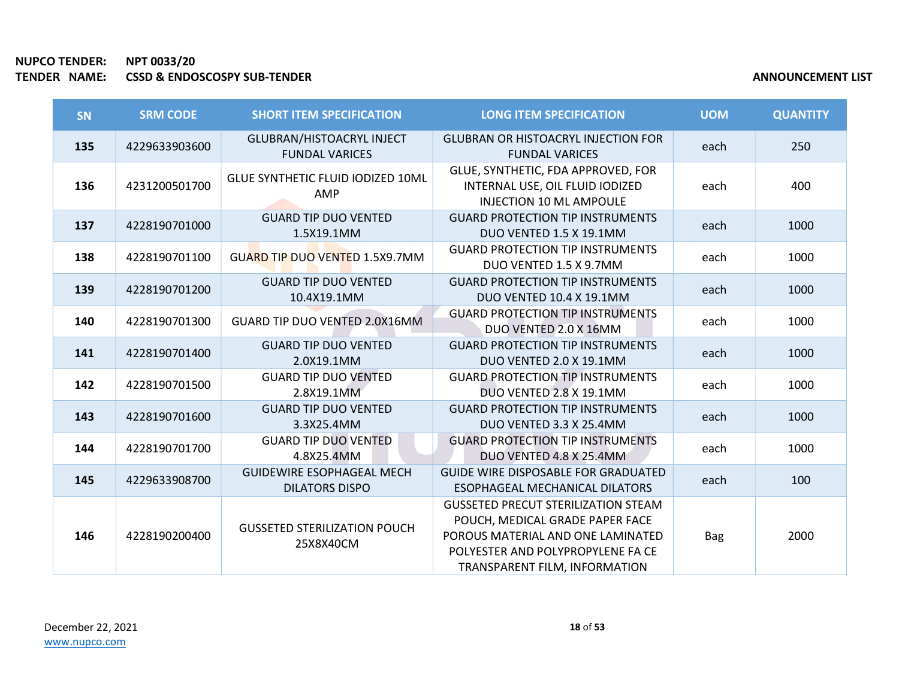**NUPCO TENDER:** NPT 0033/20
**TENDER NAME:** CSSD & ENDOSCOPSY SUB-TENDER

**ANNOUNCEMENT LIST**

| SN | SRM CODE | SHORT ITEM SPECIFICATION | LONG ITEM SPECIFICATION | UOM | QUANTITY |
|---|---|---|---|---|---|
| 135 | 4229633903600 | GLUBRAN/HISTOACRYL INJECT FUNDAL VARICES | GLUBRAN OR HISTOACRYL INJECTION FOR FUNDAL VARICES | each | 250 |
| 136 | 4231200501700 | GLUE SYNTHETIC FLUID IODIZED 10ML AMP | GLUE, SYNTHETIC, FDA APPROVED, FOR INTERNAL USE, OIL FLUID IODIZED INJECTION 10 ML AMPOULE | each | 400 |
| 137 | 4228190701000 | GUARD TIP DUO VENTED 1.5X19.1MM | GUARD PROTECTION TIP INSTRUMENTS DUO VENTED 1.5 X 19.1MM | each | 1000 |
| 138 | 4228190701100 | GUARD TIP DUO VENTED 1.5X9.7MM | GUARD PROTECTION TIP INSTRUMENTS DUO VENTED 1.5 X 9.7MM | each | 1000 |
| 139 | 4228190701200 | GUARD TIP DUO VENTED 10.4X19.1MM | GUARD PROTECTION TIP INSTRUMENTS DUO VENTED 10.4 X 19.1MM | each | 1000 |
| 140 | 4228190701300 | GUARD TIP DUO VENTED 2.0X16MM | GUARD PROTECTION TIP INSTRUMENTS DUO VENTED 2.0 X 16MM | each | 1000 |
| 141 | 4228190701400 | GUARD TIP DUO VENTED 2.0X19.1MM | GUARD PROTECTION TIP INSTRUMENTS DUO VENTED 2.0 X 19.1MM | each | 1000 |
| 142 | 4228190701500 | GUARD TIP DUO VENTED 2.8X19.1MM | GUARD PROTECTION TIP INSTRUMENTS DUO VENTED 2.8 X 19.1MM | each | 1000 |
| 143 | 4228190701600 | GUARD TIP DUO VENTED 3.3X25.4MM | GUARD PROTECTION TIP INSTRUMENTS DUO VENTED 3.3 X 25.4MM | each | 1000 |
| 144 | 4228190701700 | GUARD TIP DUO VENTED 4.8X25.4MM | GUARD PROTECTION TIP INSTRUMENTS DUO VENTED 4.8 X 25.4MM | each | 1000 |
| 145 | 4229633908700 | GUIDEWIRE ESOPHAGEAL MECH DILATORS DISPO | GUIDE WIRE DISPOSABLE FOR GRADUATED ESOPHAGEAL MECHANICAL DILATORS | each | 100 |
| 146 | 4228190200400 | GUSSETED STERILIZATION POUCH 25X8X40CM | GUSSETED PRECUT STERILIZATION STEAM POUCH, MEDICAL GRADE PAPER FACE POROUS MATERIAL AND ONE LAMINATED POLYESTER AND POLYPROPYLENE FA CE TRANSPARENT FILM, INFORMATION | Bag | 2000 |

December 22, 2021
www.nupco.com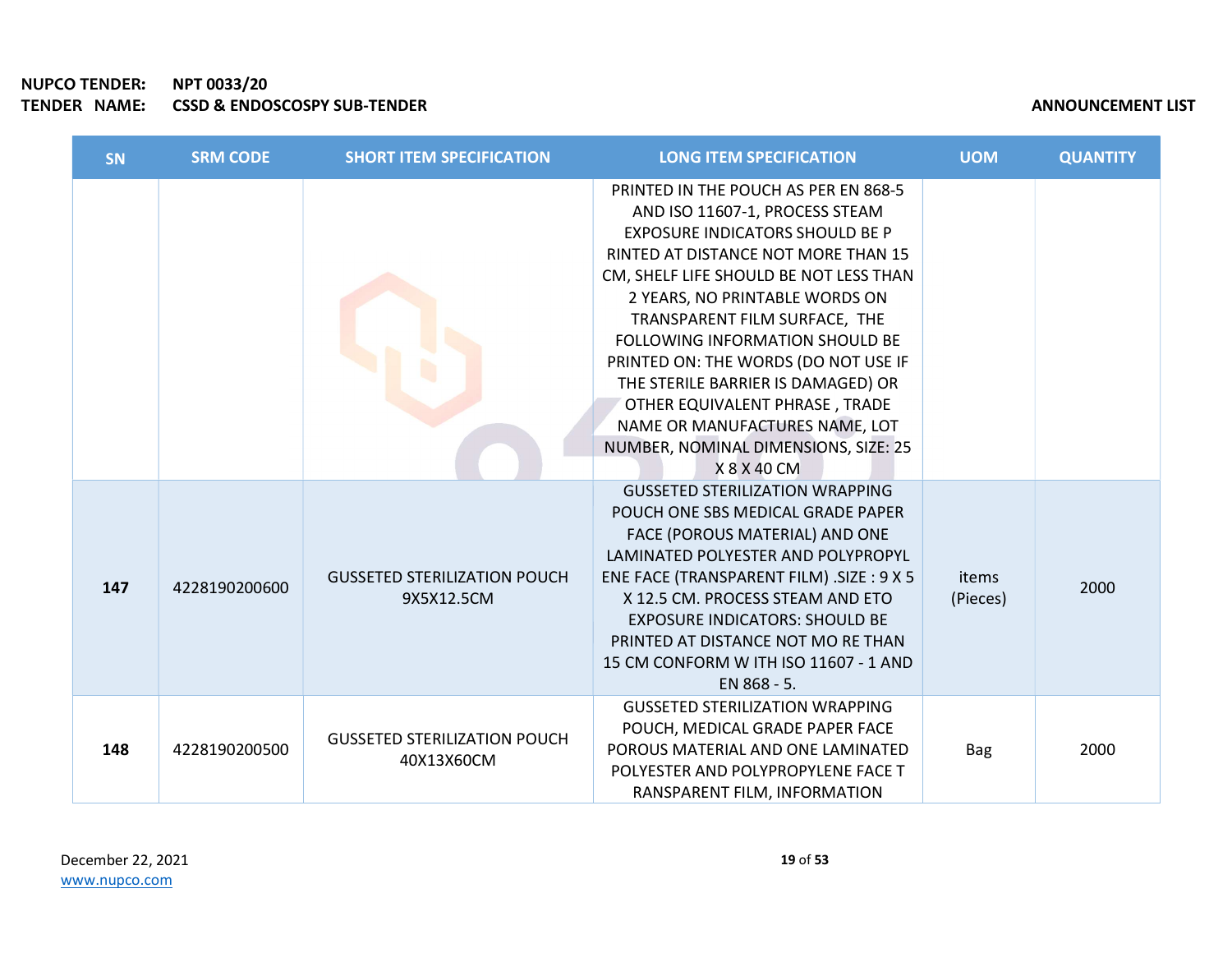**NUPCO TENDER:** NPT 0033/20
**TENDER NAME:** CSSD & ENDOSCOSPY SUB-TENDER

**ANNOUNCEMENT LIST**

| SN | SRM CODE | SHORT ITEM SPECIFICATION | LONG ITEM SPECIFICATION | UOM | QUANTITY |
|---|---|---|---|---|---|
| | | | PRINTED IN THE POUCH AS PER EN 868-5 AND ISO 11607-1, PROCESS STEAM EXPOSURE INDICATORS SHOULD BE P RINTED AT DISTANCE NOT MORE THAN 15 CM, SHELF LIFE SHOULD BE NOT LESS THAN 2 YEARS, NO PRINTABLE WORDS ON TRANSPARENT FILM SURFACE, THE FOLLOWING INFORMATION SHOULD BE PRINTED ON: THE WORDS (DO NOT USE IF THE STERILE BARRIER IS DAMAGED) OR OTHER EQUIVALENT PHRASE , TRADE NAME OR MANUFACTURES NAME, LOT NUMBER, NOMINAL DIMENSIONS, SIZE: 25 X 8 X 40 CM | | |
| **147** | 4228190200600 | GUSSETED STERILIZATION POUCH 9X5X12.5CM | GUSSETED STERILIZATION WRAPPING POUCH ONE SBS MEDICAL GRADE PAPER FACE (POROUS MATERIAL) AND ONE LAMINATED POLYESTER AND POLYPROPYL ENE FACE (TRANSPARENT FILM) .SIZE : 9 X 5 X 12.5 CM. PROCESS STEAM AND ETO EXPOSURE INDICATORS: SHOULD BE PRINTED AT DISTANCE NOT MO RE THAN 15 CM CONFORM W ITH ISO 11607 - 1 AND EN 868 - 5. | items (Pieces) | 2000 |
| **148** | 4228190200500 | GUSSETED STERILIZATION POUCH 40X13X60CM | GUSSETED STERILIZATION WRAPPING POUCH, MEDICAL GRADE PAPER FACE POROUS MATERIAL AND ONE LAMINATED POLYESTER AND POLYPROPYLENE FACE T RANSPARENT FILM, INFORMATION | Bag | 2000 |

December 22, 2021
www.nupco.com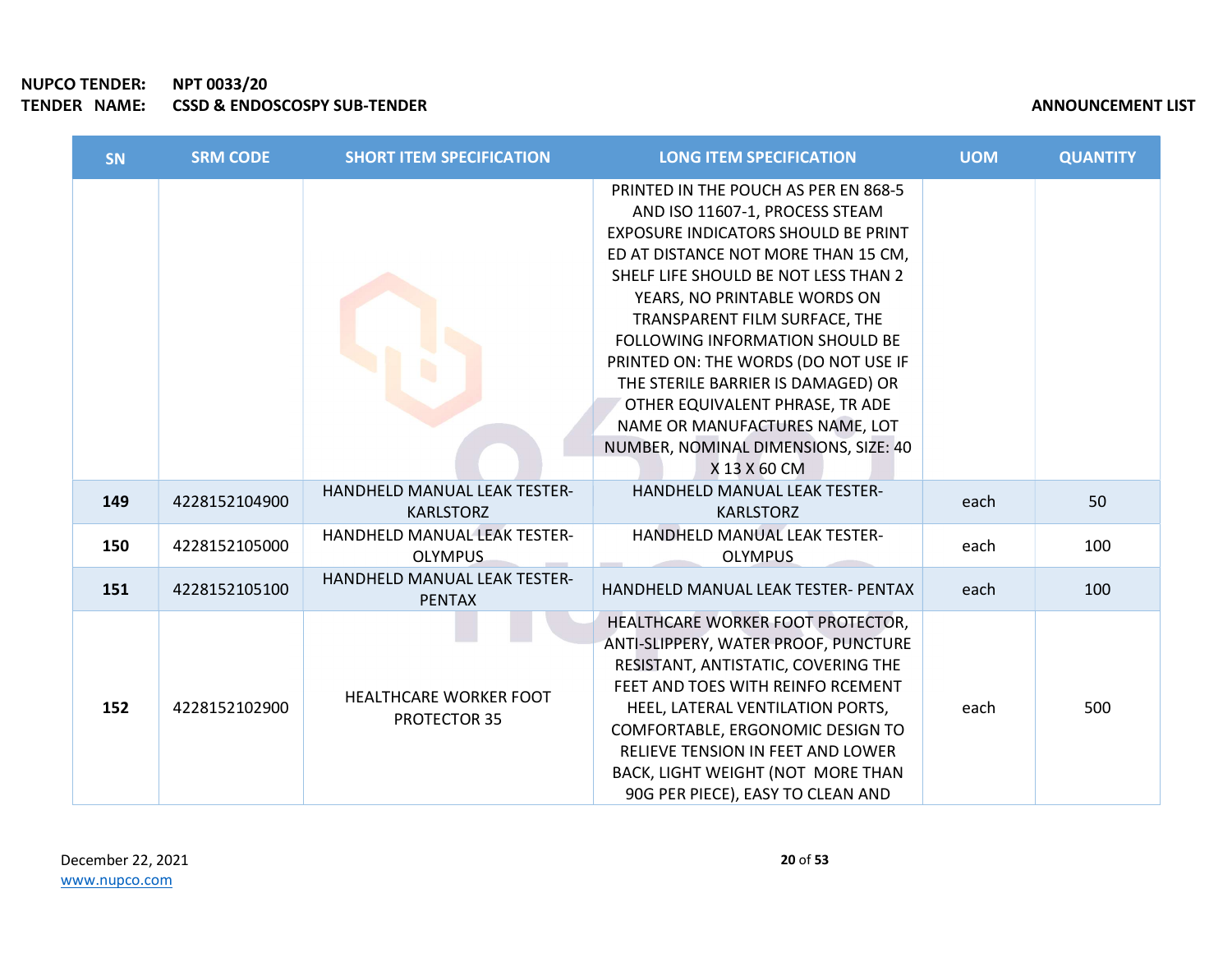**NUPCO TENDER:** NPT 0033/20
**TENDER NAME:** CSSD & ENDOSCOPSY SUB-TENDER

**ANNOUNCEMENT LIST**

| SN | SRM CODE | SHORT ITEM SPECIFICATION | LONG ITEM SPECIFICATION | UOM | QUANTITY |
|---|---|---|---|---|---|
| | | | PRINTED IN THE POUCH AS PER EN 868-5 AND ISO 11607-1, PROCESS STEAM EXPOSURE INDICATORS SHOULD BE PRINT ED AT DISTANCE NOT MORE THAN 15 CM, SHELF LIFE SHOULD BE NOT LESS THAN 2 YEARS, NO PRINTABLE WORDS ON TRANSPARENT FILM SURFACE, THE FOLLOWING INFORMATION SHOULD BE PRINTED ON: THE WORDS (DO NOT USE IF THE STERILE BARRIER IS DAMAGED) OR OTHER EQUIVALENT PHRASE, TR ADE NAME OR MANUFACTURES NAME, LOT NUMBER, NOMINAL DIMENSIONS, SIZE: 40 X 13 X 60 CM | | |
| 149 | 4228152104900 | HANDHELD MANUAL LEAK TESTER-KARLSTORZ | HANDHELD MANUAL LEAK TESTER-KARLSTORZ | each | 50 |
| 150 | 4228152105000 | HANDHELD MANUAL LEAK TESTER-OLYMPUS | HANDHELD MANUAL LEAK TESTER-OLYMPUS | each | 100 |
| 151 | 4228152105100 | HANDHELD MANUAL LEAK TESTER-PENTAX | HANDHELD MANUAL LEAK TESTER- PENTAX | each | 100 |
| 152 | 4228152102900 | HEALTHCARE WORKER FOOT PROTECTOR 35 | HEALTHCARE WORKER FOOT PROTECTOR, ANTI-SLIPPERY, WATER PROOF, PUNCTURE RESISTANT, ANTISTATIC, COVERING THE FEET AND TOES WITH REINFO RCEMENT HEEL, LATERAL VENTILATION PORTS, COMFORTABLE, ERGONOMIC DESIGN TO RELIEVE TENSION IN FEET AND LOWER BACK, LIGHT WEIGHT (NOT MORE THAN 90G PER PIECE), EASY TO CLEAN AND | each | 500 |

December 22, 2021
www.nupco.com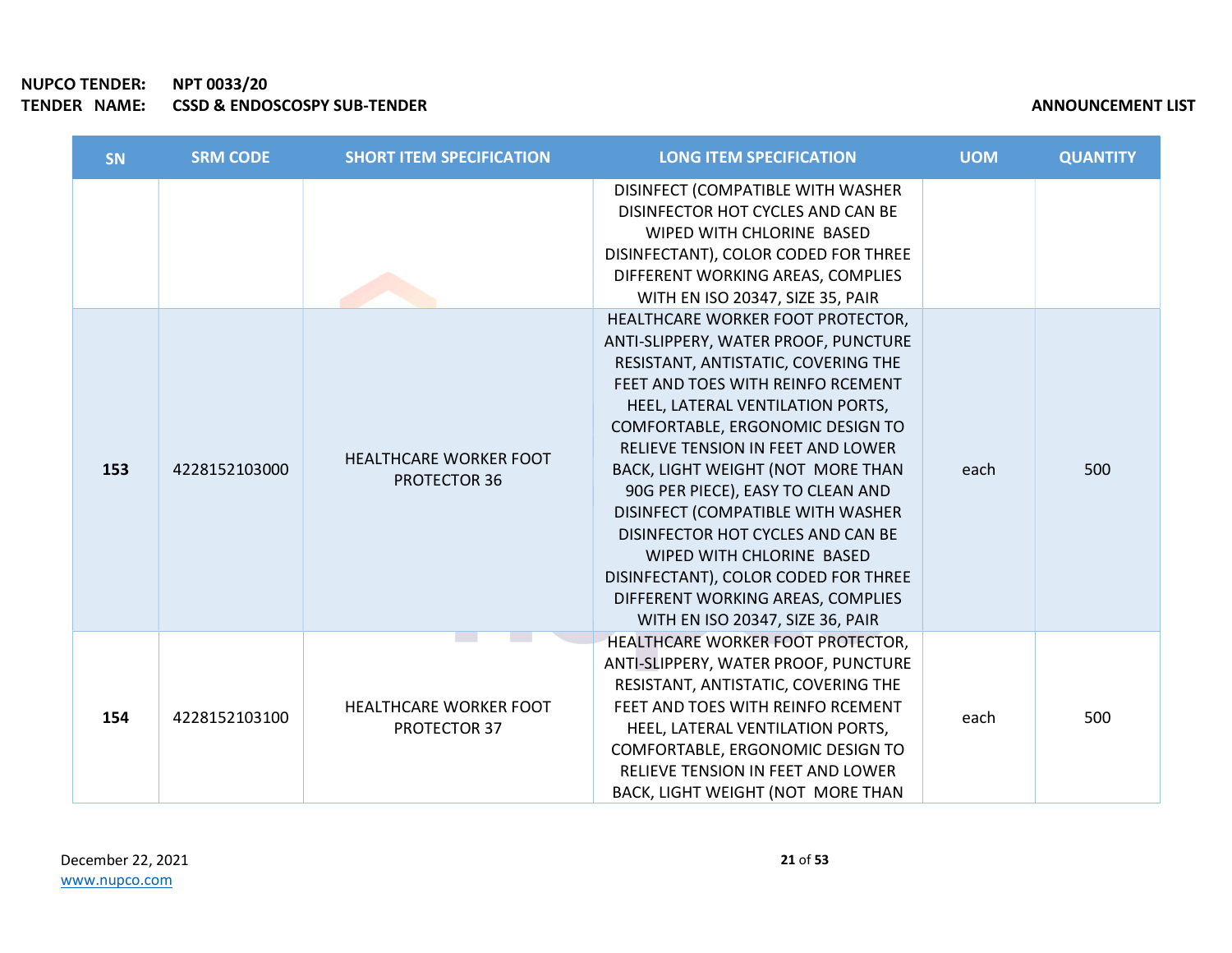| SN | SRM CODE | SHORT ITEM SPECIFICATION | LONG ITEM SPECIFICATION | UOM | QUANTITY |
|---|---|---|---|---|---|
| | | | DISINFECT (COMPATIBLE WITH WASHER DISINFECTOR HOT CYCLES AND CAN BE WIPED WITH CHLORINE BASED DISINFECTANT), COLOR CODED FOR THREE DIFFERENT WORKING AREAS, COMPLIES WITH EN ISO 20347, SIZE 35, PAIR | | |
| **153** | 4228152103000 | HEALTHCARE WORKER FOOT PROTECTOR 36 | HEALTHCARE WORKER FOOT PROTECTOR, ANTI-SLIPPERY, WATER PROOF, PUNCTURE RESISTANT, ANTISTATIC, COVERING THE FEET AND TOES WITH REINFO RCEMENT HEEL, LATERAL VENTILATION PORTS, COMFORTABLE, ERGONOMIC DESIGN TO RELIEVE TENSION IN FEET AND LOWER BACK, LIGHT WEIGHT (NOT MORE THAN 90G PER PIECE), EASY TO CLEAN AND DISINFECT (COMPATIBLE WITH WASHER DISINFECTOR HOT CYCLES AND CAN BE WIPED WITH CHLORINE BASED DISINFECTANT), COLOR CODED FOR THREE DIFFERENT WORKING AREAS, COMPLIES WITH EN ISO 20347, SIZE 36, PAIR | each | 500 |
| **154** | 4228152103100 | HEALTHCARE WORKER FOOT PROTECTOR 37 | HEALTHCARE WORKER FOOT PROTECTOR, ANTI-SLIPPERY, WATER PROOF, PUNCTURE RESISTANT, ANTISTATIC, COVERING THE FEET AND TOES WITH REINFO RCEMENT HEEL, LATERAL VENTILATION PORTS, COMFORTABLE, ERGONOMIC DESIGN TO RELIEVE TENSION IN FEET AND LOWER BACK, LIGHT WEIGHT (NOT MORE THAN | each | 500 |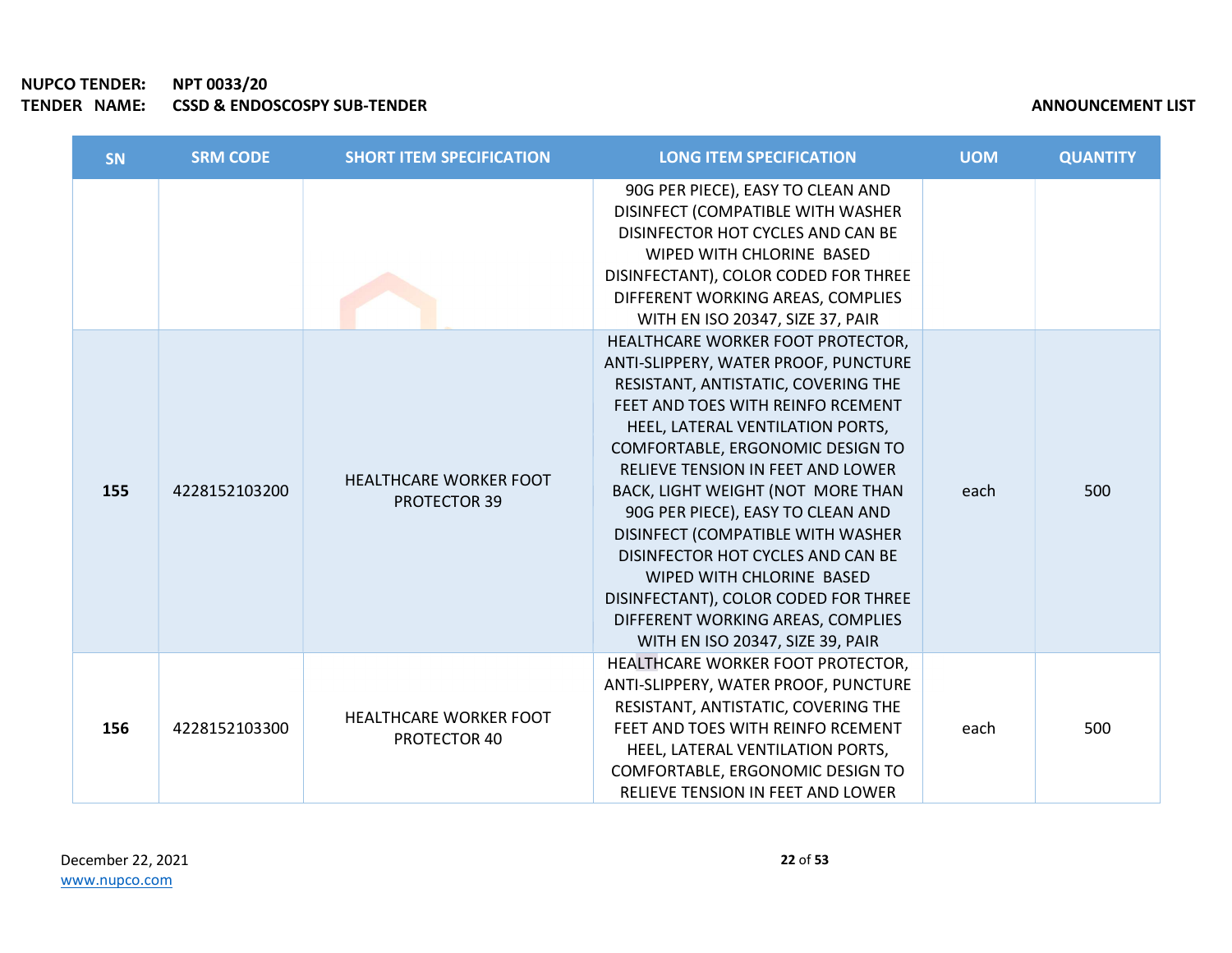| SN | SRM CODE | SHORT ITEM SPECIFICATION | LONG ITEM SPECIFICATION | UOM | QUANTITY |
|---|---|---|---|---|---|
| | | | 90G PER PIECE), EASY TO CLEAN AND DISINFECT (COMPATIBLE WITH WASHER DISINFECTOR HOT CYCLES AND CAN BE WIPED WITH CHLORINE BASED DISINFECTANT), COLOR CODED FOR THREE DIFFERENT WORKING AREAS, COMPLIES WITH EN ISO 20347, SIZE 37, PAIR | | |
| 155 | 4228152103200 | HEALTHCARE WORKER FOOT PROTECTOR 39 | HEALTHCARE WORKER FOOT PROTECTOR, ANTI-SLIPPERY, WATER PROOF, PUNCTURE RESISTANT, ANTISTATIC, COVERING THE FEET AND TOES WITH REINFO RCEMENT HEEL, LATERAL VENTILATION PORTS, COMFORTABLE, ERGONOMIC DESIGN TO RELIEVE TENSION IN FEET AND LOWER BACK, LIGHT WEIGHT (NOT MORE THAN 90G PER PIECE), EASY TO CLEAN AND DISINFECT (COMPATIBLE WITH WASHER DISINFECTOR HOT CYCLES AND CAN BE WIPED WITH CHLORINE BASED DISINFECTANT), COLOR CODED FOR THREE DIFFERENT WORKING AREAS, COMPLIES WITH EN ISO 20347, SIZE 39, PAIR | each | 500 |
| 156 | 4228152103300 | HEALTHCARE WORKER FOOT PROTECTOR 40 | HEALTHCARE WORKER FOOT PROTECTOR, ANTI-SLIPPERY, WATER PROOF, PUNCTURE RESISTANT, ANTISTATIC, COVERING THE FEET AND TOES WITH REINFO RCEMENT HEEL, LATERAL VENTILATION PORTS, COMFORTABLE, ERGONOMIC DESIGN TO RELIEVE TENSION IN FEET AND LOWER | each | 500 |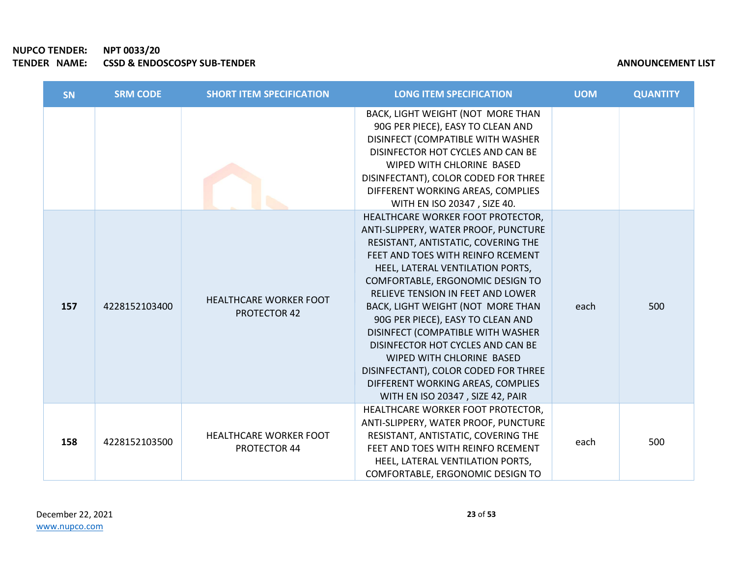**NUPCO TENDER:** NPT 0033/20
**TENDER NAME:** CSSD & ENDOSCOPY SUB-TENDER

**ANNOUNCEMENT LIST**

| SN | SRM CODE | SHORT ITEM SPECIFICATION | LONG ITEM SPECIFICATION | UOM | QUANTITY |
|---|---|---|---|---|---|
| | | | BACK, LIGHT WEIGHT (NOT MORE THAN 90G PER PIECE), EASY TO CLEAN AND DISINFECT (COMPATIBLE WITH WASHER DISINFECTOR HOT CYCLES AND CAN BE WIPED WITH CHLORINE BASED DISINFECTANT), COLOR CODED FOR THREE DIFFERENT WORKING AREAS, COMPLIES WITH EN ISO 20347 , SIZE 40. | | |
| **157** | 4228152103400 | HEALTHCARE WORKER FOOT PROTECTOR 42 | HEALTHCARE WORKER FOOT PROTECTOR, ANTI-SLIPPERY, WATER PROOF, PUNCTURE RESISTANT, ANTISTATIC, COVERING THE FEET AND TOES WITH REINFO RCEMENT HEEL, LATERAL VENTILATION PORTS, COMFORTABLE, ERGONOMIC DESIGN TO RELIEVE TENSION IN FEET AND LOWER BACK, LIGHT WEIGHT (NOT MORE THAN 90G PER PIECE), EASY TO CLEAN AND DISINFECT (COMPATIBLE WITH WASHER DISINFECTOR HOT CYCLES AND CAN BE WIPED WITH CHLORINE BASED DISINFECTANT), COLOR CODED FOR THREE DIFFERENT WORKING AREAS, COMPLIES WITH EN ISO 20347 , SIZE 42, PAIR | each | 500 |
| **158** | 4228152103500 | HEALTHCARE WORKER FOOT PROTECTOR 44 | HEALTHCARE WORKER FOOT PROTECTOR, ANTI-SLIPPERY, WATER PROOF, PUNCTURE RESISTANT, ANTISTATIC, COVERING THE FEET AND TOES WITH REINFO RCEMENT HEEL, LATERAL VENTILATION PORTS, COMFORTABLE, ERGONOMIC DESIGN TO | each | 500 |

December 22, 2021
www.nupco.com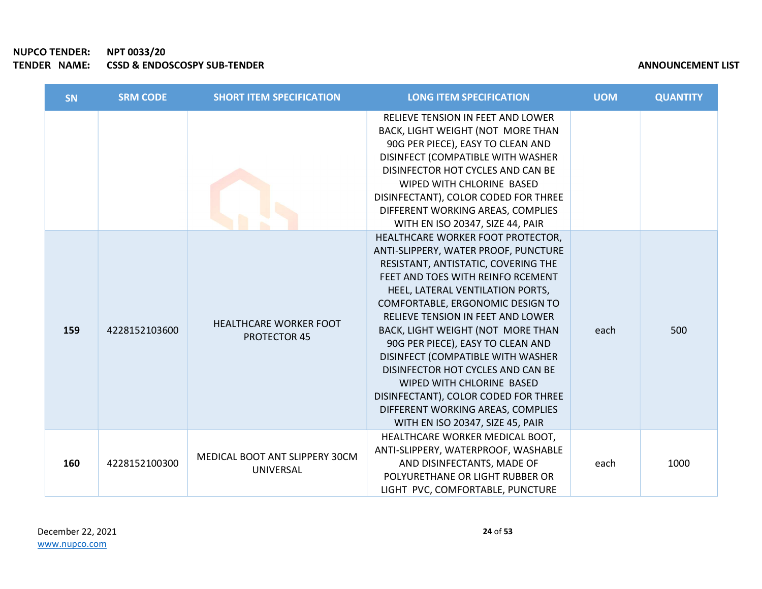**NUPCO TENDER:** NPT 0033/20
**TENDER NAME:** CSSD & ENDOSCOPSY SUB-TENDER

**ANNOUNCEMENT LIST**

| SN | SRM CODE | SHORT ITEM SPECIFICATION | LONG ITEM SPECIFICATION | UOM | QUANTITY |
|---|---|---|---|---|---|
| | | | RELIEVE TENSION IN FEET AND LOWER BACK, LIGHT WEIGHT (NOT MORE THAN 90G PER PIECE), EASY TO CLEAN AND DISINFECT (COMPATIBLE WITH WASHER DISINFECTOR HOT CYCLES AND CAN BE WIPED WITH CHLORINE BASED DISINFECTANT), COLOR CODED FOR THREE DIFFERENT WORKING AREAS, COMPLIES WITH EN ISO 20347, SIZE 44, PAIR | | |
| **159** | 4228152103600 | HEALTHCARE WORKER FOOT PROTECTOR 45 | HEALTHCARE WORKER FOOT PROTECTOR, ANTI-SLIPPERY, WATER PROOF, PUNCTURE RESISTANT, ANTISTATIC, COVERING THE FEET AND TOES WITH REINFO RCEMENT HEEL, LATERAL VENTILATION PORTS, COMFORTABLE, ERGONOMIC DESIGN TO RELIEVE TENSION IN FEET AND LOWER BACK, LIGHT WEIGHT (NOT MORE THAN 90G PER PIECE), EASY TO CLEAN AND DISINFECT (COMPATIBLE WITH WASHER DISINFECTOR HOT CYCLES AND CAN BE WIPED WITH CHLORINE BASED DISINFECTANT), COLOR CODED FOR THREE DIFFERENT WORKING AREAS, COMPLIES WITH EN ISO 20347, SIZE 45, PAIR | each | 500 |
| **160** | 4228152100300 | MEDICAL BOOT ANT SLIPPERY 30CM UNIVERSAL | HEALTHCARE WORKER MEDICAL BOOT, ANTI-SLIPPERY, WATERPROOF, WASHABLE AND DISINFECTANTS, MADE OF POLYURETHANE OR LIGHT RUBBER OR LIGHT PVC, COMFORTABLE, PUNCTURE | each | 1000 |

December 22, 2021
www.nupco.com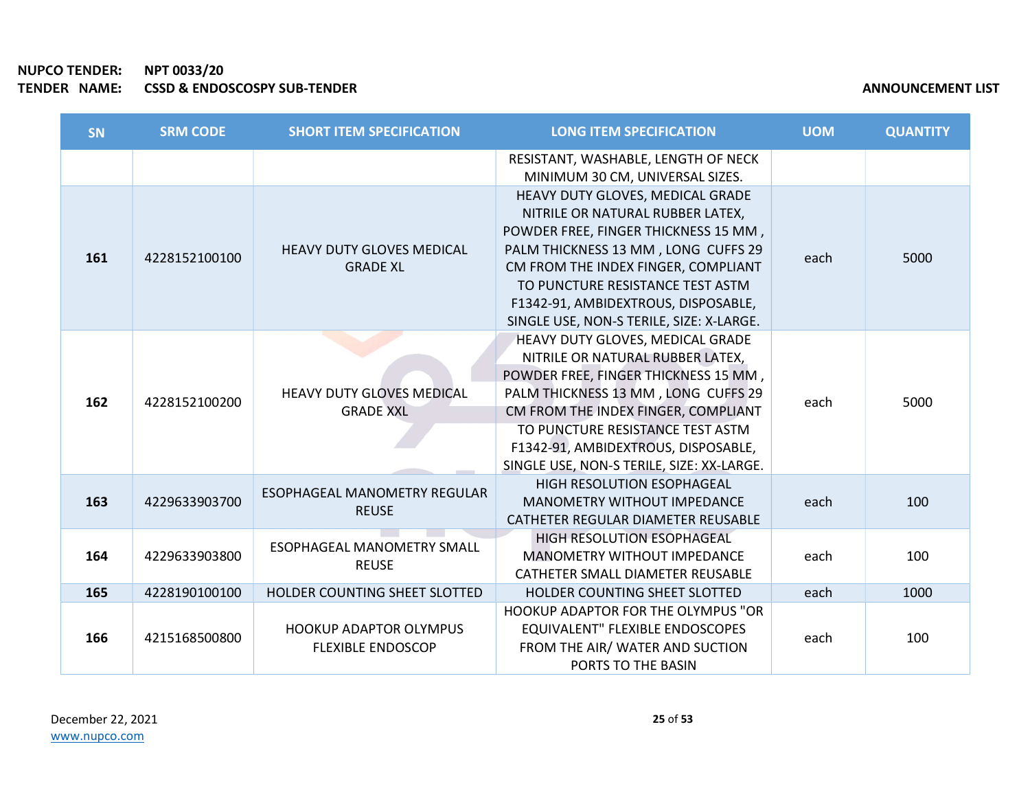**NUPCO TENDER:** NPT 0033/20
**TENDER NAME:** CSSD & ENDOSCOSPY SUB-TENDER

**ANNOUNCEMENT LIST**

| SN | SRM CODE | SHORT ITEM SPECIFICATION | LONG ITEM SPECIFICATION | UOM | QUANTITY |
|---|---|---|---|---|---|
| | | | RESISTANT, WASHABLE, LENGTH OF NECK MINIMUM 30 CM, UNIVERSAL SIZES. | | |
| **161** | 4228152100100 | HEAVY DUTY GLOVES MEDICAL GRADE XL | HEAVY DUTY GLOVES, MEDICAL GRADE NITRILE OR NATURAL RUBBER LATEX, POWDER FREE, FINGER THICKNESS 15 MM , PALM THICKNESS 13 MM , LONG CUFFS 29 CM FROM THE INDEX FINGER, COMPLIANT TO PUNCTURE RESISTANCE TEST ASTM F1342-91, AMBIDEXTROUS, DISPOSABLE, SINGLE USE, NON-S TERILE, SIZE: X-LARGE. | each | 5000 |
| **162** | 4228152100200 | HEAVY DUTY GLOVES MEDICAL GRADE XXL | HEAVY DUTY GLOVES, MEDICAL GRADE NITRILE OR NATURAL RUBBER LATEX, POWDER FREE, FINGER THICKNESS 15 MM , PALM THICKNESS 13 MM , LONG CUFFS 29 CM FROM THE INDEX FINGER, COMPLIANT TO PUNCTURE RESISTANCE TEST ASTM F1342-91, AMBIDEXTROUS, DISPOSABLE, SINGLE USE, NON-S TERILE, SIZE: XX-LARGE. | each | 5000 |
| **163** | 4229633903700 | ESOPHAGEAL MANOMETRY REGULAR REUSE | HIGH RESOLUTION ESOPHAGEAL MANOMETRY WITHOUT IMPEDANCE CATHETER REGULAR DIAMETER REUSABLE | each | 100 |
| **164** | 4229633903800 | ESOPHAGEAL MANOMETRY SMALL REUSE | HIGH RESOLUTION ESOPHAGEAL MANOMETRY WITHOUT IMPEDANCE CATHETER SMALL DIAMETER REUSABLE | each | 100 |
| **165** | 4228190100100 | HOLDER COUNTING SHEET SLOTTED | HOLDER COUNTING SHEET SLOTTED | each | 1000 |
| **166** | 4215168500800 | HOOKUP ADAPTOR OLYMPUS FLEXIBLE ENDOSCOP | HOOKUP ADAPTOR FOR THE OLYMPUS "OR EQUIVALENT" FLEXIBLE ENDOSCOPES FROM THE AIR/ WATER AND SUCTION PORTS TO THE BASIN | each | 100 |

December 22, 2021
www.nupco.com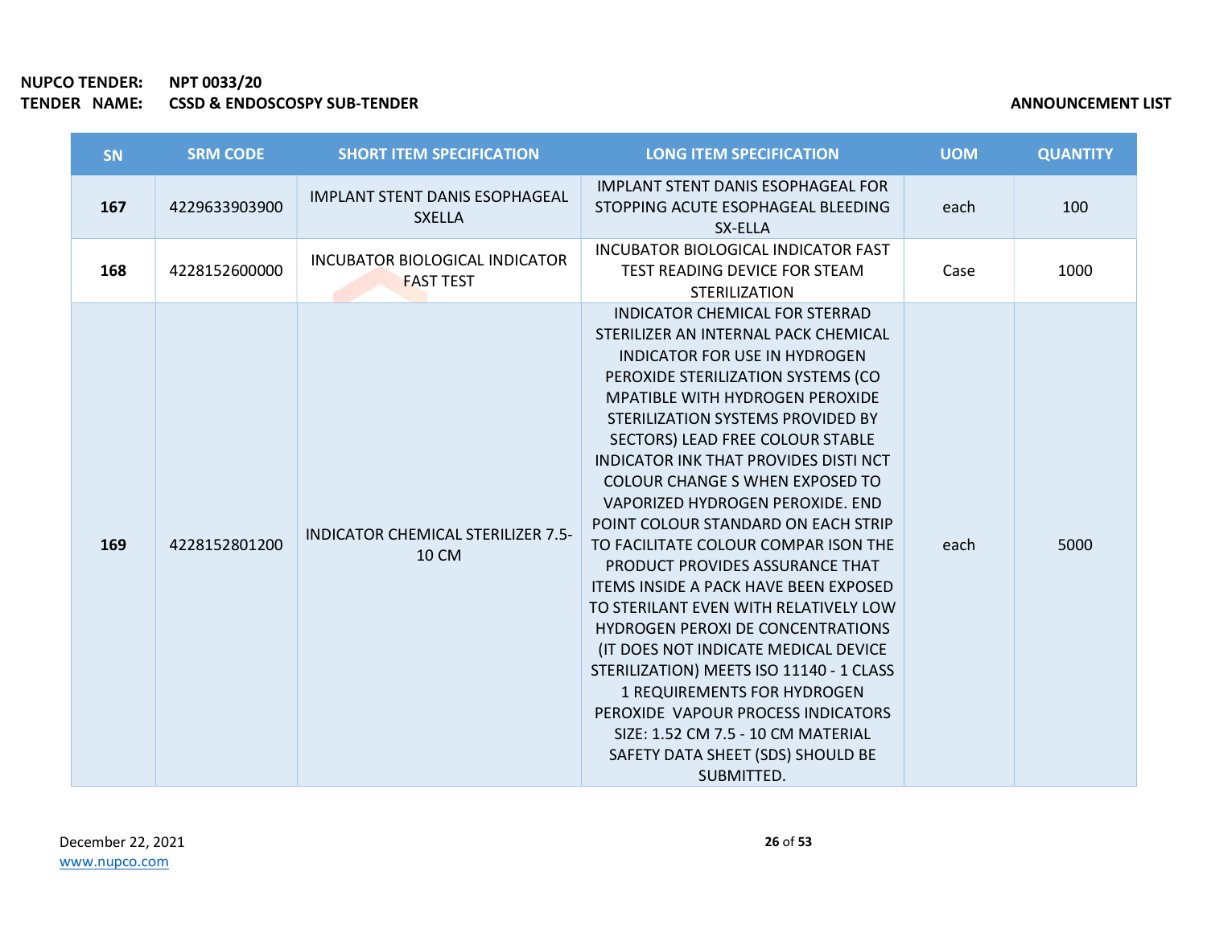**NUPCO TENDER:** NPT 0033/20
**TENDER NAME:** CSSD & ENDOSCOPY SUB-TENDER

**ANNOUNCEMENT LIST**

| SN | SRM CODE | SHORT ITEM SPECIFICATION | LONG ITEM SPECIFICATION | UOM | QUANTITY |
|---|---|---|---|---|---|
| **167** | 4229633903900 | IMPLANT STENT DANIS ESOPHAGEAL SXELLA | IMPLANT STENT DANIS ESOPHAGEAL FOR STOPPING ACUTE ESOPHAGEAL BLEEDING SX-ELLA | each | 100 |
| **168** | 4228152600000 | INCUBATOR BIOLOGICAL INDICATOR FAST TEST | INCUBATOR BIOLOGICAL INDICATOR FAST TEST READING DEVICE FOR STEAM STERILIZATION | Case | 1000 |
| **169** | 4228152801200 | INDICATOR CHEMICAL STERILIZER 7.5-10 CM | INDICATOR CHEMICAL FOR STERRAD STERILIZER AN INTERNAL PACK CHEMICAL INDICATOR FOR USE IN HYDROGEN PEROXIDE STERILIZATION SYSTEMS (CO MPATIBLE WITH HYDROGEN PEROXIDE STERILIZATION SYSTEMS PROVIDED BY SECTORS) LEAD FREE COLOUR STABLE INDICATOR INK THAT PROVIDES DISTI NCT COLOUR CHANGE S WHEN EXPOSED TO VAPORIZED HYDROGEN PEROXIDE. END POINT COLOUR STANDARD ON EACH STRIP TO FACILITATE COLOUR COMPAR ISON THE PRODUCT PROVIDES ASSURANCE THAT ITEMS INSIDE A PACK HAVE BEEN EXPOSED TO STERILANT EVEN WITH RELATIVELY LOW HYDROGEN PEROXI DE CONCENTRATIONS (IT DOES NOT INDICATE MEDICAL DEVICE STERILIZATION) MEETS ISO 11140 - 1 CLASS 1 REQUIREMENTS FOR HYDROGEN PEROXIDE VAPOUR PROCESS INDICATORS SIZE: 1.52 CM 7.5 - 10 CM MATERIAL SAFETY DATA SHEET (SDS) SHOULD BE SUBMITTED. | each | 5000 |

December 22, 2021
www.nupco.com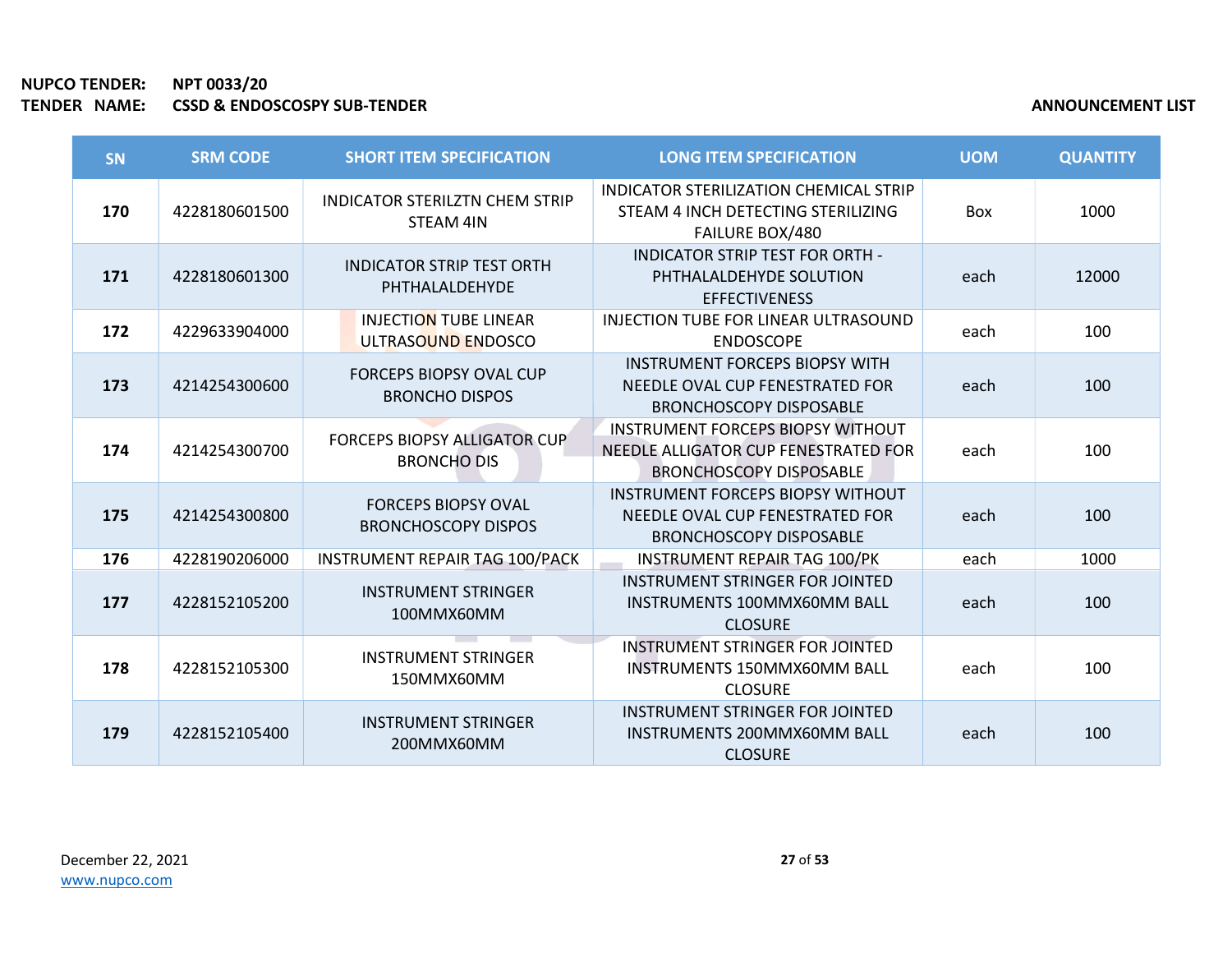**NUPCO TENDER:** NPT 0033/20
**TENDER NAME:** CSSD & ENDOSCOSPY SUB-TENDER

**ANNOUNCEMENT LIST**

| SN | SRM CODE | SHORT ITEM SPECIFICATION | LONG ITEM SPECIFICATION | UOM | QUANTITY |
|---|---|---|---|---|---|
| 170 | 4228180601500 | INDICATOR STERILZTN CHEM STRIP STEAM 4IN | INDICATOR STERILIZATION CHEMICAL STRIP STEAM 4 INCH DETECTING STERILIZING FAILURE BOX/480 | Box | 1000 |
| 171 | 4228180601300 | INDICATOR STRIP TEST ORTH PHTHALALDEHYDE | INDICATOR STRIP TEST FOR ORTH - PHTHALALDEHYDE SOLUTION EFFECTIVENESS | each | 12000 |
| 172 | 4229633904000 | INJECTION TUBE LINEAR ULTRASOUND ENDOSCO | INJECTION TUBE FOR LINEAR ULTRASOUND ENDOSCOPE | each | 100 |
| 173 | 4214254300600 | FORCEPS BIOPSY OVAL CUP BRONCHO DISPOS | INSTRUMENT FORCEPS BIOPSY WITH NEEDLE OVAL CUP FENESTRATED FOR BRONCHOSCOPY DISPOSABLE | each | 100 |
| 174 | 4214254300700 | FORCEPS BIOPSY ALLIGATOR CUP BRONCHO DIS | INSTRUMENT FORCEPS BIOPSY WITHOUT NEEDLE ALLIGATOR CUP FENESTRATED FOR BRONCHOSCOPY DISPOSABLE | each | 100 |
| 175 | 4214254300800 | FORCEPS BIOPSY OVAL BRONCHOSCOPY DISPOS | INSTRUMENT FORCEPS BIOPSY WITHOUT NEEDLE OVAL CUP FENESTRATED FOR BRONCHOSCOPY DISPOSABLE | each | 100 |
| 176 | 4228190206000 | INSTRUMENT REPAIR TAG 100/PACK | INSTRUMENT REPAIR TAG 100/PK | each | 1000 |
| 177 | 4228152105200 | INSTRUMENT STRINGER 100MMX60MM | INSTRUMENT STRINGER FOR JOINTED INSTRUMENTS 100MMX60MM BALL CLOSURE | each | 100 |
| 178 | 4228152105300 | INSTRUMENT STRINGER 150MMX60MM | INSTRUMENT STRINGER FOR JOINTED INSTRUMENTS 150MMX60MM BALL CLOSURE | each | 100 |
| 179 | 4228152105400 | INSTRUMENT STRINGER 200MMX60MM | INSTRUMENT STRINGER FOR JOINTED INSTRUMENTS 200MMX60MM BALL CLOSURE | each | 100 |

December 22, 2021
www.nupco.com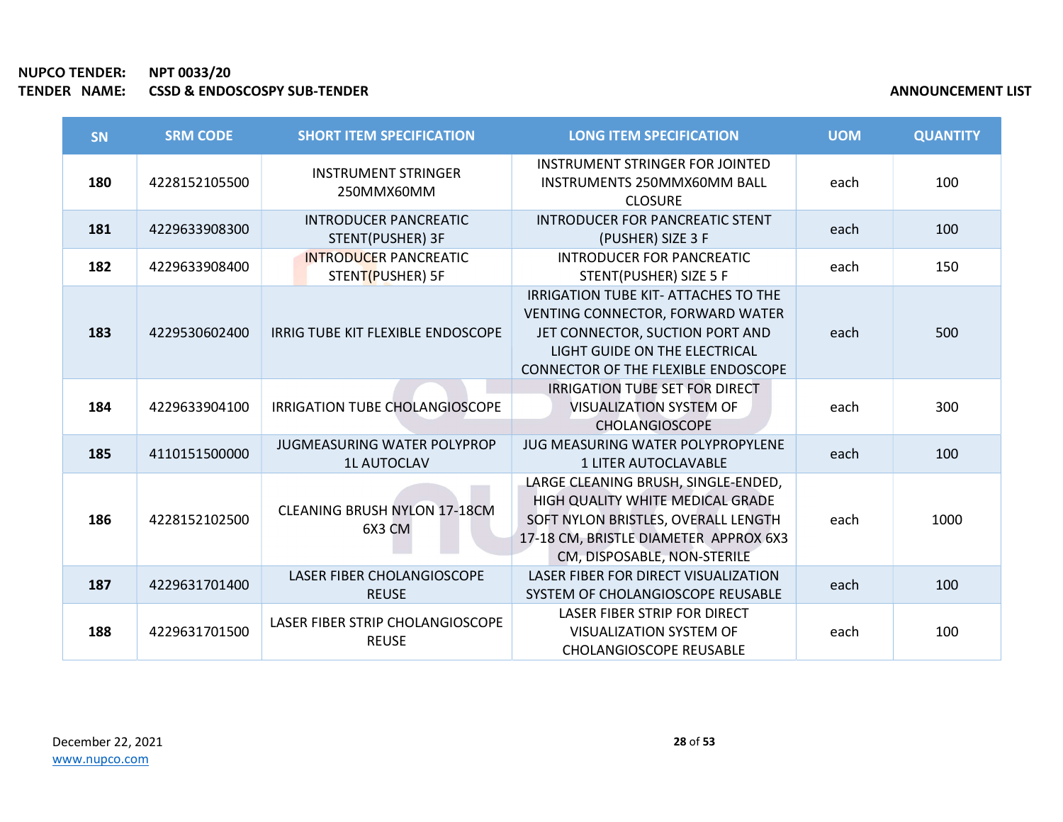**NUPCO TENDER:** **NPT 0033/20**
**TENDER NAME:** **CSSD & ENDOSCOSPY SUB-TENDER**

**ANNOUNCEMENT LIST**

| SN | SRM CODE | SHORT ITEM SPECIFICATION | LONG ITEM SPECIFICATION | UOM | QUANTITY |
|---|---|---|---|---|---|
| **180** | 4228152105500 | INSTRUMENT STRINGER 250MMX60MM | INSTRUMENT STRINGER FOR JOINTED INSTRUMENTS 250MMX60MM BALL CLOSURE | each | 100 |
| **181** | 4229633908300 | INTRODUCER PANCREATIC STENT(PUSHER) 3F | INTRODUCER FOR PANCREATIC STENT (PUSHER) SIZE 3 F | each | 100 |
| **182** | 4229633908400 | INTRODUCER PANCREATIC STENT(PUSHER) 5F | INTRODUCER FOR PANCREATIC STENT(PUSHER) SIZE 5 F | each | 150 |
| **183** | 4229530602400 | IRRIG TUBE KIT FLEXIBLE ENDOSCOPE | IRRIGATION TUBE KIT- ATTACHES TO THE VENTING CONNECTOR, FORWARD WATER JET CONNECTOR, SUCTION PORT AND LIGHT GUIDE ON THE ELECTRICAL CONNECTOR OF THE FLEXIBLE ENDOSCOPE | each | 500 |
| **184** | 4229633904100 | IRRIGATION TUBE CHOLANGIOSCOPE | IRRIGATION TUBE SET FOR DIRECT VISUALIZATION SYSTEM OF CHOLANGIOSCOPE | each | 300 |
| **185** | 4110151500000 | JUGMEASURING WATER POLYPROP 1L AUTOCLAV | JUG MEASURING WATER POLYPROPYLENE 1 LITER AUTOCLAVABLE | each | 100 |
| **186** | 4228152102500 | CLEANING BRUSH NYLON 17-18CM 6X3 CM | LARGE CLEANING BRUSH, SINGLE-ENDED, HIGH QUALITY WHITE MEDICAL GRADE SOFT NYLON BRISTLES, OVERALL LENGTH 17-18 CM, BRISTLE DIAMETER APPROX 6X3 CM, DISPOSABLE, NON-STERILE | each | 1000 |
| **187** | 4229631701400 | LASER FIBER CHOLANGIOSCOPE REUSE | LASER FIBER FOR DIRECT VISUALIZATION SYSTEM OF CHOLANGIOSCOPE REUSABLE | each | 100 |
| **188** | 4229631701500 | LASER FIBER STRIP CHOLANGIOSCOPE REUSE | LASER FIBER STRIP FOR DIRECT VISUALIZATION SYSTEM OF CHOLANGIOSCOPE REUSABLE | each | 100 |

December 22, 2021
www.nupco.com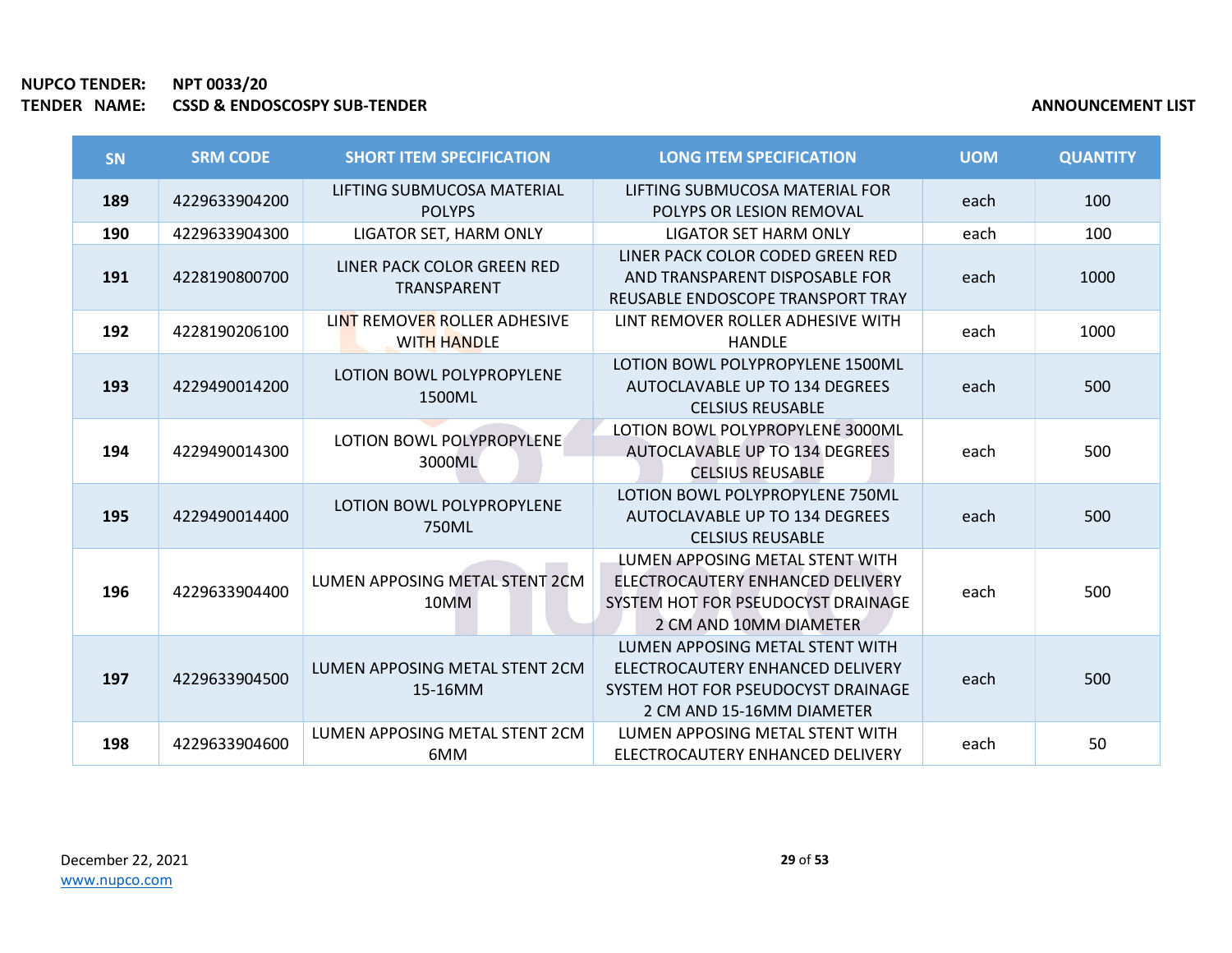**NUPCO TENDER:** NPT 0033/20
**TENDER NAME:** CSSD & ENDOSCOPSY SUB-TENDER

**ANNOUNCEMENT LIST**

| SN | SRM CODE | SHORT ITEM SPECIFICATION | LONG ITEM SPECIFICATION | UOM | QUANTITY |
|---|---|---|---|---|---|
| 189 | 4229633904200 | LIFTING SUBMUCOSA MATERIAL POLYPS | LIFTING SUBMUCOSA MATERIAL FOR POLYPS OR LESION REMOVAL | each | 100 |
| 190 | 4229633904300 | LIGATOR SET, HARM ONLY | LIGATOR SET HARM ONLY | each | 100 |
| 191 | 4228190800700 | LINER PACK COLOR GREEN RED TRANSPARENT | LINER PACK COLOR CODED GREEN RED AND TRANSPARENT DISPOSABLE FOR REUSABLE ENDOSCOPE TRANSPORT TRAY | each | 1000 |
| 192 | 4228190206100 | LINT REMOVER ROLLER ADHESIVE WITH HANDLE | LINT REMOVER ROLLER ADHESIVE WITH HANDLE | each | 1000 |
| 193 | 4229490014200 | LOTION BOWL POLYPROPYLENE 1500ML | LOTION BOWL POLYPROPYLENE 1500ML AUTOCLAVABLE UP TO 134 DEGREES CELSIUS REUSABLE | each | 500 |
| 194 | 4229490014300 | LOTION BOWL POLYPROPYLENE 3000ML | LOTION BOWL POLYPROPYLENE 3000ML AUTOCLAVABLE UP TO 134 DEGREES CELSIUS REUSABLE | each | 500 |
| 195 | 4229490014400 | LOTION BOWL POLYPROPYLENE 750ML | LOTION BOWL POLYPROPYLENE 750ML AUTOCLAVABLE UP TO 134 DEGREES CELSIUS REUSABLE | each | 500 |
| 196 | 4229633904400 | LUMEN APPOSING METAL STENT 2CM 10MM | LUMEN APPOSING METAL STENT WITH ELECTROCAUTERY ENHANCED DELIVERY SYSTEM HOT FOR PSEUDOCYST DRAINAGE 2 CM AND 10MM DIAMETER | each | 500 |
| 197 | 4229633904500 | LUMEN APPOSING METAL STENT 2CM 15-16MM | LUMEN APPOSING METAL STENT WITH ELECTROCAUTERY ENHANCED DELIVERY SYSTEM HOT FOR PSEUDOCYST DRAINAGE 2 CM AND 15-16MM DIAMETER | each | 500 |
| 198 | 4229633904600 | LUMEN APPOSING METAL STENT 2CM 6MM | LUMEN APPOSING METAL STENT WITH ELECTROCAUTERY ENHANCED DELIVERY | each | 50 |

December 22, 2021
www.nupco.com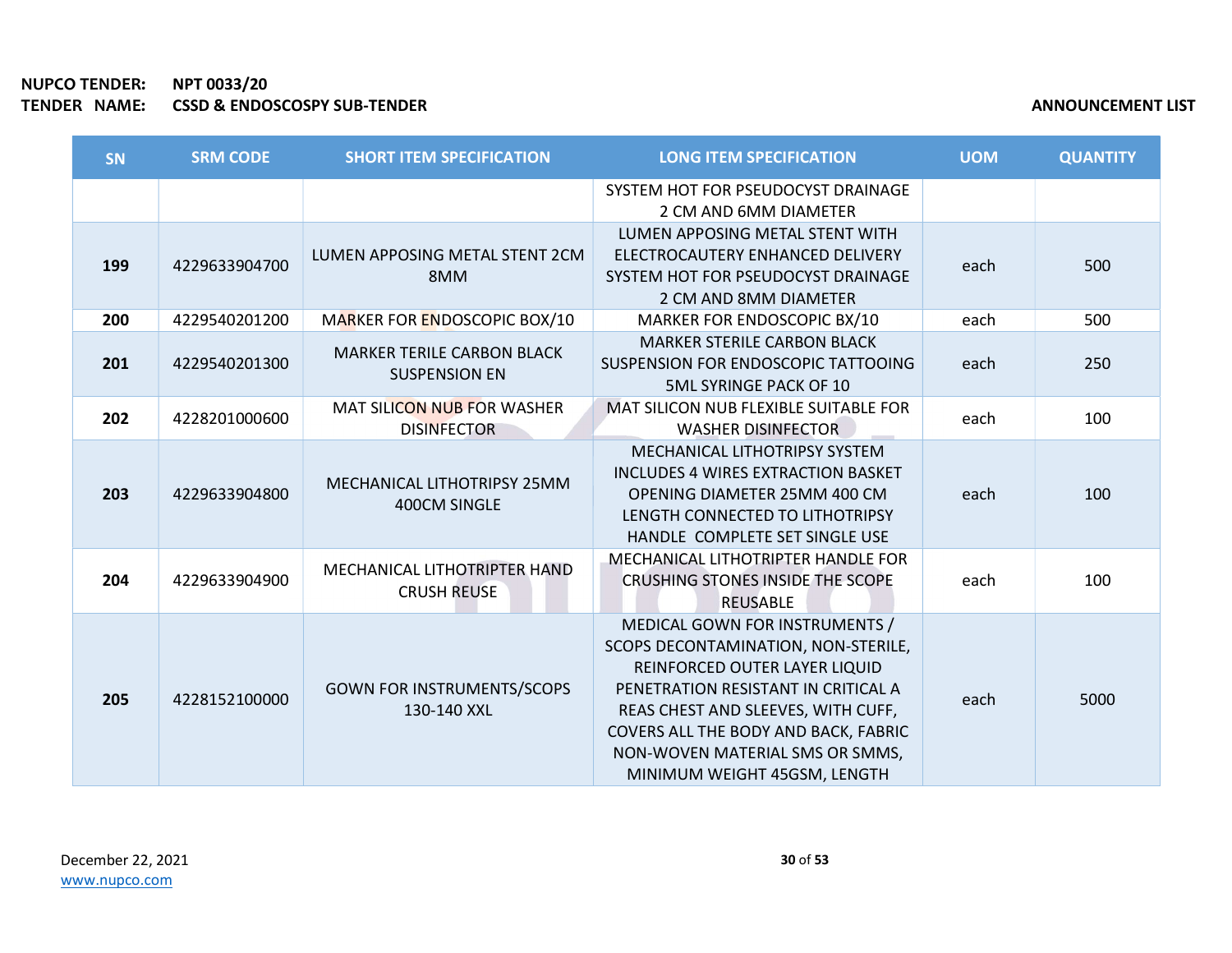**NUPCO TENDER:** NPT 0033/20
**TENDER NAME:** CSSD & ENDOSCOSPY SUB-TENDER

**ANNOUNCEMENT LIST**

| SN | SRM CODE | SHORT ITEM SPECIFICATION | LONG ITEM SPECIFICATION | UOM | QUANTITY |
|---|---|---|---|---|---|
| | | | SYSTEM HOT FOR PSEUDOCYST DRAINAGE 2 CM AND 6MM DIAMETER | | |
| **199** | 4229633904700 | LUMEN APPOSING METAL STENT 2CM 8MM | LUMEN APPOSING METAL STENT WITH ELECTROCAUTERY ENHANCED DELIVERY SYSTEM HOT FOR PSEUDOCYST DRAINAGE 2 CM AND 8MM DIAMETER | each | 500 |
| **200** | 4229540201200 | MARKER FOR ENDOSCOPIC BOX/10 | MARKER FOR ENDOSCOPIC BX/10 | each | 500 |
| **201** | 4229540201300 | MARKER TERILE CARBON BLACK SUSPENSION EN | MARKER STERILE CARBON BLACK SUSPENSION FOR ENDOSCOPIC TATTOOING 5ML SYRINGE PACK OF 10 | each | 250 |
| **202** | 4228201000600 | MAT SILICON NUB FOR WASHER DISINFECTOR | MAT SILICON NUB FLEXIBLE SUITABLE FOR WASHER DISINFECTOR | each | 100 |
| **203** | 4229633904800 | MECHANICAL LITHOTRIPSY 25MM 400CM SINGLE | MECHANICAL LITHOTRIPSY SYSTEM INCLUDES 4 WIRES EXTRACTION BASKET OPENING DIAMETER 25MM 400 CM LENGTH CONNECTED TO LITHOTRIPSY HANDLE COMPLETE SET SINGLE USE | each | 100 |
| **204** | 4229633904900 | MECHANICAL LITHOTRIPTER HAND CRUSH REUSE | MECHANICAL LITHOTRIPTER HANDLE FOR CRUSHING STONES INSIDE THE SCOPE REUSABLE | each | 100 |
| **205** | 4228152100000 | GOWN FOR INSTRUMENTS/SCOPS 130-140 XXL | MEDICAL GOWN FOR INSTRUMENTS / SCOPS DECONTAMINATION, NON-STERILE, REINFORCED OUTER LAYER LIQUID PENETRATION RESISTANT IN CRITICAL A REAS CHEST AND SLEEVES, WITH CUFF, COVERS ALL THE BODY AND BACK, FABRIC NON-WOVEN MATERIAL SMS OR SMMS, MINIMUM WEIGHT 45GSM, LENGTH | each | 5000 |

December 22, 2021
www.nupco.com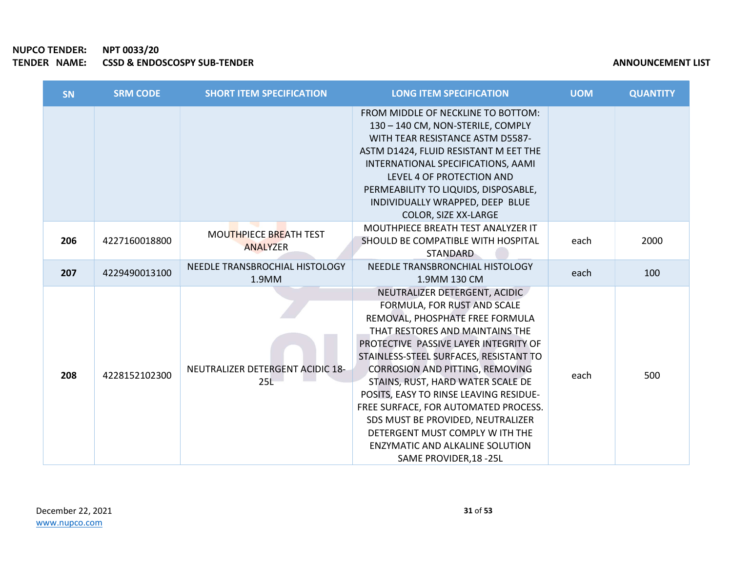**NUPCO TENDER:** NPT 0033/20
**TENDER NAME:** CSSD & ENDOSCOSPY SUB-TENDER

**ANNOUNCEMENT LIST**

| SN | SRM CODE | SHORT ITEM SPECIFICATION | LONG ITEM SPECIFICATION | UOM | QUANTITY |
|---|---|---|---|---|---|
| | | | FROM MIDDLE OF NECKLINE TO BOTTOM: 130 – 140 CM, NON-STERILE, COMPLY WITH TEAR RESISTANCE ASTM D5587-ASTM D1424, FLUID RESISTANT M EET THE INTERNATIONAL SPECIFICATIONS, AAMI LEVEL 4 OF PROTECTION AND PERMEABILITY TO LIQUIDS, DISPOSABLE, INDIVIDUALLY WRAPPED, DEEP BLUE COLOR, SIZE XX-LARGE | | |
| **206** | 4227160018800 | MOUTHPIECE BREATH TEST ANALYZER | MOUTHPIECE BREATH TEST ANALYZER IT SHOULD BE COMPATIBLE WITH HOSPITAL STANDARD | each | 2000 |
| **207** | 4229490013100 | NEEDLE TRANSBROCHIAL HISTOLOGY 1.9MM | NEEDLE TRANSBRONCHIAL HISTOLOGY 1.9MM 130 CM | each | 100 |
| **208** | 4228152102300 | NEUTRALIZER DETERGENT ACIDIC 18-25L | NEUTRALIZER DETERGENT, ACIDIC FORMULA, FOR RUST AND SCALE REMOVAL, PHOSPHATE FREE FORMULA THAT RESTORES AND MAINTAINS THE PROTECTIVE PASSIVE LAYER INTEGRITY OF STAINLESS-STEEL SURFACES, RESISTANT TO CORROSION AND PITTING, REMOVING STAINS, RUST, HARD WATER SCALE DE POSITS, EASY TO RINSE LEAVING RESIDUE-FREE SURFACE, FOR AUTOMATED PROCESS. SDS MUST BE PROVIDED, NEUTRALIZER DETERGENT MUST COMPLY W ITH THE ENZYMATIC AND ALKALINE SOLUTION SAME PROVIDER,18 -25L | each | 500 |

December 22, 2021
www.nupco.com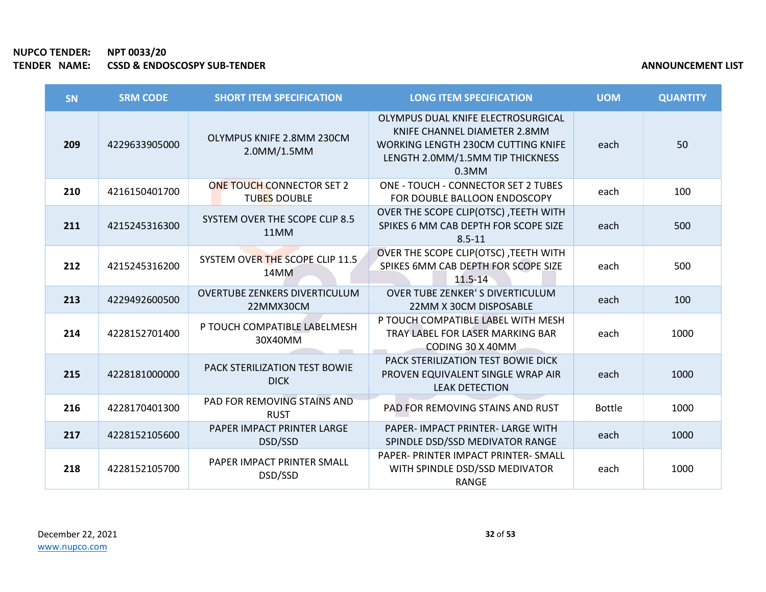**NUPCO TENDER:** NPT 0033/20
**TENDER NAME:** CSSD & ENDOSCOSPY SUB-TENDER

**ANNOUNCEMENT LIST**

| SN | SRM CODE | SHORT ITEM SPECIFICATION | LONG ITEM SPECIFICATION | UOM | QUANTITY |
|---|---|---|---|---|---|
| **209** | 4229633905000 | OLYMPUS KNIFE 2.8MM 230CM 2.0MM/1.5MM | OLYMPUS DUAL KNIFE ELECTROSURGICAL KNIFE CHANNEL DIAMETER 2.8MM WORKING LENGTH 230CM CUTTING KNIFE LENGTH 2.0MM/1.5MM TIP THICKNESS 0.3MM | each | 50 |
| **210** | 4216150401700 | ONE TOUCH CONNECTOR SET 2 TUBES DOUBLE | ONE - TOUCH - CONNECTOR SET 2 TUBES FOR DOUBLE BALLOON ENDOSCOPY | each | 100 |
| **211** | 4215245316300 | SYSTEM OVER THE SCOPE CLIP 8.5 11MM | OVER THE SCOPE CLIP(OTSC) ,TEETH WITH SPIKES 6 MM CAB DEPTH FOR SCOPE SIZE 8.5-11 | each | 500 |
| **212** | 4215245316200 | SYSTEM OVER THE SCOPE CLIP 11.5 14MM | OVER THE SCOPE CLIP(OTSC) ,TEETH WITH SPIKES 6MM CAB DEPTH FOR SCOPE SIZE 11.5-14 | each | 500 |
| **213** | 4229492600500 | OVERTUBE ZENKERS DIVERTICULUM 22MMX30CM | OVER TUBE ZENKER' S DIVERTICULUM 22MM X 30CM DISPOSABLE | each | 100 |
| **214** | 4228152701400 | P TOUCH COMPATIBLE LABELMESH 30X40MM | P TOUCH COMPATIBLE LABEL WITH MESH TRAY LABEL FOR LASER MARKING BAR CODING 30 X 40MM | each | 1000 |
| **215** | 4228181000000 | PACK STERILIZATION TEST BOWIE DICK | PACK STERILIZATION TEST BOWIE DICK PROVEN EQUIVALENT SINGLE WRAP AIR LEAK DETECTION | each | 1000 |
| **216** | 4228170401300 | PAD FOR REMOVING STAINS AND RUST | PAD FOR REMOVING STAINS AND RUST | Bottle | 1000 |
| **217** | 4228152105600 | PAPER IMPACT PRINTER LARGE DSD/SSD | PAPER- IMPACT PRINTER- LARGE WITH SPINDLE DSD/SSD MEDIVATOR RANGE | each | 1000 |
| **218** | 4228152105700 | PAPER IMPACT PRINTER SMALL DSD/SSD | PAPER- PRINTER IMPACT PRINTER- SMALL WITH SPINDLE DSD/SSD MEDIVATOR RANGE | each | 1000 |

December 22, 2021
www.nupco.com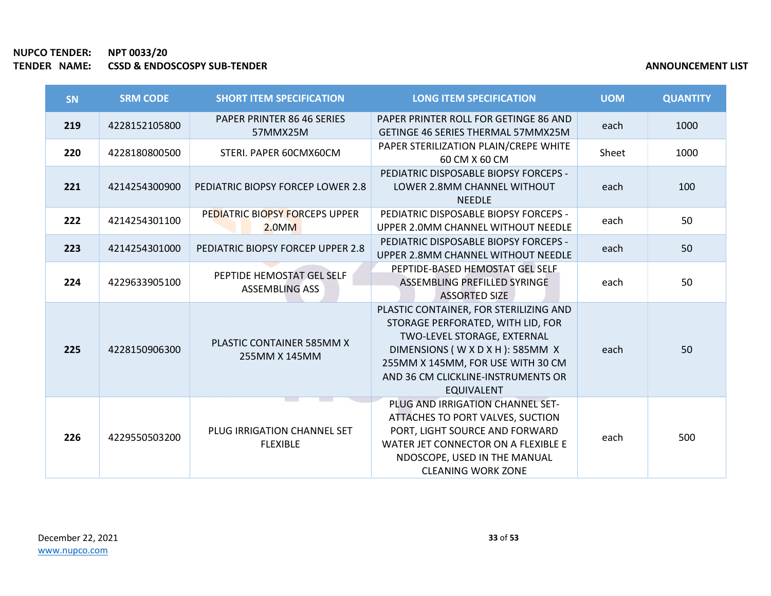**NUPCO TENDER:** NPT 0033/20
**TENDER NAME:** CSSD & ENDOSCOPSY SUB-TENDER

**ANNOUNCEMENT LIST**

| SN | SRM CODE | SHORT ITEM SPECIFICATION | LONG ITEM SPECIFICATION | UOM | QUANTITY |
|---|---|---|---|---|---|
| 219 | 4228152105800 | PAPER PRINTER 86 46 SERIES 57MMX25M | PAPER PRINTER ROLL FOR GETINGE 86 AND GETINGE 46 SERIES THERMAL 57MMX25M | each | 1000 |
| 220 | 4228180800500 | STERI. PAPER 60CMX60CM | PAPER STERILIZATION PLAIN/CREPE WHITE 60 CM X 60 CM | Sheet | 1000 |
| 221 | 4214254300900 | PEDIATRIC BIOPSY FORCEP LOWER 2.8 | PEDIATRIC DISPOSABLE BIOPSY FORCEPS - LOWER 2.8MM CHANNEL WITHOUT NEEDLE | each | 100 |
| 222 | 4214254301100 | PEDIATRIC BIOPSY FORCEPS UPPER 2.0MM | PEDIATRIC DISPOSABLE BIOPSY FORCEPS - UPPER 2.0MM CHANNEL WITHOUT NEEDLE | each | 50 |
| 223 | 4214254301000 | PEDIATRIC BIOPSY FORCEP UPPER 2.8 | PEDIATRIC DISPOSABLE BIOPSY FORCEPS - UPPER 2.8MM CHANNEL WITHOUT NEEDLE | each | 50 |
| 224 | 4229633905100 | PEPTIDE HEMOSTAT GEL SELF ASSEMBLING ASS | PEPTIDE-BASED HEMOSTAT GEL SELF ASSEMBLING PREFILLED SYRINGE ASSORTED SIZE | each | 50 |
| 225 | 4228150906300 | PLASTIC CONTAINER 585MM X 255MM X 145MM | PLASTIC CONTAINER, FOR STERILIZING AND STORAGE PERFORATED, WITH LID, FOR TWO-LEVEL STORAGE, EXTERNAL DIMENSIONS ( W X D X H ): 585MM X 255MM X 145MM, FOR USE WITH 30 CM AND 36 CM CLICKLINE-INSTRUMENTS OR EQUIVALENT | each | 50 |
| 226 | 4229550503200 | PLUG IRRIGATION CHANNEL SET FLEXIBLE | PLUG AND IRRIGATION CHANNEL SET- ATTACHES TO PORT VALVES, SUCTION PORT, LIGHT SOURCE AND FORWARD WATER JET CONNECTOR ON A FLEXIBLE E NDOSCOPE, USED IN THE MANUAL CLEANING WORK ZONE | each | 500 |

December 22, 2021
www.nupco.com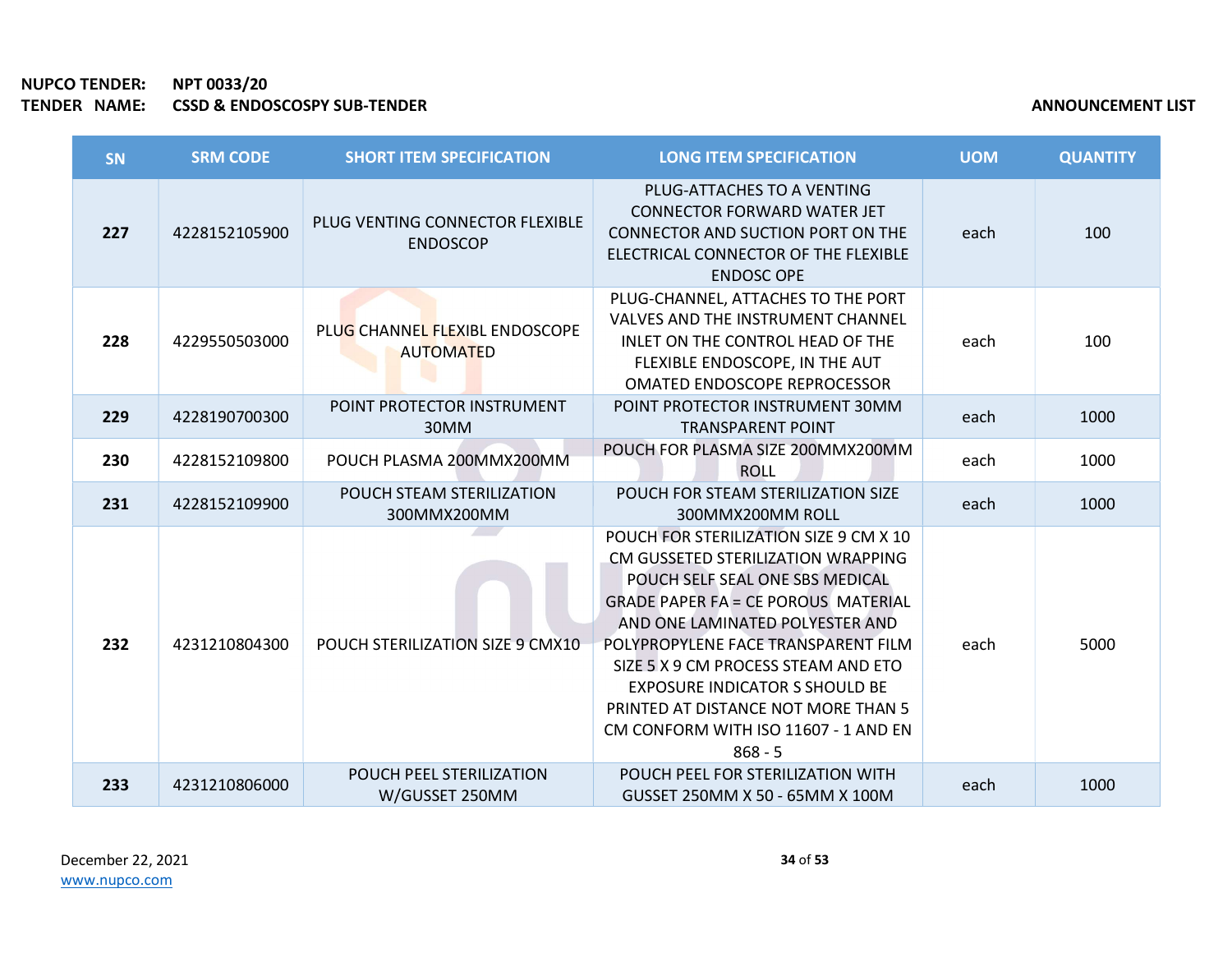**NUPCO TENDER:** NPT 0033/20
**TENDER NAME:** CSSD & ENDOSCOSPY SUB-TENDER

**ANNOUNCEMENT LIST**

| SN | SRM CODE | SHORT ITEM SPECIFICATION | LONG ITEM SPECIFICATION | UOM | QUANTITY |
|---|---|---|---|---|---|
| 227 | 4228152105900 | PLUG VENTING CONNECTOR FLEXIBLE ENDOSCOP | PLUG-ATTACHES TO A VENTING CONNECTOR FORWARD WATER JET CONNECTOR AND SUCTION PORT ON THE ELECTRICAL CONNECTOR OF THE FLEXIBLE ENDOSC OPE | each | 100 |
| 228 | 4229550503000 | PLUG CHANNEL FLEXIBL ENDOSCOPE AUTOMATED | PLUG-CHANNEL, ATTACHES TO THE PORT VALVES AND THE INSTRUMENT CHANNEL INLET ON THE CONTROL HEAD OF THE FLEXIBLE ENDOSCOPE, IN THE AUT OMATED ENDOSCOPE REPROCESSOR | each | 100 |
| 229 | 4228190700300 | POINT PROTECTOR INSTRUMENT 30MM | POINT PROTECTOR INSTRUMENT 30MM TRANSPARENT POINT | each | 1000 |
| 230 | 4228152109800 | POUCH PLASMA 200MMX200MM | POUCH FOR PLASMA SIZE 200MMX200MM ROLL | each | 1000 |
| 231 | 4228152109900 | POUCH STEAM STERILIZATION 300MMX200MM | POUCH FOR STEAM STERILIZATION SIZE 300MMX200MM ROLL | each | 1000 |
| 232 | 4231210804300 | POUCH STERILIZATION SIZE 9 CMX10 | POUCH FOR STERILIZATION SIZE 9 CM X 10 CM GUSSETED STERILIZATION WRAPPING POUCH SELF SEAL ONE SBS MEDICAL GRADE PAPER FA = CE POROUS MATERIAL AND ONE LAMINATED POLYESTER AND POLYPROPYLENE FACE TRANSPARENT FILM SIZE 5 X 9 CM PROCESS STEAM AND ETO EXPOSURE INDICATOR S SHOULD BE PRINTED AT DISTANCE NOT MORE THAN 5 CM CONFORM WITH ISO 11607 - 1 AND EN 868 - 5 | each | 5000 |
| 233 | 4231210806000 | POUCH PEEL STERILIZATION W/GUSSET 250MM | POUCH PEEL FOR STERILIZATION WITH GUSSET 250MM X 50 - 65MM X 100M | each | 1000 |

December 22, 2021
www.nupco.com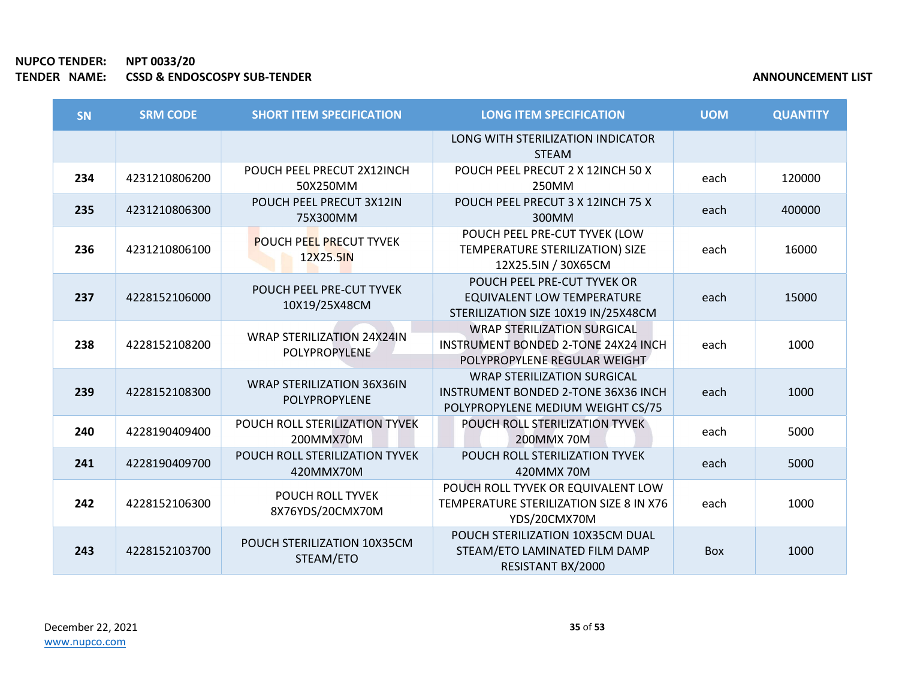**NUPCO TENDER:** NPT 0033/20
**TENDER NAME:** CSSD & ENDOSCOPY SUB-TENDER

**ANNOUNCEMENT LIST**

| SN | SRM CODE | SHORT ITEM SPECIFICATION | LONG ITEM SPECIFICATION | UOM | QUANTITY |
|---|---|---|---|---|---|
| | | | LONG WITH STERILIZATION INDICATOR STEAM | | |
| 234 | 4231210806200 | POUCH PEEL PRECUT 2X12INCH 50X250MM | POUCH PEEL PRECUT 2 X 12INCH 50 X 250MM | each | 120000 |
| 235 | 4231210806300 | POUCH PEEL PRECUT 3X12IN 75X300MM | POUCH PEEL PRECUT 3 X 12INCH 75 X 300MM | each | 400000 |
| 236 | 4231210806100 | POUCH PEEL PRECUT TYVEK 12X25.5IN | POUCH PEEL PRE-CUT TYVEK (LOW TEMPERATURE STERILIZATION) SIZE 12X25.5IN / 30X65CM | each | 16000 |
| 237 | 4228152106000 | POUCH PEEL PRE-CUT TYVEK 10X19/25X48CM | POUCH PEEL PRE-CUT TYVEK OR EQUIVALENT LOW TEMPERATURE STERILIZATION SIZE 10X19 IN/25X48CM | each | 15000 |
| 238 | 4228152108200 | WRAP STERILIZATION 24X24IN POLYPROPYLENE | WRAP STERILIZATION SURGICAL INSTRUMENT BONDED 2-TONE 24X24 INCH POLYPROPYLENE REGULAR WEIGHT | each | 1000 |
| 239 | 4228152108300 | WRAP STERILIZATION 36X36IN POLYPROPYLENE | WRAP STERILIZATION SURGICAL INSTRUMENT BONDED 2-TONE 36X36 INCH POLYPROPYLENE MEDIUM WEIGHT CS/75 | each | 1000 |
| 240 | 4228190409400 | POUCH ROLL STERILIZATION TYVEK 200MMX70M | POUCH ROLL STERILIZATION TYVEK 200MMX 70M | each | 5000 |
| 241 | 4228190409700 | POUCH ROLL STERILIZATION TYVEK 420MMX70M | POUCH ROLL STERILIZATION TYVEK 420MMX 70M | each | 5000 |
| 242 | 4228152106300 | POUCH ROLL TYVEK 8X76YDS/20CMX70M | POUCH ROLL TYVEK OR EQUIVALENT LOW TEMPERATURE STERILIZATION SIZE 8 IN X76 YDS/20CMX70M | each | 1000 |
| 243 | 4228152103700 | POUCH STERILIZATION 10X35CM STEAM/ETO | POUCH STERILIZATION 10X35CM DUAL STEAM/ETO LAMINATED FILM DAMP RESISTANT BX/2000 | Box | 1000 |

December 22, 2021
www.nupco.com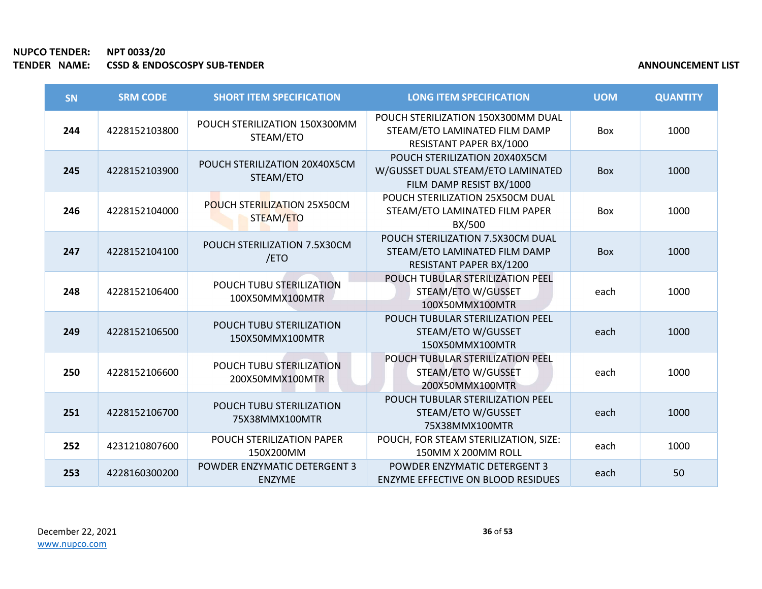**NUPCO TENDER:** **NPT 0033/20**
**TENDER NAME:** **CSSD & ENDOSCOPSY SUB-TENDER**

**ANNOUNCEMENT LIST**

| SN | SRM CODE | SHORT ITEM SPECIFICATION | LONG ITEM SPECIFICATION | UOM | QUANTITY |
|---|---|---|---|---|---|
| **244** | 4228152103800 | POUCH STERILIZATION 150X300MM STEAM/ETO | POUCH STERILIZATION 150X300MM DUAL STEAM/ETO LAMINATED FILM DAMP RESISTANT PAPER BX/1000 | Box | 1000 |
| **245** | 4228152103900 | POUCH STERILIZATION 20X40X5CM STEAM/ETO | POUCH STERILIZATION 20X40X5CM W/GUSSET DUAL STEAM/ETO LAMINATED FILM DAMP RESIST BX/1000 | Box | 1000 |
| **246** | 4228152104000 | POUCH STERILIZATION 25X50CM STEAM/ETO | POUCH STERILIZATION 25X50CM DUAL STEAM/ETO LAMINATED FILM PAPER BX/500 | Box | 1000 |
| **247** | 4228152104100 | POUCH STERILIZATION 7.5X30CM /ETO | POUCH STERILIZATION 7.5X30CM DUAL STEAM/ETO LAMINATED FILM DAMP RESISTANT PAPER BX/1200 | Box | 1000 |
| **248** | 4228152106400 | POUCH TUBU STERILIZATION 100X50MMX100MTR | POUCH TUBULAR STERILIZATION PEEL STEAM/ETO W/GUSSET 100X50MMX100MTR | each | 1000 |
| **249** | 4228152106500 | POUCH TUBU STERILIZATION 150X50MMX100MTR | POUCH TUBULAR STERILIZATION PEEL STEAM/ETO W/GUSSET 150X50MMX100MTR | each | 1000 |
| **250** | 4228152106600 | POUCH TUBU STERILIZATION 200X50MMX100MTR | POUCH TUBULAR STERILIZATION PEEL STEAM/ETO W/GUSSET 200X50MMX100MTR | each | 1000 |
| **251** | 4228152106700 | POUCH TUBU STERILIZATION 75X38MMX100MTR | POUCH TUBULAR STERILIZATION PEEL STEAM/ETO W/GUSSET 75X38MMX100MTR | each | 1000 |
| **252** | 4231210807600 | POUCH STERILIZATION PAPER 150X200MM | POUCH, FOR STEAM STERILIZATION, SIZE: 150MM X 200MM ROLL | each | 1000 |
| **253** | 4228160300200 | POWDER ENZYMATIC DETERGENT 3 ENZYME | POWDER ENZYMATIC DETERGENT 3 ENZYME EFFECTIVE ON BLOOD RESIDUES | each | 50 |

December 22, 2021
www.nupco.com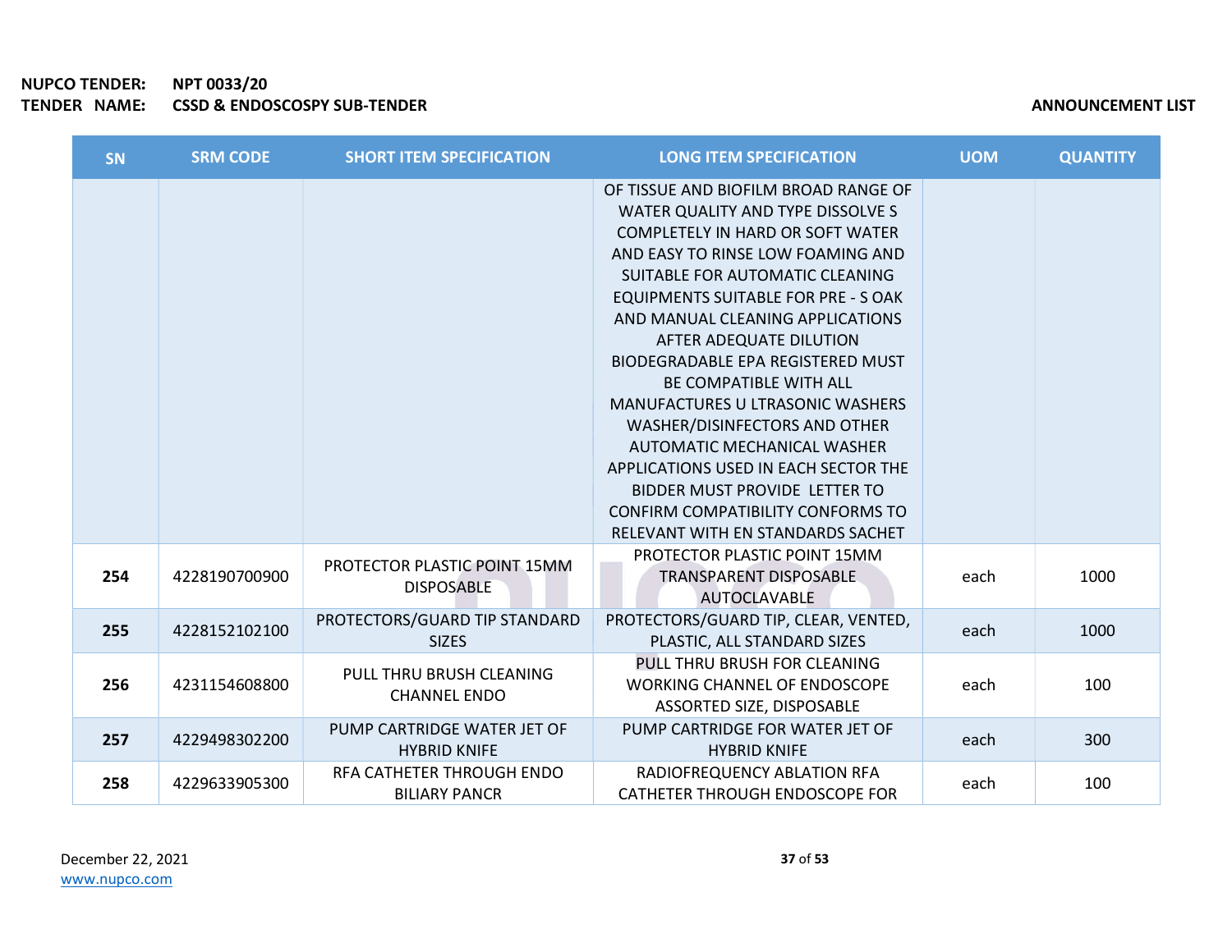**NUPCO TENDER:** NPT 0033/20
**TENDER NAME:** CSSD & ENDOSCOSPY SUB-TENDER

**ANNOUNCEMENT LIST**

| SN | SRM CODE | SHORT ITEM SPECIFICATION | LONG ITEM SPECIFICATION | UOM | QUANTITY |
|---|---|---|---|---|---|
| | | | OF TISSUE AND BIOFILM BROAD RANGE OF WATER QUALITY AND TYPE DISSOLVE S COMPLETELY IN HARD OR SOFT WATER AND EASY TO RINSE LOW FOAMING AND SUITABLE FOR AUTOMATIC CLEANING EQUIPMENTS SUITABLE FOR PRE - S OAK AND MANUAL CLEANING APPLICATIONS AFTER ADEQUATE DILUTION BIODEGRADABLE EPA REGISTERED MUST BE COMPATIBLE WITH ALL MANUFACTURES U LTRASONIC WASHERS WASHER/DISINFECTORS AND OTHER AUTOMATIC MECHANICAL WASHER APPLICATIONS USED IN EACH SECTOR THE BIDDER MUST PROVIDE LETTER TO CONFIRM COMPATIBILITY CONFORMS TO RELEVANT WITH EN STANDARDS SACHET | | |
| **254** | 4228190700900 | PROTECTOR PLASTIC POINT 15MM DISPOSABLE | PROTECTOR PLASTIC POINT 15MM TRANSPARENT DISPOSABLE AUTOCLAVABLE | each | 1000 |
| **255** | 4228152102100 | PROTECTORS/GUARD TIP STANDARD SIZES | PROTECTORS/GUARD TIP, CLEAR, VENTED, PLASTIC, ALL STANDARD SIZES | each | 1000 |
| **256** | 4231154608800 | PULL THRU BRUSH CLEANING CHANNEL ENDO | PULL THRU BRUSH FOR CLEANING WORKING CHANNEL OF ENDOSCOPE ASSORTED SIZE, DISPOSABLE | each | 100 |
| **257** | 4229498302200 | PUMP CARTRIDGE WATER JET OF HYBRID KNIFE | PUMP CARTRIDGE FOR WATER JET OF HYBRID KNIFE | each | 300 |
| **258** | 4229633905300 | RFA CATHETER THROUGH ENDO BILIARY PANCR | RADIOFREQUENCY ABLATION RFA CATHETER THROUGH ENDOSCOPE FOR | each | 100 |

December 22, 2021
www.nupco.com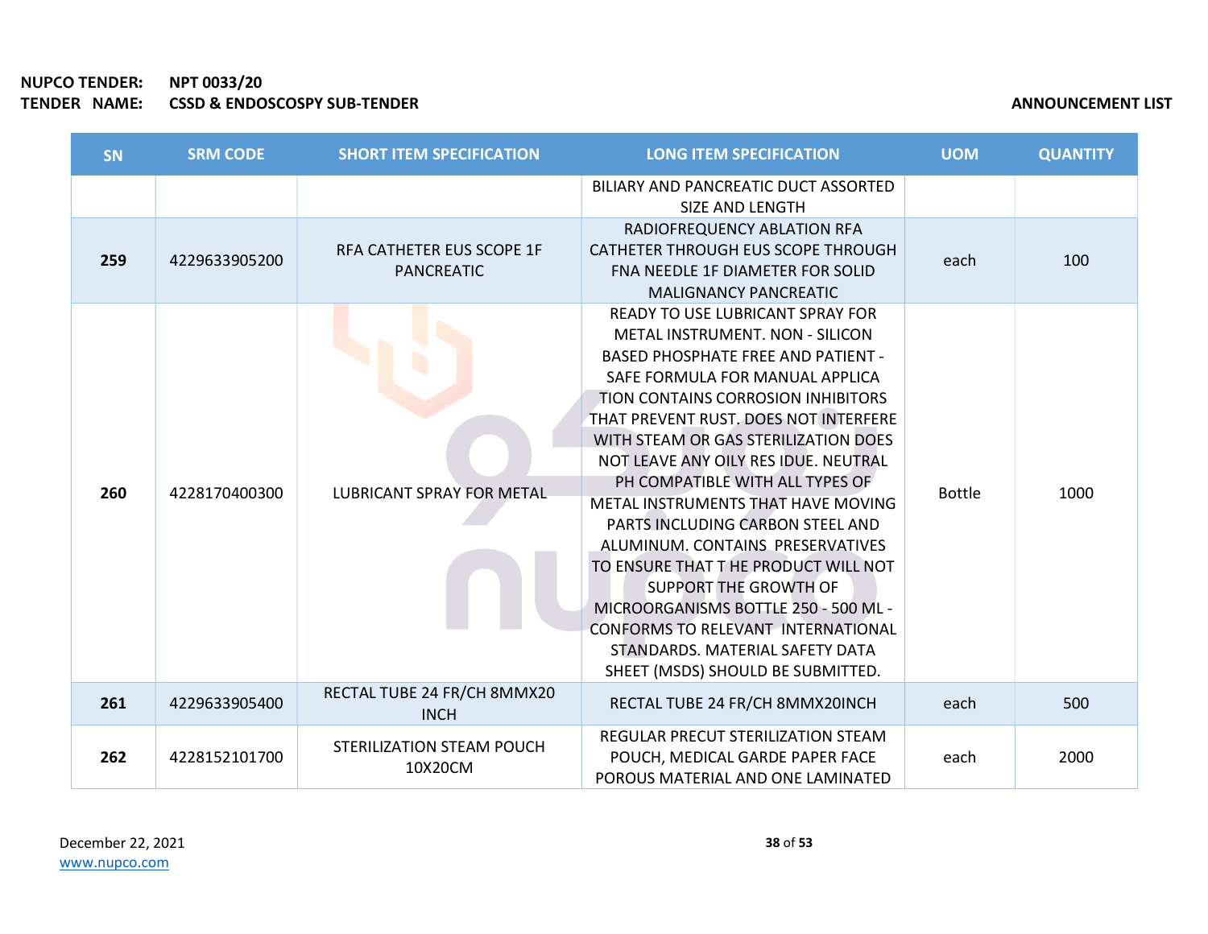**NUPCO TENDER:** NPT 0033/20
**TENDER NAME:** CSSD & ENDOSCOPY SUB-TENDER

**ANNOUNCEMENT LIST**

| SN | SRM CODE | SHORT ITEM SPECIFICATION | LONG ITEM SPECIFICATION | UOM | QUANTITY |
|---|---|---|---|---|---|
| | | | BILIARY AND PANCREATIC DUCT ASSORTED SIZE AND LENGTH | | |
| **259** | 4229633905200 | RFA CATHETER EUS SCOPE 1F PANCREATIC | RADIOFREQUENCY ABLATION RFA CATHETER THROUGH EUS SCOPE THROUGH FNA NEEDLE 1F DIAMETER FOR SOLID MALIGNANCY PANCREATIC | each | 100 |
| **260** | 4228170400300 | LUBRICANT SPRAY FOR METAL | READY TO USE LUBRICANT SPRAY FOR METAL INSTRUMENT. NON - SILICON BASED PHOSPHATE FREE AND PATIENT - SAFE FORMULA FOR MANUAL APPLICA TION CONTAINS CORROSION INHIBITORS THAT PREVENT RUST. DOES NOT INTERFERE WITH STEAM OR GAS STERILIZATION DOES NOT LEAVE ANY OILY RES IDUE. NEUTRAL PH COMPATIBLE WITH ALL TYPES OF METAL INSTRUMENTS THAT HAVE MOVING PARTS INCLUDING CARBON STEEL AND ALUMINUM. CONTAINS PRESERVATIVES TO ENSURE THAT T HE PRODUCT WILL NOT SUPPORT THE GROWTH OF MICROORGANISMS BOTTLE 250 - 500 ML - CONFORMS TO RELEVANT INTERNATIONAL STANDARDS. MATERIAL SAFETY DATA SHEET (MSDS) SHOULD BE SUBMITTED. | Bottle | 1000 |
| **261** | 4229633905400 | RECTAL TUBE 24 FR/CH 8MMX20 INCH | RECTAL TUBE 24 FR/CH 8MMX20INCH | each | 500 |
| **262** | 4228152101700 | STERILIZATION STEAM POUCH 10X20CM | REGULAR PRECUT STERILIZATION STEAM POUCH, MEDICAL GARDE PAPER FACE POROUS MATERIAL AND ONE LAMINATED | each | 2000 |

December 22, 2021
www.nupco.com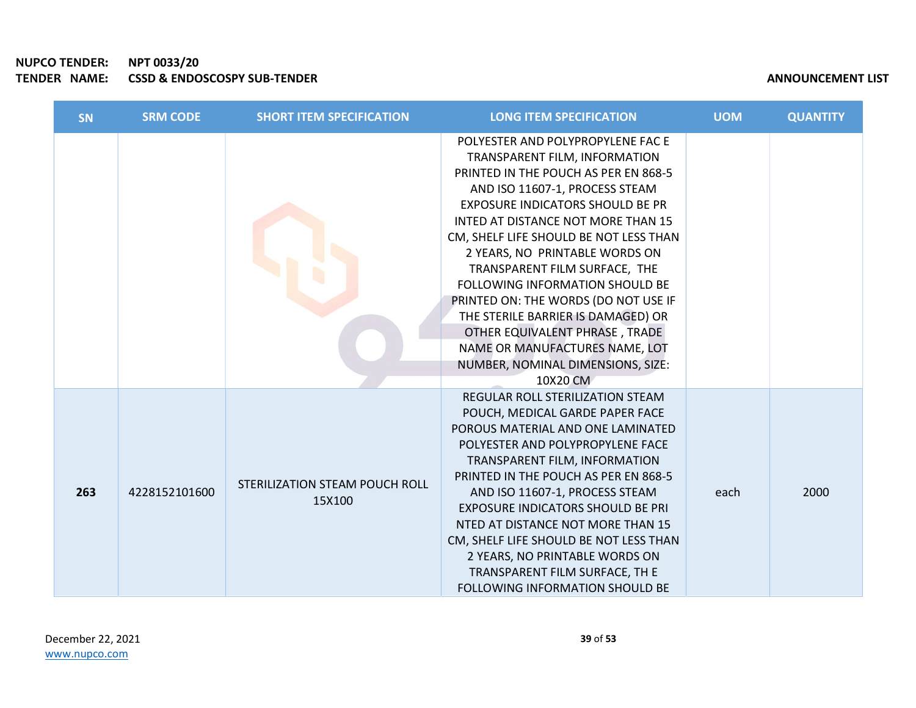**NUPCO TENDER:** NPT 0033/20
**TENDER NAME:** CSSD & ENDOSCOSPY SUB-TENDER

**ANNOUNCEMENT LIST**

| SN | SRM CODE | SHORT ITEM SPECIFICATION | LONG ITEM SPECIFICATION | UOM | QUANTITY |
|---|---|---|---|---|---|
| | | | POLYESTER AND POLYPROPYLENE FAC E TRANSPARENT FILM, INFORMATION PRINTED IN THE POUCH AS PER EN 868-5 AND ISO 11607-1, PROCESS STEAM EXPOSURE INDICATORS SHOULD BE PR INTED AT DISTANCE NOT MORE THAN 15 CM, SHELF LIFE SHOULD BE NOT LESS THAN 2 YEARS, NO PRINTABLE WORDS ON TRANSPARENT FILM SURFACE, THE FOLLOWING INFORMATION SHOULD BE PRINTED ON: THE WORDS (DO NOT USE IF THE STERILE BARRIER IS DAMAGED) OR OTHER EQUIVALENT PHRASE , TRADE NAME OR MANUFACTURES NAME, LOT NUMBER, NOMINAL DIMENSIONS, SIZE: 10X20 CM | | |
| **263** | 4228152101600 | STERILIZATION STEAM POUCH ROLL 15X100 | REGULAR ROLL STERILIZATION STEAM POUCH, MEDICAL GARDE PAPER FACE POROUS MATERIAL AND ONE LAMINATED POLYESTER AND POLYPROPYLENE FACE TRANSPARENT FILM, INFORMATION PRINTED IN THE POUCH AS PER EN 868-5 AND ISO 11607-1, PROCESS STEAM EXPOSURE INDICATORS SHOULD BE PRI NTED AT DISTANCE NOT MORE THAN 15 CM, SHELF LIFE SHOULD BE NOT LESS THAN 2 YEARS, NO PRINTABLE WORDS ON TRANSPARENT FILM SURFACE, TH E FOLLOWING INFORMATION SHOULD BE | each | 2000 |

December 22, 2021
www.nupco.com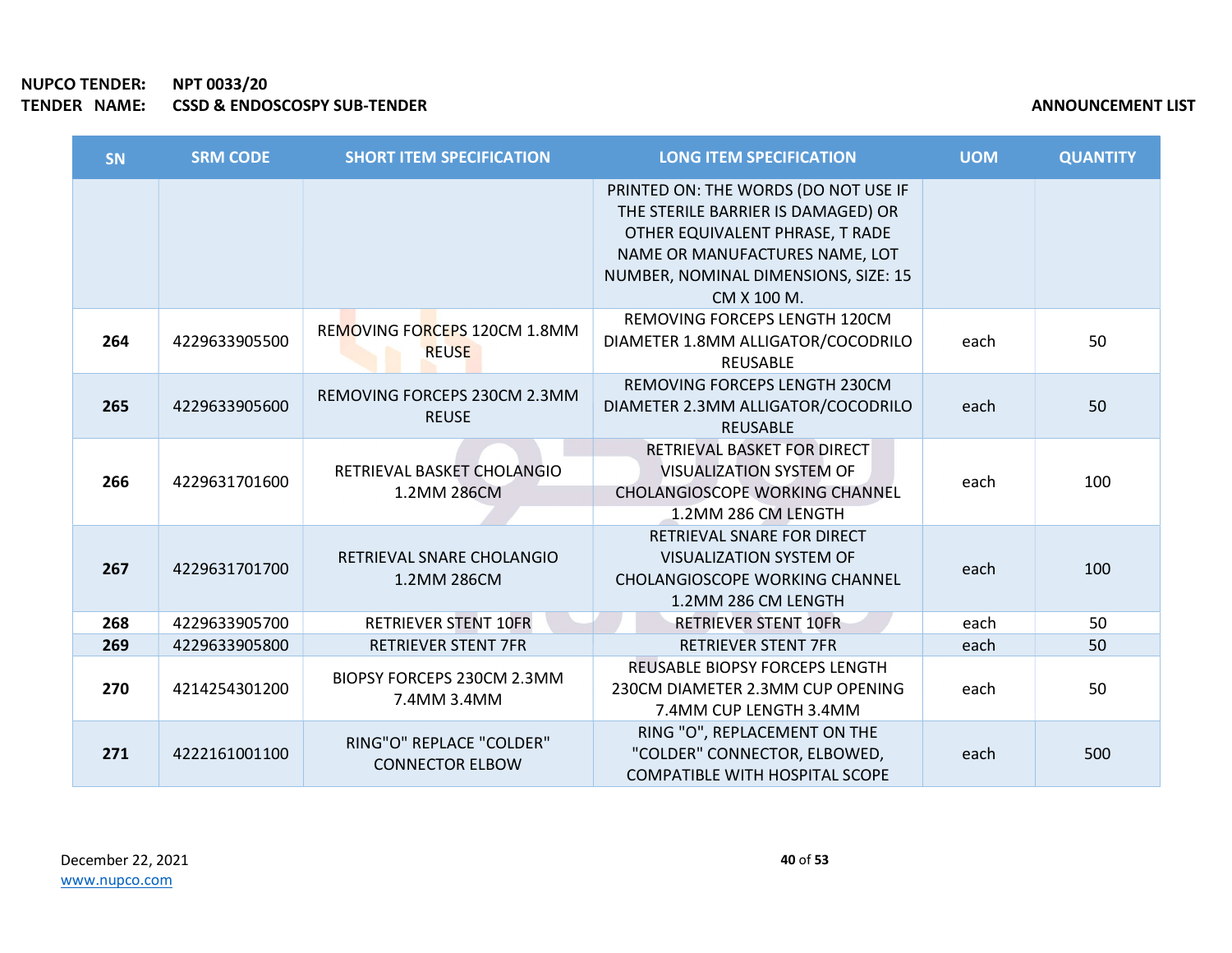NUPCO TENDER: NPT 0033/20
TENDER NAME: CSSD & ENDOSCOPY SUB-TENDER

ANNOUNCEMENT LIST

| SN | SRM CODE | SHORT ITEM SPECIFICATION | LONG ITEM SPECIFICATION | UOM | QUANTITY |
|---|---|---|---|---|---|
| | | | PRINTED ON: THE WORDS (DO NOT USE IF THE STERILE BARRIER IS DAMAGED) OR OTHER EQUIVALENT PHRASE, T RADE NAME OR MANUFACTURES NAME, LOT NUMBER, NOMINAL DIMENSIONS, SIZE: 15 CM X 100 M. | | |
| **264** | 4229633905500 | REMOVING FORCEPS 120CM 1.8MM REUSE | REMOVING FORCEPS LENGTH 120CM DIAMETER 1.8MM ALLIGATOR/COCODRILO REUSABLE | each | 50 |
| **265** | 4229633905600 | REMOVING FORCEPS 230CM 2.3MM REUSE | REMOVING FORCEPS LENGTH 230CM DIAMETER 2.3MM ALLIGATOR/COCODRILO REUSABLE | each | 50 |
| **266** | 4229631701600 | RETRIEVAL BASKET CHOLANGIO 1.2MM 286CM | RETRIEVAL BASKET FOR DIRECT VISUALIZATION SYSTEM OF CHOLANGIOSCOPE WORKING CHANNEL 1.2MM 286 CM LENGTH | each | 100 |
| **267** | 4229631701700 | RETRIEVAL SNARE CHOLANGIO 1.2MM 286CM | RETRIEVAL SNARE FOR DIRECT VISUALIZATION SYSTEM OF CHOLANGIOSCOPE WORKING CHANNEL 1.2MM 286 CM LENGTH | each | 100 |
| **268** | 4229633905700 | RETRIEVER STENT 10FR | RETRIEVER STENT 10FR | each | 50 |
| **269** | 4229633905800 | RETRIEVER STENT 7FR | RETRIEVER STENT 7FR | each | 50 |
| **270** | 4214254301200 | BIOPSY FORCEPS 230CM 2.3MM 7.4MM 3.4MM | REUSABLE BIOPSY FORCEPS LENGTH 230CM DIAMETER 2.3MM CUP OPENING 7.4MM CUP LENGTH 3.4MM | each | 50 |
| **271** | 4222161001100 | RING"O" REPLACE "COLDER" CONNECTOR ELBOW | RING "O", REPLACEMENT ON THE "COLDER" CONNECTOR, ELBOWED, COMPATIBLE WITH HOSPITAL SCOPE | each | 500 |

December 22, 2021
www.nupco.com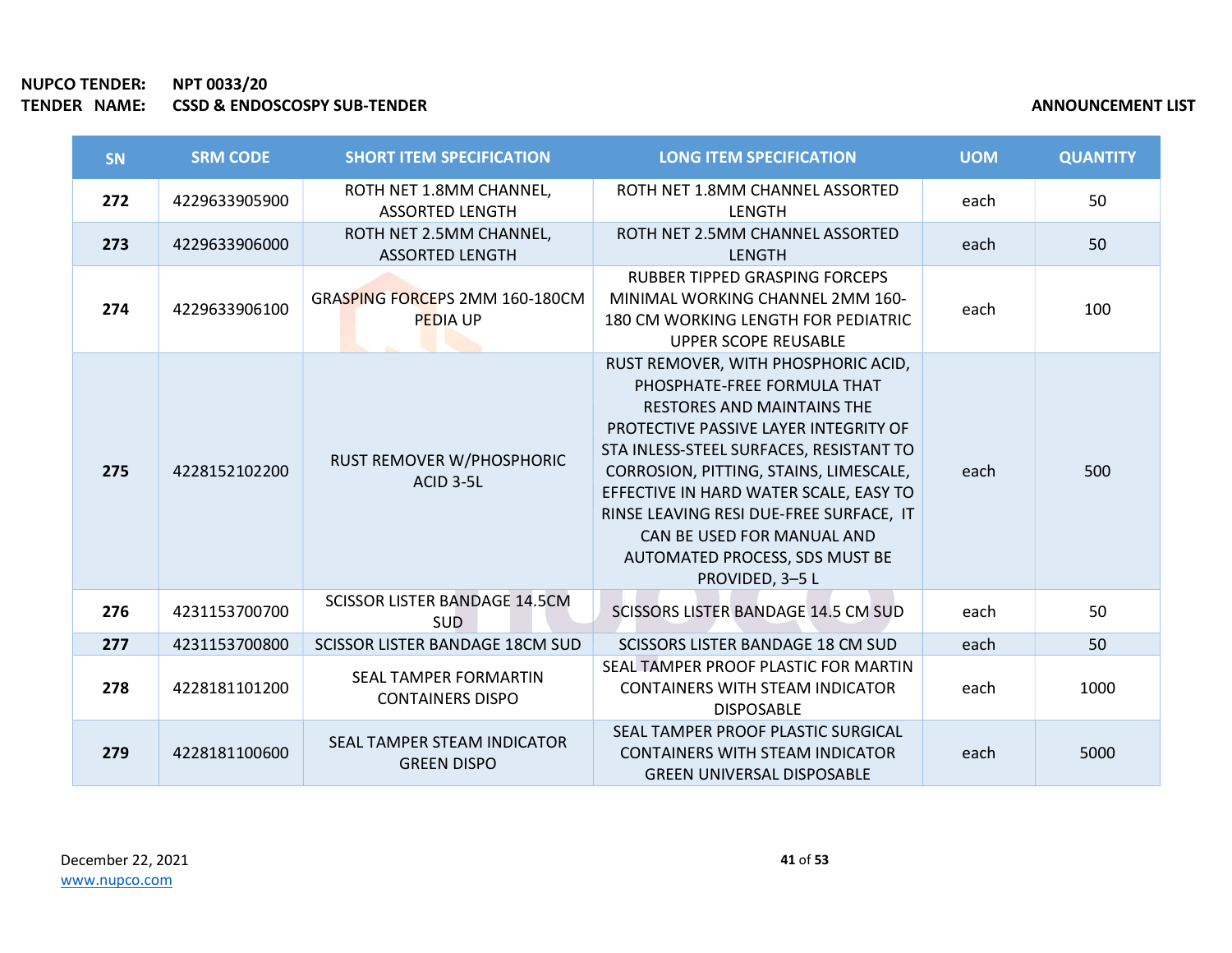**NUPCO TENDER:** NPT 0033/20
**TENDER NAME:** CSSD & ENDOSCOPY SUB-TENDER

**ANNOUNCEMENT LIST**

| SN | SRM CODE | SHORT ITEM SPECIFICATION | LONG ITEM SPECIFICATION | UOM | QUANTITY |
|---|---|---|---|---|---|
| 272 | 4229633905900 | ROTH NET 1.8MM CHANNEL, ASSORTED LENGTH | ROTH NET 1.8MM CHANNEL ASSORTED LENGTH | each | 50 |
| 273 | 4229633906000 | ROTH NET 2.5MM CHANNEL, ASSORTED LENGTH | ROTH NET 2.5MM CHANNEL ASSORTED LENGTH | each | 50 |
| 274 | 4229633906100 | GRASPING FORCEPS 2MM 160-180CM PEDIA UP | RUBBER TIPPED GRASPING FORCEPS MINIMAL WORKING CHANNEL 2MM 160-180 CM WORKING LENGTH FOR PEDIATRIC UPPER SCOPE REUSABLE | each | 100 |
| 275 | 4228152102200 | RUST REMOVER W/PHOSPHORIC ACID 3-5L | RUST REMOVER, WITH PHOSPHORIC ACID, PHOSPHATE-FREE FORMULA THAT RESTORES AND MAINTAINS THE PROTECTIVE PASSIVE LAYER INTEGRITY OF STA INLESS-STEEL SURFACES, RESISTANT TO CORROSION, PITTING, STAINS, LIMESCALE, EFFECTIVE IN HARD WATER SCALE, EASY TO RINSE LEAVING RESI DUE-FREE SURFACE, IT CAN BE USED FOR MANUAL AND AUTOMATED PROCESS, SDS MUST BE PROVIDED, 3–5 L | each | 500 |
| 276 | 4231153700700 | SCISSOR LISTER BANDAGE 14.5CM SUD | SCISSORS LISTER BANDAGE 14.5 CM SUD | each | 50 |
| 277 | 4231153700800 | SCISSOR LISTER BANDAGE 18CM SUD | SCISSORS LISTER BANDAGE 18 CM SUD | each | 50 |
| 278 | 4228181101200 | SEAL TAMPER FORMARTIN CONTAINERS DISPO | SEAL TAMPER PROOF PLASTIC FOR MARTIN CONTAINERS WITH STEAM INDICATOR DISPOSABLE | each | 1000 |
| 279 | 4228181100600 | SEAL TAMPER STEAM INDICATOR GREEN DISPO | SEAL TAMPER PROOF PLASTIC SURGICAL CONTAINERS WITH STEAM INDICATOR GREEN UNIVERSAL DISPOSABLE | each | 5000 |

December 22, 2021
www.nupco.com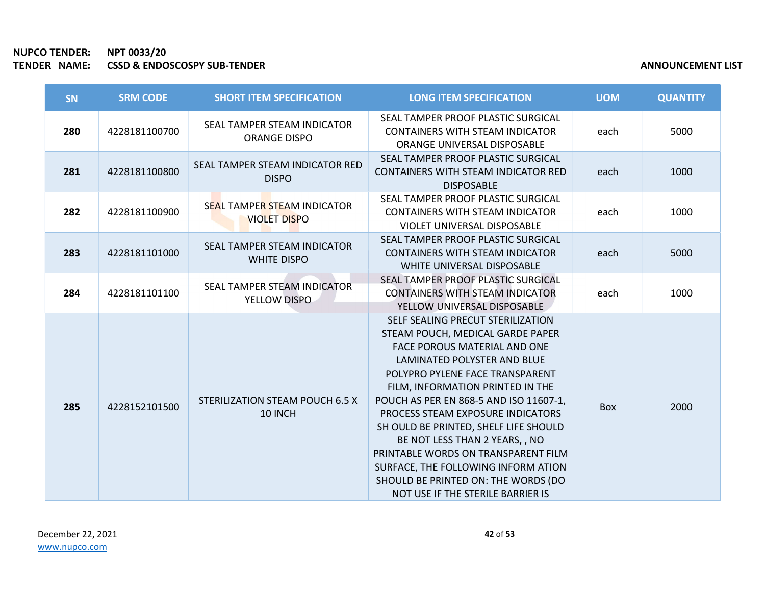**NUPCO TENDER:** NPT 0033/20
**TENDER NAME:** CSSD & ENDOSCOSPY SUB-TENDER

**ANNOUNCEMENT LIST**

| SN | SRM CODE | SHORT ITEM SPECIFICATION | LONG ITEM SPECIFICATION | UOM | QUANTITY |
|---|---|---|---|---|---|
| **280** | 4228181100700 | SEAL TAMPER STEAM INDICATOR ORANGE DISPO | SEAL TAMPER PROOF PLASTIC SURGICAL CONTAINERS WITH STEAM INDICATOR ORANGE UNIVERSAL DISPOSABLE | each | 5000 |
| **281** | 4228181100800 | SEAL TAMPER STEAM INDICATOR RED DISPO | SEAL TAMPER PROOF PLASTIC SURGICAL CONTAINERS WITH STEAM INDICATOR RED DISPOSABLE | each | 1000 |
| **282** | 4228181100900 | SEAL TAMPER STEAM INDICATOR VIOLET DISPO | SEAL TAMPER PROOF PLASTIC SURGICAL CONTAINERS WITH STEAM INDICATOR VIOLET UNIVERSAL DISPOSABLE | each | 1000 |
| **283** | 4228181101000 | SEAL TAMPER STEAM INDICATOR WHITE DISPO | SEAL TAMPER PROOF PLASTIC SURGICAL CONTAINERS WITH STEAM INDICATOR WHITE UNIVERSAL DISPOSABLE | each | 5000 |
| **284** | 4228181101100 | SEAL TAMPER STEAM INDICATOR YELLOW DISPO | SEAL TAMPER PROOF PLASTIC SURGICAL CONTAINERS WITH STEAM INDICATOR YELLOW UNIVERSAL DISPOSABLE | each | 1000 |
| **285** | 4228152101500 | STERILIZATION STEAM POUCH 6.5 X 10 INCH | SELF SEALING PRECUT STERILIZATION STEAM POUCH, MEDICAL GARDE PAPER FACE POROUS MATERIAL AND ONE LAMINATED POLYSTER AND BLUE POLYPRO PYLENE FACE TRANSPARENT FILM, INFORMATION PRINTED IN THE POUCH AS PER EN 868-5 AND ISO 11607-1, PROCESS STEAM EXPOSURE INDICATORS SH OULD BE PRINTED, SHELF LIFE SHOULD BE NOT LESS THAN 2 YEARS, , NO PRINTABLE WORDS ON TRANSPARENT FILM SURFACE, THE FOLLOWING INFORM ATION SHOULD BE PRINTED ON: THE WORDS (DO NOT USE IF THE STERILE BARRIER IS | Box | 2000 |

December 22, 2021
www.nupco.com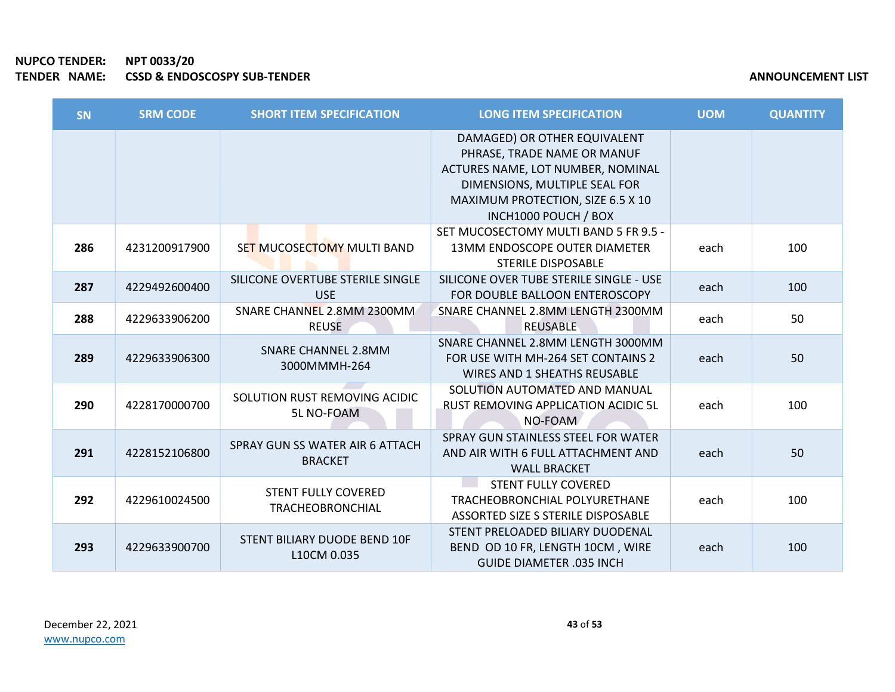| SN | SRM CODE | SHORT ITEM SPECIFICATION | LONG ITEM SPECIFICATION | UOM | QUANTITY |
|---|---|---|---|---|---|
| | | | DAMAGED) OR OTHER EQUIVALENT PHRASE, TRADE NAME OR MANUF ACTURES NAME, LOT NUMBER, NOMINAL DIMENSIONS, MULTIPLE SEAL FOR MAXIMUM PROTECTION, SIZE 6.5 X 10 INCH1000 POUCH / BOX | | |
| 286 | 4231200917900 | SET MUCOSECTOMY MULTI BAND | SET MUCOSECTOMY MULTI BAND 5 FR 9.5 - 13MM ENDOSCOPE OUTER DIAMETER STERILE DISPOSABLE | each | 100 |
| 287 | 4229492600400 | SILICONE OVERTUBE STERILE SINGLE USE | SILICONE OVER TUBE STERILE SINGLE - USE FOR DOUBLE BALLOON ENTEROSCOPY | each | 100 |
| 288 | 4229633906200 | SNARE CHANNEL 2.8MM 2300MM REUSE | SNARE CHANNEL 2.8MM LENGTH 2300MM REUSABLE | each | 50 |
| 289 | 4229633906300 | SNARE CHANNEL 2.8MM 3000MMMH-264 | SNARE CHANNEL 2.8MM LENGTH 3000MM FOR USE WITH MH-264 SET CONTAINS 2 WIRES AND 1 SHEATHS REUSABLE | each | 50 |
| 290 | 4228170000700 | SOLUTION RUST REMOVING ACIDIC 5L NO-FOAM | SOLUTION AUTOMATED AND MANUAL RUST REMOVING APPLICATION ACIDIC 5L NO-FOAM | each | 100 |
| 291 | 4228152106800 | SPRAY GUN SS WATER AIR 6 ATTACH BRACKET | SPRAY GUN STAINLESS STEEL FOR WATER AND AIR WITH 6 FULL ATTACHMENT AND WALL BRACKET | each | 50 |
| 292 | 4229610024500 | STENT FULLY COVERED TRACHEOBRONCHIAL | STENT FULLY COVERED TRACHEOBRONCHIAL POLYURETHANE ASSORTED SIZE S STERILE DISPOSABLE | each | 100 |
| 293 | 4229633900700 | STENT BILIARY DUODE BEND 10F L10CM 0.035 | STENT PRELOADED BILIARY DUODENAL BEND OD 10 FR, LENGTH 10CM , WIRE GUIDE DIAMETER .035 INCH | each | 100 |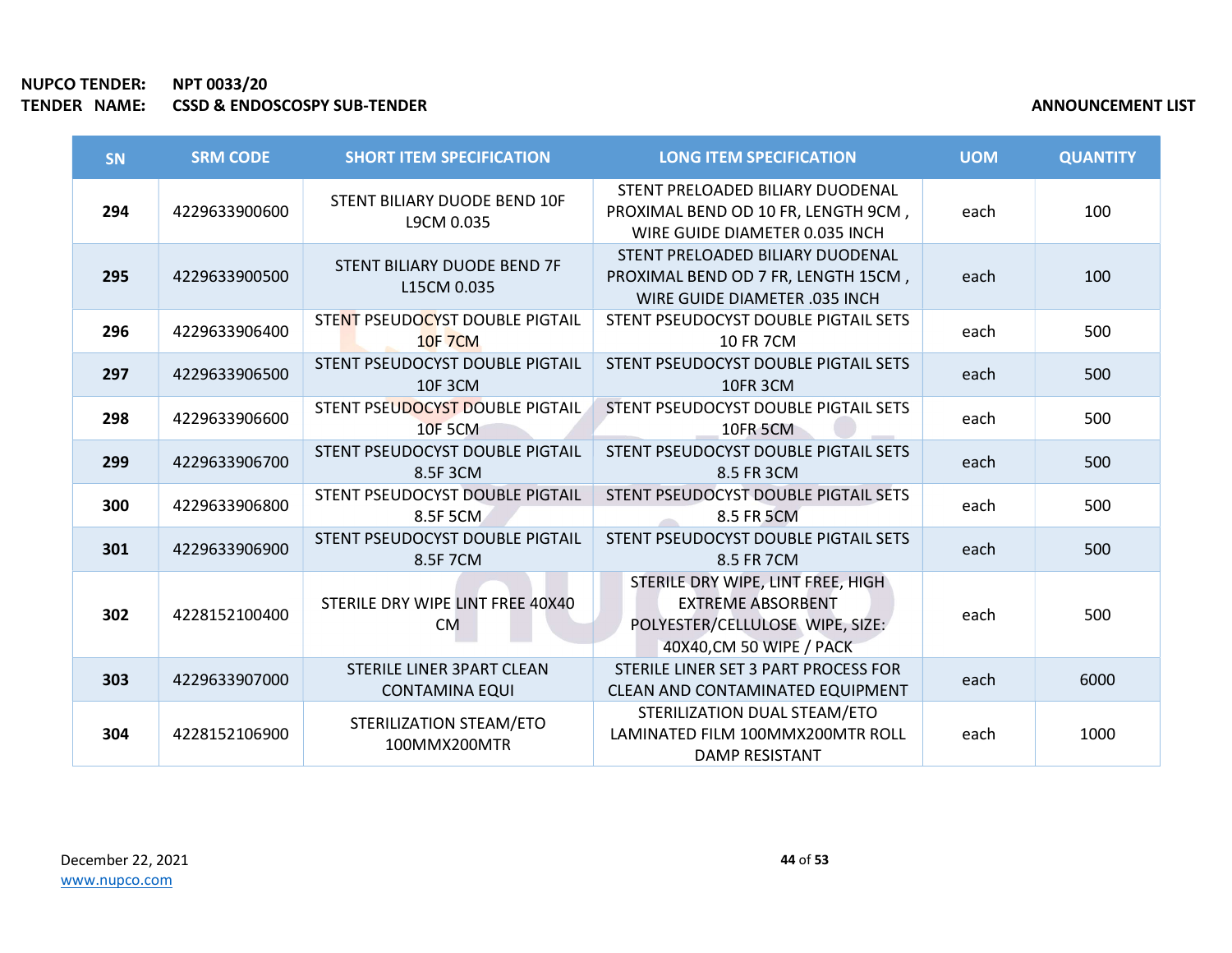**NUPCO TENDER:** **NPT 0033/20**
**TENDER NAME:** **CSSD & ENDOSCOSPY SUB-TENDER**

**ANNOUNCEMENT LIST**

| SN | SRM CODE | SHORT ITEM SPECIFICATION | LONG ITEM SPECIFICATION | UOM | QUANTITY |
|---|---|---|---|---|---|
| **294** | 4229633900600 | STENT BILIARY DUODE BEND 10F L9CM 0.035 | STENT PRELOADED BILIARY DUODENAL PROXIMAL BEND OD 10 FR, LENGTH 9CM , WIRE GUIDE DIAMETER 0.035 INCH | each | 100 |
| **295** | 4229633900500 | STENT BILIARY DUODE BEND 7F L15CM 0.035 | STENT PRELOADED BILIARY DUODENAL PROXIMAL BEND OD 7 FR, LENGTH 15CM , WIRE GUIDE DIAMETER .035 INCH | each | 100 |
| **296** | 4229633906400 | STENT PSEUDOCYST DOUBLE PIGTAIL 10F 7CM | STENT PSEUDOCYST DOUBLE PIGTAIL SETS 10 FR 7CM | each | 500 |
| **297** | 4229633906500 | STENT PSEUDOCYST DOUBLE PIGTAIL 10F 3CM | STENT PSEUDOCYST DOUBLE PIGTAIL SETS 10FR 3CM | each | 500 |
| **298** | 4229633906600 | STENT PSEUDOCYST DOUBLE PIGTAIL 10F 5CM | STENT PSEUDOCYST DOUBLE PIGTAIL SETS 10FR 5CM | each | 500 |
| **299** | 4229633906700 | STENT PSEUDOCYST DOUBLE PIGTAIL 8.5F 3CM | STENT PSEUDOCYST DOUBLE PIGTAIL SETS 8.5 FR 3CM | each | 500 |
| **300** | 4229633906800 | STENT PSEUDOCYST DOUBLE PIGTAIL 8.5F 5CM | STENT PSEUDOCYST DOUBLE PIGTAIL SETS 8.5 FR 5CM | each | 500 |
| **301** | 4229633906900 | STENT PSEUDOCYST DOUBLE PIGTAIL 8.5F 7CM | STENT PSEUDOCYST DOUBLE PIGTAIL SETS 8.5 FR 7CM | each | 500 |
| **302** | 4228152100400 | STERILE DRY WIPE LINT FREE 40X40 CM | STERILE DRY WIPE, LINT FREE, HIGH EXTREME ABSORBENT POLYESTER/CELLULOSE WIPE, SIZE: 40X40,CM 50 WIPE / PACK | each | 500 |
| **303** | 4229633907000 | STERILE LINER 3PART CLEAN CONTAMINA EQUI | STERILE LINER SET 3 PART PROCESS FOR CLEAN AND CONTAMINATED EQUIPMENT | each | 6000 |
| **304** | 4228152106900 | STERILIZATION STEAM/ETO 100MMX200MTR | STERILIZATION DUAL STEAM/ETO LAMINATED FILM 100MMX200MTR ROLL DAMP RESISTANT | each | 1000 |

December 22, 2021
www.nupco.com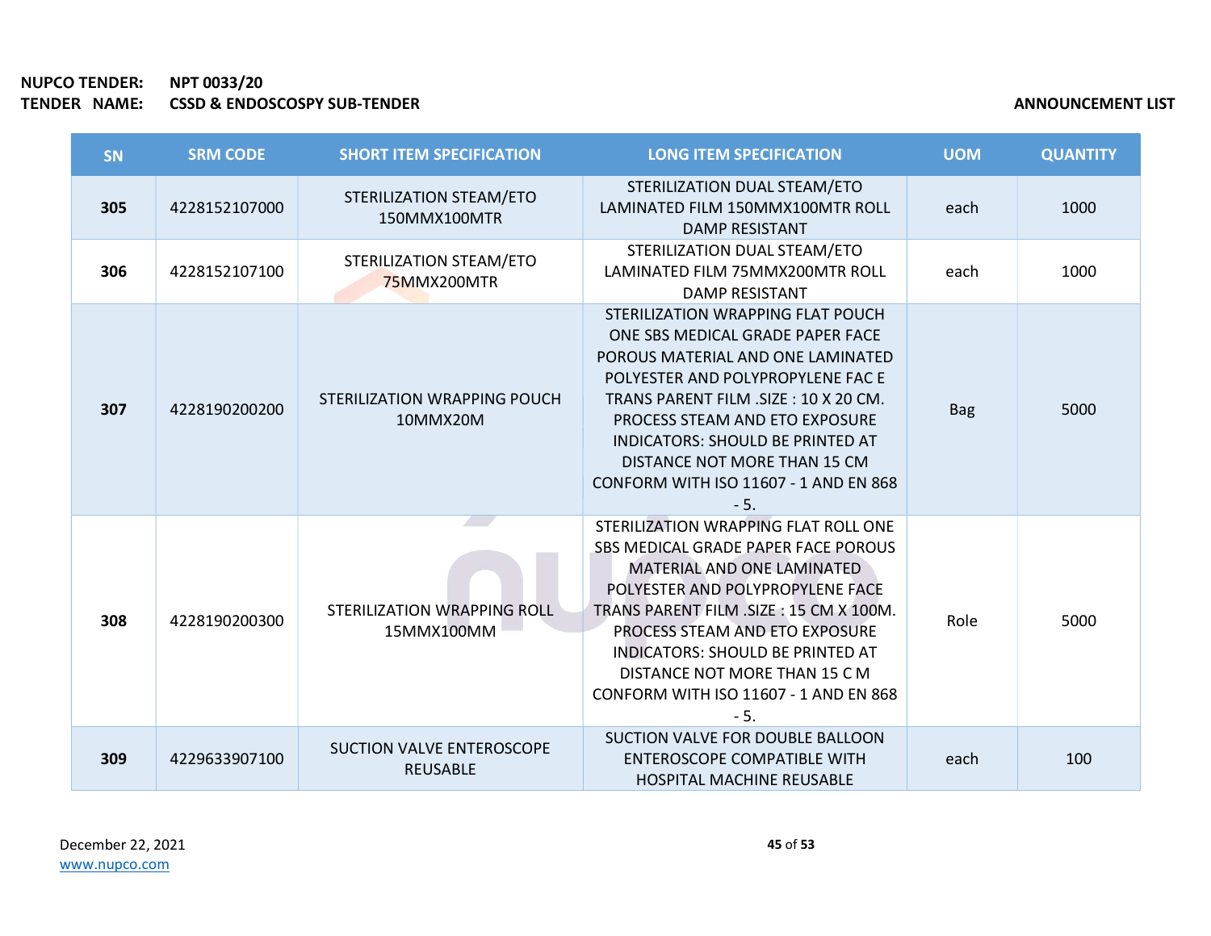**NUPCO TENDER:** NPT 0033/20
**TENDER NAME:** CSSD & ENDOSCOSPY SUB-TENDER

**ANNOUNCEMENT LIST**

| SN | SRM CODE | SHORT ITEM SPECIFICATION | LONG ITEM SPECIFICATION | UOM | QUANTITY |
|---|---|---|---|---|---|
| **305** | 4228152107000 | STERILIZATION STEAM/ETO 150MMX100MTR | STERILIZATION DUAL STEAM/ETO LAMINATED FILM 150MMX100MTR ROLL DAMP RESISTANT | each | 1000 |
| **306** | 4228152107100 | STERILIZATION STEAM/ETO 75MMX200MTR | STERILIZATION DUAL STEAM/ETO LAMINATED FILM 75MMX200MTR ROLL DAMP RESISTANT | each | 1000 |
| **307** | 4228190200200 | STERILIZATION WRAPPING POUCH 10MMX20M | STERILIZATION WRAPPING FLAT POUCH ONE SBS MEDICAL GRADE PAPER FACE POROUS MATERIAL AND ONE LAMINATED POLYESTER AND POLYPROPYLENE FAC E TRANS PARENT FILM .SIZE : 10 X 20 CM. PROCESS STEAM AND ETO EXPOSURE INDICATORS: SHOULD BE PRINTED AT DISTANCE NOT MORE THAN 15 CM CONFORM WITH ISO 11607 - 1 AND EN 868 - 5. | Bag | 5000 |
| **308** | 4228190200300 | STERILIZATION WRAPPING ROLL 15MMX100MM | STERILIZATION WRAPPING FLAT ROLL ONE SBS MEDICAL GRADE PAPER FACE POROUS MATERIAL AND ONE LAMINATED POLYESTER AND POLYPROPYLENE FACE TRANS PARENT FILM .SIZE : 15 CM X 100M. PROCESS STEAM AND ETO EXPOSURE INDICATORS: SHOULD BE PRINTED AT DISTANCE NOT MORE THAN 15 C M CONFORM WITH ISO 11607 - 1 AND EN 868 - 5. | Role | 5000 |
| **309** | 4229633907100 | SUCTION VALVE ENTEROSCOPE REUSABLE | SUCTION VALVE FOR DOUBLE BALLOON ENTEROSCOPE COMPATIBLE WITH HOSPITAL MACHINE REUSABLE | each | 100 |

December 22, 2021
www.nupco.com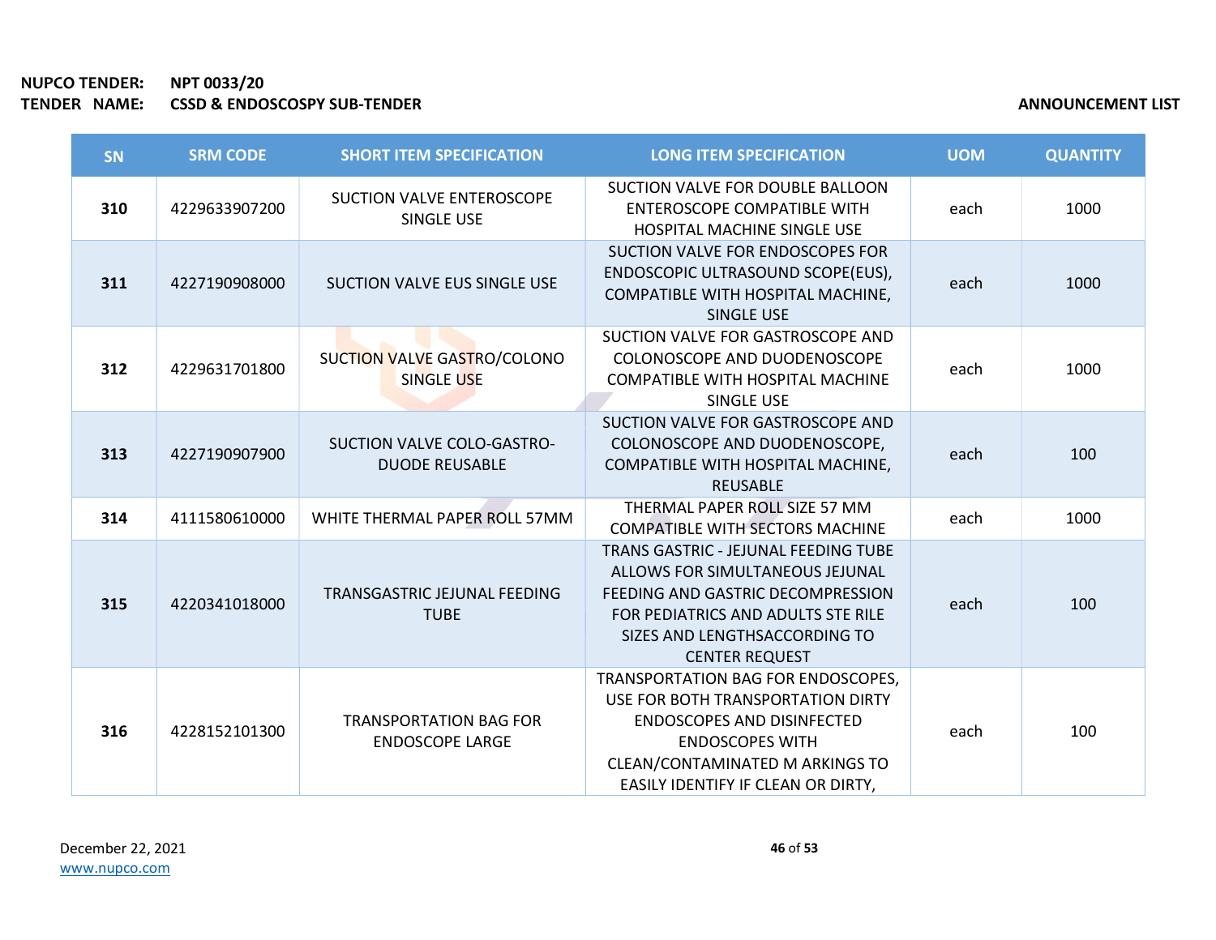**NUPCO TENDER:** NPT 0033/20
**TENDER NAME:** CSSD & ENDOSCOSPY SUB-TENDER

**ANNOUNCEMENT LIST**

| SN | SRM CODE | SHORT ITEM SPECIFICATION | LONG ITEM SPECIFICATION | UOM | QUANTITY |
|---|---|---|---|---|---|
| **310** | 4229633907200 | SUCTION VALVE ENTEROSCOPE SINGLE USE | SUCTION VALVE FOR DOUBLE BALLOON ENTEROSCOPE COMPATIBLE WITH HOSPITAL MACHINE SINGLE USE | each | 1000 |
| **311** | 4227190908000 | SUCTION VALVE EUS SINGLE USE | SUCTION VALVE FOR ENDOSCOPES FOR ENDOSCOPIC ULTRASOUND SCOPE(EUS), COMPATIBLE WITH HOSPITAL MACHINE, SINGLE USE | each | 1000 |
| **312** | 4229631701800 | SUCTION VALVE GASTRO/COLONO SINGLE USE | SUCTION VALVE FOR GASTROSCOPE AND COLONOSCOPE AND DUODENOSCOPE COMPATIBLE WITH HOSPITAL MACHINE SINGLE USE | each | 1000 |
| **313** | 4227190907900 | SUCTION VALVE COLO-GASTRO-DUODE REUSABLE | SUCTION VALVE FOR GASTROSCOPE AND COLONOSCOPE AND DUODENOSCOPE, COMPATIBLE WITH HOSPITAL MACHINE, REUSABLE | each | 100 |
| **314** | 4111580610000 | WHITE THERMAL PAPER ROLL 57MM | THERMAL PAPER ROLL SIZE 57 MM COMPATIBLE WITH SECTORS MACHINE | each | 1000 |
| **315** | 4220341018000 | TRANSGASTRIC JEJUNAL FEEDING TUBE | TRANS GASTRIC - JEJUNAL FEEDING TUBE ALLOWS FOR SIMULTANEOUS JEJUNAL FEEDING AND GASTRIC DECOMPRESSION FOR PEDIATRICS AND ADULTS STE RILE SIZES AND LENGTHSACCORDING TO CENTER REQUEST | each | 100 |
| **316** | 4228152101300 | TRANSPORTATION BAG FOR ENDOSCOPE LARGE | TRANSPORTATION BAG FOR ENDOSCOPES, USE FOR BOTH TRANSPORTATION DIRTY ENDOSCOPES AND DISINFECTED ENDOSCOPES WITH CLEAN/CONTAMINATED M ARKINGS TO EASILY IDENTIFY IF CLEAN OR DIRTY, | each | 100 |

December 22, 2021
www.nupco.com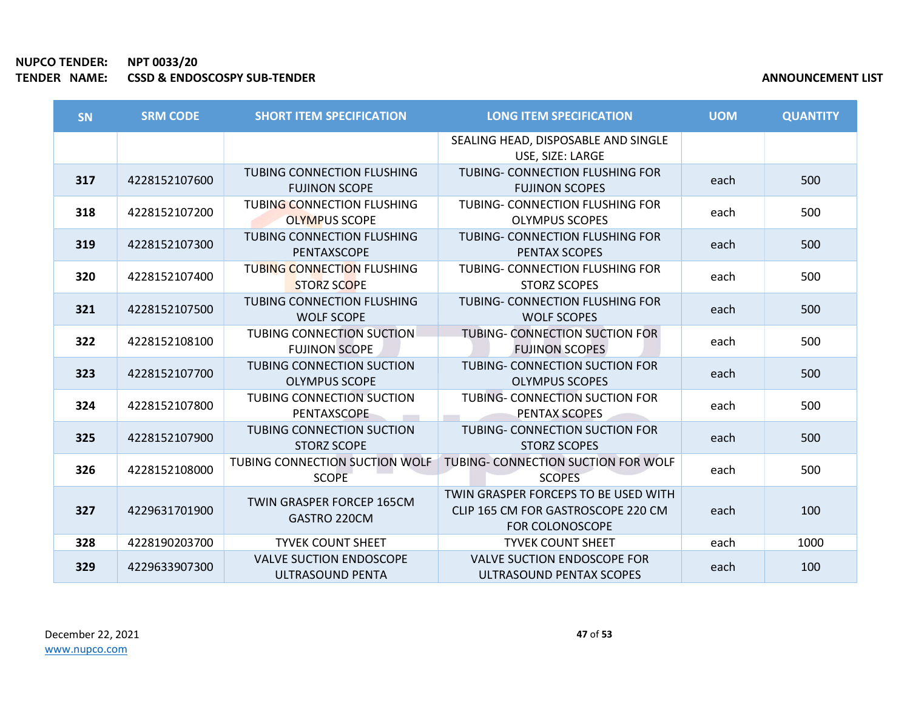**NUPCO TENDER:** NPT 0033/20
**TENDER NAME:** CSSD & ENDOSCOSPY SUB-TENDER

**ANNOUNCEMENT LIST**

| SN | SRM CODE | SHORT ITEM SPECIFICATION | LONG ITEM SPECIFICATION | UOM | QUANTITY |
|---|---|---|---|---|---|
| | | | SEALING HEAD, DISPOSABLE AND SINGLE USE, SIZE: LARGE | | |
| 317 | 4228152107600 | TUBING CONNECTION FLUSHING FUJINON SCOPE | TUBING- CONNECTION FLUSHING FOR FUJINON SCOPES | each | 500 |
| 318 | 4228152107200 | TUBING CONNECTION FLUSHING OLYMPUS SCOPE | TUBING- CONNECTION FLUSHING FOR OLYMPUS SCOPES | each | 500 |
| 319 | 4228152107300 | TUBING CONNECTION FLUSHING PENTAXSCOPE | TUBING- CONNECTION FLUSHING FOR PENTAX SCOPES | each | 500 |
| 320 | 4228152107400 | TUBING CONNECTION FLUSHING STORZ SCOPE | TUBING- CONNECTION FLUSHING FOR STORZ SCOPES | each | 500 |
| 321 | 4228152107500 | TUBING CONNECTION FLUSHING WOLF SCOPE | TUBING- CONNECTION FLUSHING FOR WOLF SCOPES | each | 500 |
| 322 | 4228152108100 | TUBING CONNECTION SUCTION FUJINON SCOPE | TUBING- CONNECTION SUCTION FOR FUJINON SCOPES | each | 500 |
| 323 | 4228152107700 | TUBING CONNECTION SUCTION OLYMPUS SCOPE | TUBING- CONNECTION SUCTION FOR OLYMPUS SCOPES | each | 500 |
| 324 | 4228152107800 | TUBING CONNECTION SUCTION PENTAXSCOPE | TUBING- CONNECTION SUCTION FOR PENTAX SCOPES | each | 500 |
| 325 | 4228152107900 | TUBING CONNECTION SUCTION STORZ SCOPE | TUBING- CONNECTION SUCTION FOR STORZ SCOPES | each | 500 |
| 326 | 4228152108000 | TUBING CONNECTION SUCTION WOLF SCOPE | TUBING- CONNECTION SUCTION FOR WOLF SCOPES | each | 500 |
| 327 | 4229631701900 | TWIN GRASPER FORCEP 165CM GASTRO 220CM | TWIN GRASPER FORCEPS TO BE USED WITH CLIP 165 CM FOR GASTROSCOPE 220 CM FOR COLONOSCOPE | each | 100 |
| 328 | 4228190203700 | TYVEK COUNT SHEET | TYVEK COUNT SHEET | each | 1000 |
| 329 | 4229633907300 | VALVE SUCTION ENDOSCOPE ULTRASOUND PENTA | VALVE SUCTION ENDOSCOPE FOR ULTRASOUND PENTAX SCOPES | each | 100 |

December 22, 2021
www.nupco.com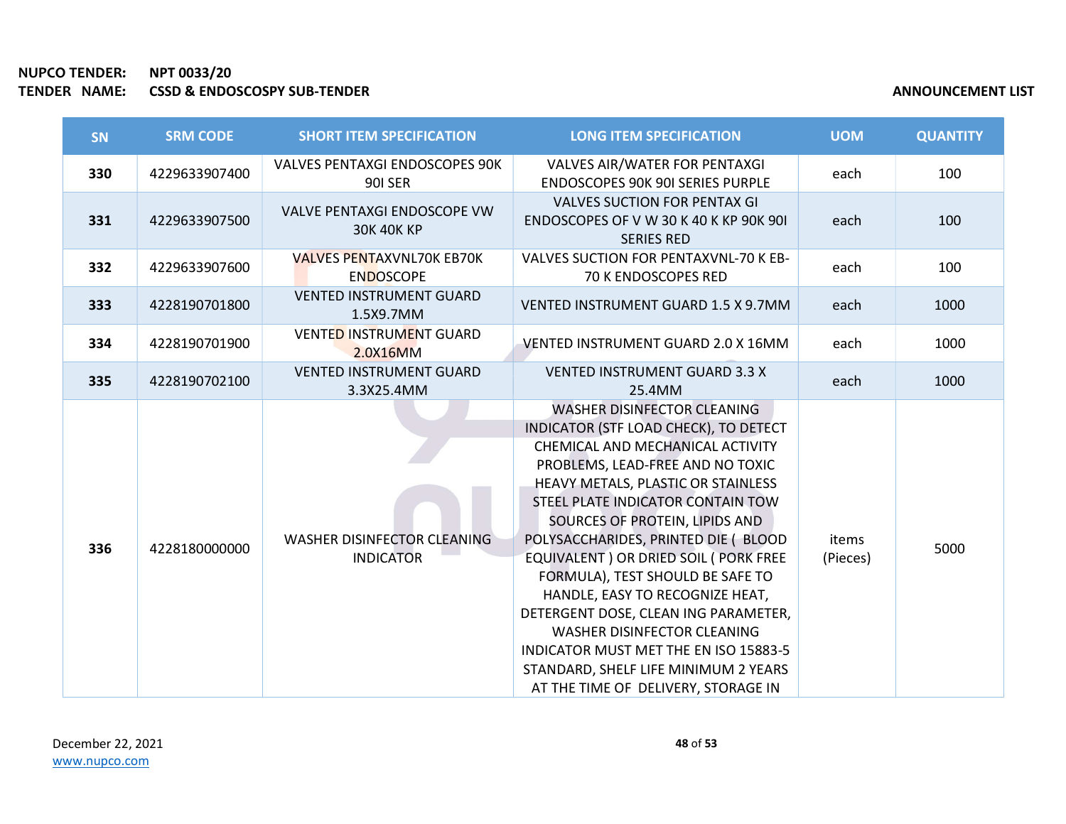**NUPCO TENDER:** NPT 0033/20
**TENDER NAME:** CSSD & ENDOSCOSPY SUB-TENDER

**ANNOUNCEMENT LIST**

| SN | SRM CODE | SHORT ITEM SPECIFICATION | LONG ITEM SPECIFICATION | UOM | QUANTITY |
|---|---|---|---|---|---|
| **330** | 4229633907400 | VALVES PENTAXGI ENDOSCOPES 90K 90I SER | VALVES AIR/WATER FOR PENTAXGI ENDOSCOPES 90K 90I SERIES PURPLE | each | 100 |
| **331** | 4229633907500 | VALVE PENTAXGI ENDOSCOPE VW 30K 40K KP | VALVES SUCTION FOR PENTAX GI ENDOSCOPES OF V W 30 K 40 K KP 90K 90I SERIES RED | each | 100 |
| **332** | 4229633907600 | VALVES PENTAXVNL70K EB70K ENDOSCOPE | VALVES SUCTION FOR PENTAXVNL-70 K EB-70 K ENDOSCOPES RED | each | 100 |
| **333** | 4228190701800 | VENTED INSTRUMENT GUARD 1.5X9.7MM | VENTED INSTRUMENT GUARD 1.5 X 9.7MM | each | 1000 |
| **334** | 4228190701900 | VENTED INSTRUMENT GUARD 2.0X16MM | VENTED INSTRUMENT GUARD 2.0 X 16MM | each | 1000 |
| **335** | 4228190702100 | VENTED INSTRUMENT GUARD 3.3X25.4MM | VENTED INSTRUMENT GUARD 3.3 X 25.4MM | each | 1000 |
| **336** | 4228180000000 | WASHER DISINFECTOR CLEANING INDICATOR | WASHER DISINFECTOR CLEANING INDICATOR (STF LOAD CHECK), TO DETECT CHEMICAL AND MECHANICAL ACTIVITY PROBLEMS, LEAD-FREE AND NO TOXIC HEAVY METALS, PLASTIC OR STAINLESS STEEL PLATE INDICATOR CONTAIN TOW SOURCES OF PROTEIN, LIPIDS AND POLYSACCHARIDES, PRINTED DIE ( BLOOD EQUIVALENT ) OR DRIED SOIL ( PORK FREE FORMULA), TEST SHOULD BE SAFE TO HANDLE, EASY TO RECOGNIZE HEAT, DETERGENT DOSE, CLEAN ING PARAMETER, WASHER DISINFECTOR CLEANING INDICATOR MUST MET THE EN ISO 15883-5 STANDARD, SHELF LIFE MINIMUM 2 YEARS AT THE TIME OF DELIVERY, STORAGE IN | items (Pieces) | 5000 |

December 22, 2021
www.nupco.com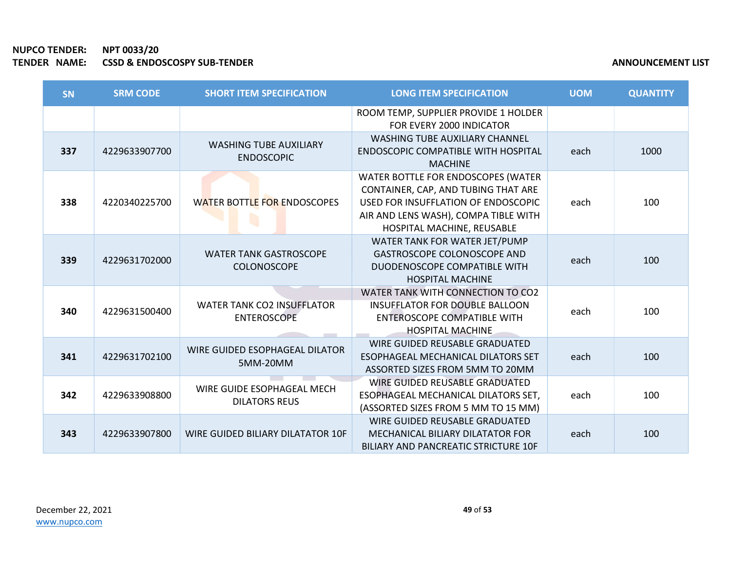**NUPCO TENDER:** NPT 0033/20
**TENDER NAME:** CSSD & ENDOSCOSPY SUB-TENDER

**ANNOUNCEMENT LIST**

| SN | SRM CODE | SHORT ITEM SPECIFICATION | LONG ITEM SPECIFICATION | UOM | QUANTITY |
|---|---|---|---|---|---|
| | | | ROOM TEMP, SUPPLIER PROVIDE 1 HOLDER FOR EVERY 2000 INDICATOR | | |
| **337** | 4229633907700 | WASHING TUBE AUXILIARY ENDOSCOPIC | WASHING TUBE AUXILIARY CHANNEL ENDOSCOPIC COMPATIBLE WITH HOSPITAL MACHINE | each | 1000 |
| **338** | 4220340225700 | WATER BOTTLE FOR ENDOSCOPES | WATER BOTTLE FOR ENDOSCOPES (WATER CONTAINER, CAP, AND TUBING THAT ARE USED FOR INSUFFLATION OF ENDOSCOPIC AIR AND LENS WASH), COMPA TIBLE WITH HOSPITAL MACHINE, REUSABLE | each | 100 |
| **339** | 4229631702000 | WATER TANK GASTROSCOPE COLONOSCOPE | WATER TANK FOR WATER JET/PUMP GASTROSCOPE COLONOSCOPE AND DUODENOSCOPE COMPATIBLE WITH HOSPITAL MACHINE | each | 100 |
| **340** | 4229631500400 | WATER TANK CO2 INSUFFLATOR ENTEROSCOPE | WATER TANK WITH CONNECTION TO CO2 INSUFFLATOR FOR DOUBLE BALLOON ENTEROSCOPE COMPATIBLE WITH HOSPITAL MACHINE | each | 100 |
| **341** | 4229631702100 | WIRE GUIDED ESOPHAGEAL DILATOR 5MM-20MM | WIRE GUIDED REUSABLE GRADUATED ESOPHAGEAL MECHANICAL DILATORS SET ASSORTED SIZES FROM 5MM TO 20MM | each | 100 |
| **342** | 4229633908800 | WIRE GUIDE ESOPHAGEAL MECH DILATORS REUS | WIRE GUIDED REUSABLE GRADUATED ESOPHAGEAL MECHANICAL DILATORS SET, (ASSORTED SIZES FROM 5 MM TO 15 MM) | each | 100 |
| **343** | 4229633907800 | WIRE GUIDED BILIARY DILATATOR 10F | WIRE GUIDED REUSABLE GRADUATED MECHANICAL BILIARY DILATATOR FOR BILIARY AND PANCREATIC STRICTURE 10F | each | 100 |

December 22, 2021
www.nupco.com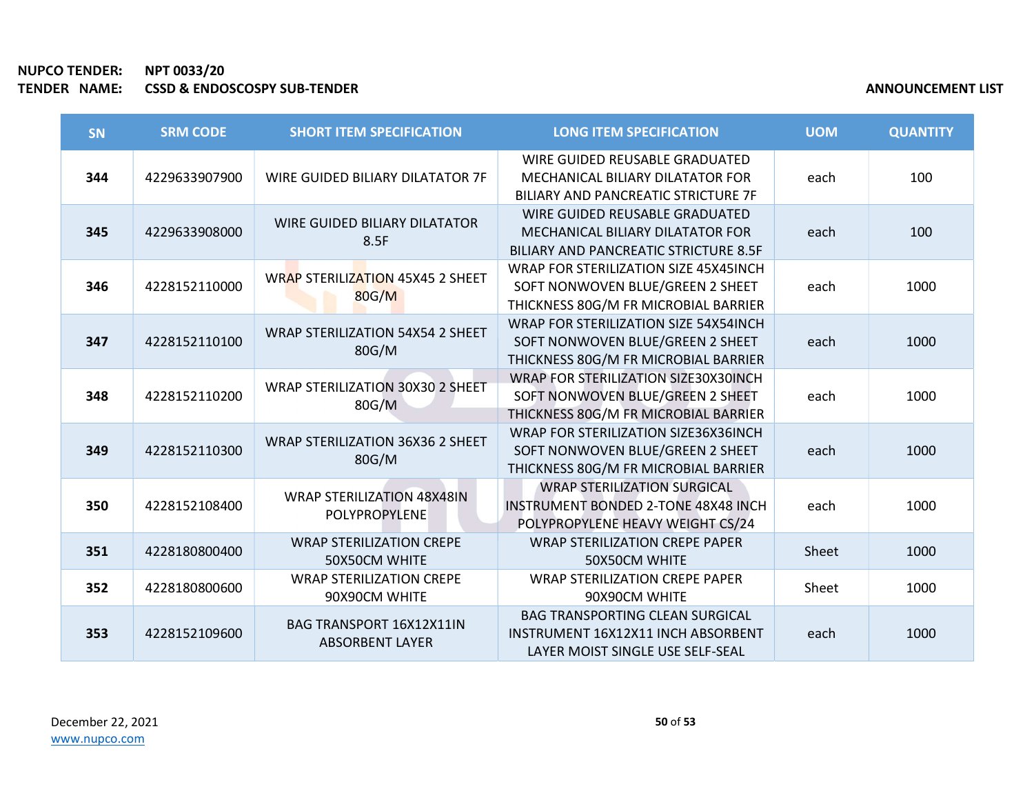**NUPCO TENDER:** NPT 0033/20
**TENDER NAME:** CSSD & ENDOSCOPSY SUB-TENDER

**ANNOUNCEMENT LIST**

| SN | SRM CODE | SHORT ITEM SPECIFICATION | LONG ITEM SPECIFICATION | UOM | QUANTITY |
|---|---|---|---|---|---|
| 344 | 4229633907900 | WIRE GUIDED BILIARY DILATATOR 7F | WIRE GUIDED REUSABLE GRADUATED MECHANICAL BILIARY DILATATOR FOR BILIARY AND PANCREATIC STRICTURE 7F | each | 100 |
| 345 | 4229633908000 | WIRE GUIDED BILIARY DILATATOR 8.5F | WIRE GUIDED REUSABLE GRADUATED MECHANICAL BILIARY DILATATOR FOR BILIARY AND PANCREATIC STRICTURE 8.5F | each | 100 |
| 346 | 4228152110000 | WRAP STERILIZATION 45X45 2 SHEET 80G/M | WRAP FOR STERILIZATION SIZE 45X45INCH SOFT NONWOVEN BLUE/GREEN 2 SHEET THICKNESS 80G/M FR MICROBIAL BARRIER | each | 1000 |
| 347 | 4228152110100 | WRAP STERILIZATION 54X54 2 SHEET 80G/M | WRAP FOR STERILIZATION SIZE 54X54INCH SOFT NONWOVEN BLUE/GREEN 2 SHEET THICKNESS 80G/M FR MICROBIAL BARRIER | each | 1000 |
| 348 | 4228152110200 | WRAP STERILIZATION 30X30 2 SHEET 80G/M | WRAP FOR STERILIZATION SIZE30X30INCH SOFT NONWOVEN BLUE/GREEN 2 SHEET THICKNESS 80G/M FR MICROBIAL BARRIER | each | 1000 |
| 349 | 4228152110300 | WRAP STERILIZATION 36X36 2 SHEET 80G/M | WRAP FOR STERILIZATION SIZE36X36INCH SOFT NONWOVEN BLUE/GREEN 2 SHEET THICKNESS 80G/M FR MICROBIAL BARRIER | each | 1000 |
| 350 | 4228152108400 | WRAP STERILIZATION 48X48IN POLYPROPYLENE | WRAP STERILIZATION SURGICAL INSTRUMENT BONDED 2-TONE 48X48 INCH POLYPROPYLENE HEAVY WEIGHT CS/24 | each | 1000 |
| 351 | 4228180800400 | WRAP STERILIZATION CREPE 50X50CM WHITE | WRAP STERILIZATION CREPE PAPER 50X50CM WHITE | Sheet | 1000 |
| 352 | 4228180800600 | WRAP STERILIZATION CREPE 90X90CM WHITE | WRAP STERILIZATION CREPE PAPER 90X90CM WHITE | Sheet | 1000 |
| 353 | 4228152109600 | BAG TRANSPORT 16X12X11IN ABSORBENT LAYER | BAG TRANSPORTING CLEAN SURGICAL INSTRUMENT 16X12X11 INCH ABSORBENT LAYER MOIST SINGLE USE SELF-SEAL | each | 1000 |

December 22, 2021
www.nupco.com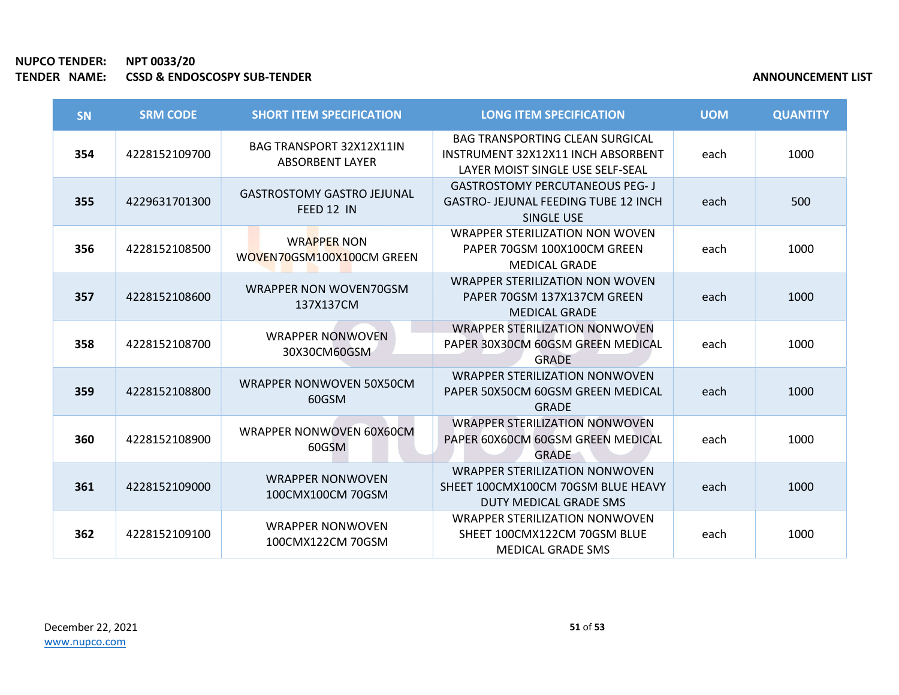**NUPCO TENDER: NPT 0033/20**
**TENDER NAME: CSSD & ENDOSCOPSY SUB-TENDER**

**ANNOUNCEMENT LIST**

| SN | SRM CODE | SHORT ITEM SPECIFICATION | LONG ITEM SPECIFICATION | UOM | QUANTITY |
|---|---|---|---|---|---|
| **354** | 4228152109700 | BAG TRANSPORT 32X12X11IN ABSORBENT LAYER | BAG TRANSPORTING CLEAN SURGICAL INSTRUMENT 32X12X11 INCH ABSORBENT LAYER MOIST SINGLE USE SELF-SEAL | each | 1000 |
| **355** | 4229631701300 | GASTROSTOMY GASTRO JEJUNAL FEED 12 IN | GASTROSTOMY PERCUTANEOUS PEG- J GASTRO- JEJUNAL FEEDING TUBE 12 INCH SINGLE USE | each | 500 |
| **356** | 4228152108500 | WRAPPER NON WOVEN70GSM100X100CM GREEN | WRAPPER STERILIZATION NON WOVEN PAPER 70GSM 100X100CM GREEN MEDICAL GRADE | each | 1000 |
| **357** | 4228152108600 | WRAPPER NON WOVEN70GSM 137X137CM | WRAPPER STERILIZATION NON WOVEN PAPER 70GSM 137X137CM GREEN MEDICAL GRADE | each | 1000 |
| **358** | 4228152108700 | WRAPPER NONWOVEN 30X30CM60GSM | WRAPPER STERILIZATION NONWOVEN PAPER 30X30CM 60GSM GREEN MEDICAL GRADE | each | 1000 |
| **359** | 4228152108800 | WRAPPER NONWOVEN 50X50CM 60GSM | WRAPPER STERILIZATION NONWOVEN PAPER 50X50CM 60GSM GREEN MEDICAL GRADE | each | 1000 |
| **360** | 4228152108900 | WRAPPER NONWOVEN 60X60CM 60GSM | WRAPPER STERILIZATION NONWOVEN PAPER 60X60CM 60GSM GREEN MEDICAL GRADE | each | 1000 |
| **361** | 4228152109000 | WRAPPER NONWOVEN 100CMX100CM 70GSM | WRAPPER STERILIZATION NONWOVEN SHEET 100CMX100CM 70GSM BLUE HEAVY DUTY MEDICAL GRADE SMS | each | 1000 |
| **362** | 4228152109100 | WRAPPER NONWOVEN 100CMX122CM 70GSM | WRAPPER STERILIZATION NONWOVEN SHEET 100CMX122CM 70GSM BLUE MEDICAL GRADE SMS | each | 1000 |

December 22, 2021
www.nupco.com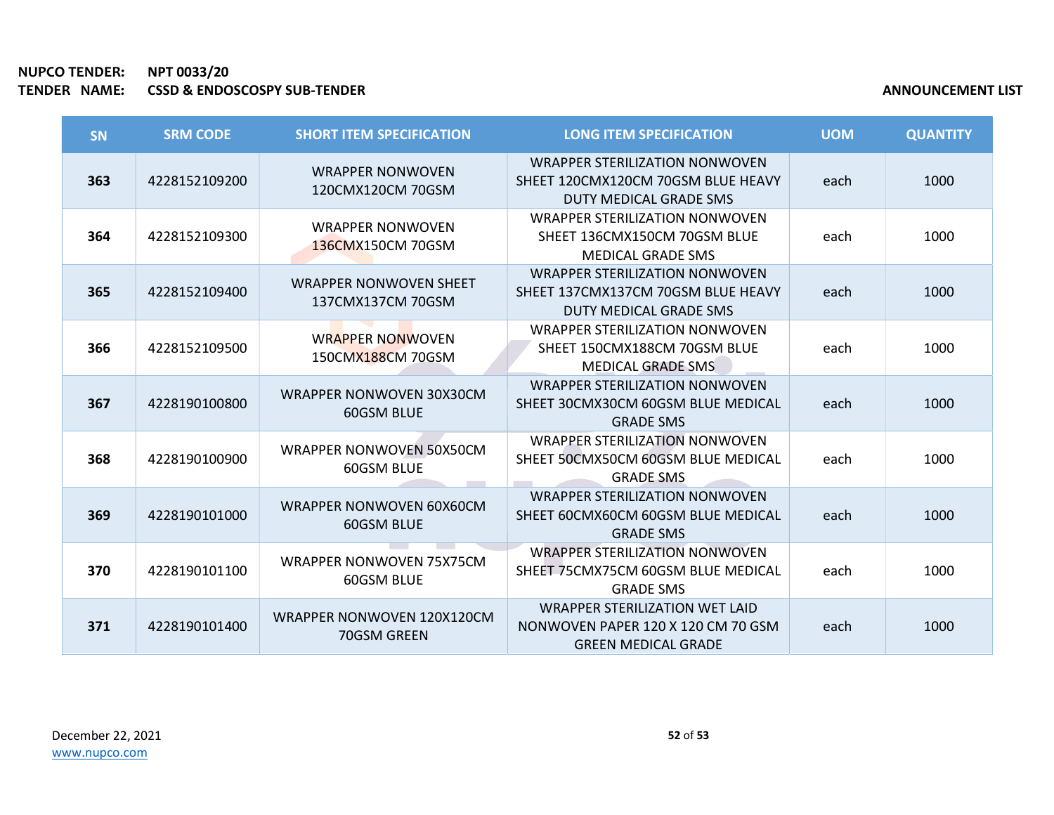**NUPCO TENDER:** NPT 0033/20
**TENDER NAME:** CSSD & ENDOSCOSPY SUB-TENDER

**ANNOUNCEMENT LIST**

| SN | SRM CODE | SHORT ITEM SPECIFICATION | LONG ITEM SPECIFICATION | UOM | QUANTITY |
|---|---|---|---|---|---|
| **363** | 4228152109200 | WRAPPER NONWOVEN 120CMX120CM 70GSM | WRAPPER STERILIZATION NONWOVEN SHEET 120CMX120CM 70GSM BLUE HEAVY DUTY MEDICAL GRADE SMS | each | 1000 |
| **364** | 4228152109300 | WRAPPER NONWOVEN 136CMX150CM 70GSM | WRAPPER STERILIZATION NONWOVEN SHEET 136CMX150CM 70GSM BLUE MEDICAL GRADE SMS | each | 1000 |
| **365** | 4228152109400 | WRAPPER NONWOVEN SHEET 137CMX137CM 70GSM | WRAPPER STERILIZATION NONWOVEN SHEET 137CMX137CM 70GSM BLUE HEAVY DUTY MEDICAL GRADE SMS | each | 1000 |
| **366** | 4228152109500 | WRAPPER NONWOVEN 150CMX188CM 70GSM | WRAPPER STERILIZATION NONWOVEN SHEET 150CMX188CM 70GSM BLUE MEDICAL GRADE SMS | each | 1000 |
| **367** | 4228190100800 | WRAPPER NONWOVEN 30X30CM 60GSM BLUE | WRAPPER STERILIZATION NONWOVEN SHEET 30CMX30CM 60GSM BLUE MEDICAL GRADE SMS | each | 1000 |
| **368** | 4228190100900 | WRAPPER NONWOVEN 50X50CM 60GSM BLUE | WRAPPER STERILIZATION NONWOVEN SHEET 50CMX50CM 60GSM BLUE MEDICAL GRADE SMS | each | 1000 |
| **369** | 4228190101000 | WRAPPER NONWOVEN 60X60CM 60GSM BLUE | WRAPPER STERILIZATION NONWOVEN SHEET 60CMX60CM 60GSM BLUE MEDICAL GRADE SMS | each | 1000 |
| **370** | 4228190101100 | WRAPPER NONWOVEN 75X75CM 60GSM BLUE | WRAPPER STERILIZATION NONWOVEN SHEET 75CMX75CM 60GSM BLUE MEDICAL GRADE SMS | each | 1000 |
| **371** | 4228190101400 | WRAPPER NONWOVEN 120X120CM 70GSM GREEN | WRAPPER STERILIZATION WET LAID NONWOVEN PAPER 120 X 120 CM 70 GSM GREEN MEDICAL GRADE | each | 1000 |

December 22, 2021
www.nupco.com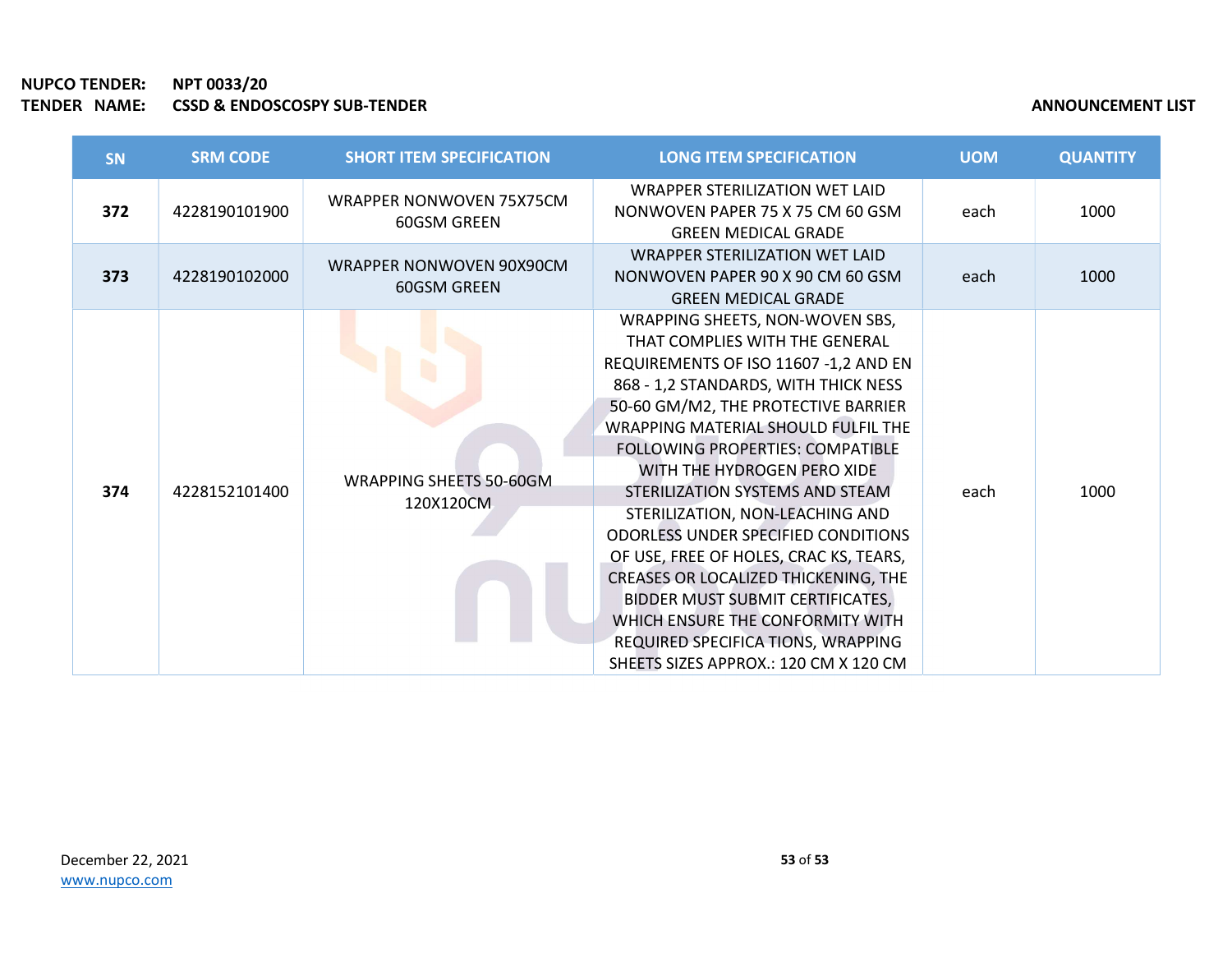**NUPCO TENDER:** NPT 0033/20
**TENDER NAME:** CSSD & ENDOSCOPSY SUB-TENDER

**ANNOUNCEMENT LIST**

| SN | SRM CODE | SHORT ITEM SPECIFICATION | LONG ITEM SPECIFICATION | UOM | QUANTITY |
|---|---|---|---|---|---|
| **372** | 4228190101900 | WRAPPER NONWOVEN 75X75CM 60GSM GREEN | WRAPPER STERILIZATION WET LAID NONWOVEN PAPER 75 X 75 CM 60 GSM GREEN MEDICAL GRADE | each | 1000 |
| **373** | 4228190102000 | WRAPPER NONWOVEN 90X90CM 60GSM GREEN | WRAPPER STERILIZATION WET LAID NONWOVEN PAPER 90 X 90 CM 60 GSM GREEN MEDICAL GRADE | each | 1000 |
| **374** | 4228152101400 | WRAPPING SHEETS 50-60GM 120X120CM | WRAPPING SHEETS, NON-WOVEN SBS, THAT COMPLIES WITH THE GENERAL REQUIREMENTS OF ISO 11607 -1,2 AND EN 868 - 1,2 STANDARDS, WITH THICK NESS 50-60 GM/M2, THE PROTECTIVE BARRIER WRAPPING MATERIAL SHOULD FULFIL THE FOLLOWING PROPERTIES: COMPATIBLE WITH THE HYDROGEN PERO XIDE STERILIZATION SYSTEMS AND STEAM STERILIZATION, NON-LEACHING AND ODORLESS UNDER SPECIFIED CONDITIONS OF USE, FREE OF HOLES, CRAC KS, TEARS, CREASES OR LOCALIZED THICKENING, THE BIDDER MUST SUBMIT CERTIFICATES, WHICH ENSURE THE CONFORMITY WITH REQUIRED SPECIFICA TIONS, WRAPPING SHEETS SIZES APPROX.: 120 CM X 120 CM | each | 1000 |

December 22, 2021
www.nupco.com